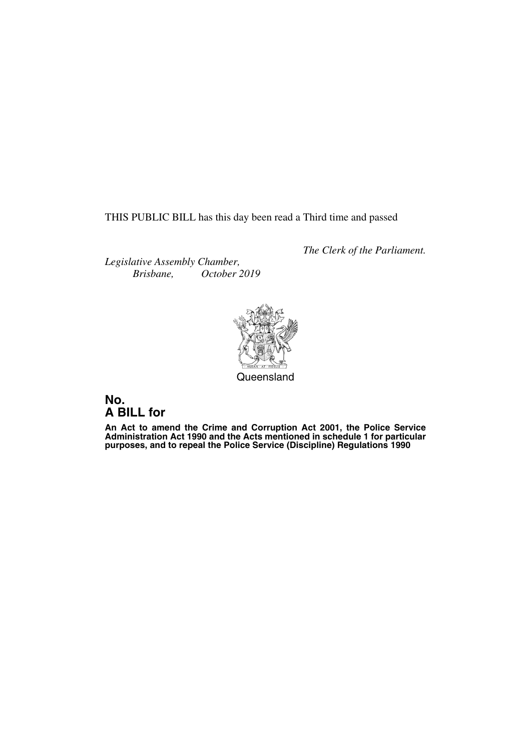THIS PUBLIC BILL has this day been read a Third time and passed

*The Clerk of the Parliament.*

*Legislative Assembly Chamber,*
*Brisbane, October 2019*

Queensland

# No.
# A BILL for

**An Act to amend the Crime and Corruption Act 2001, the Police Service Administration Act 1990 and the Acts mentioned in schedule 1 for particular purposes, and to repeal the Police Service (Discipline) Regulations 1990**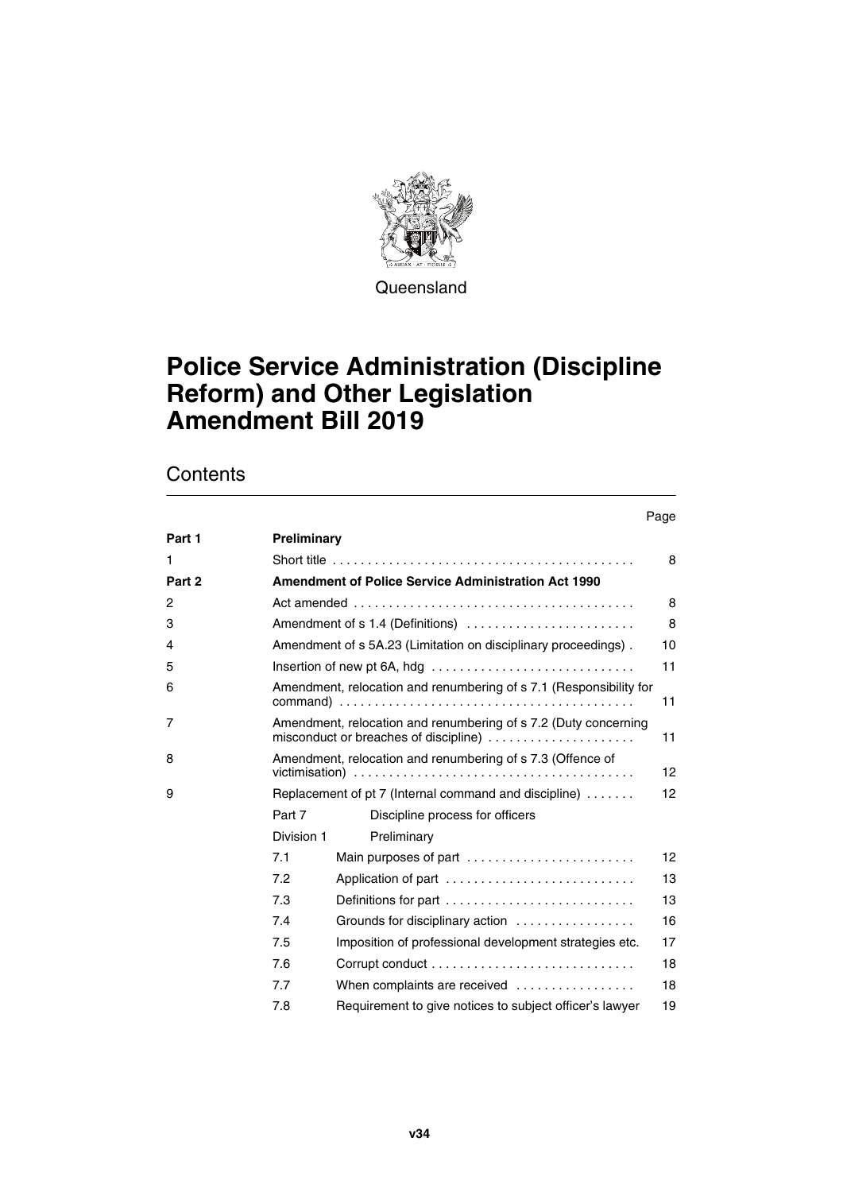Queensland

# Police Service Administration (Discipline Reform) and Other Legislation Amendment Bill 2019

## Contents

| | | | Page |
|---|---|---|---|
| **Part 1** | **Preliminary** | | |
| 1 | Short title | | 8 |
| **Part 2** | **Amendment of Police Service Administration Act 1990** | | |
| 2 | Act amended | | 8 |
| 3 | Amendment of s 1.4 (Definitions) | | 8 |
| 4 | Amendment of s 5A.23 (Limitation on disciplinary proceedings) | | 10 |
| 5 | Insertion of new pt 6A, hdg | | 11 |
| 6 | Amendment, relocation and renumbering of s 7.1 (Responsibility for command) | | 11 |
| 7 | Amendment, relocation and renumbering of s 7.2 (Duty concerning misconduct or breaches of discipline) | | 11 |
| 8 | Amendment, relocation and renumbering of s 7.3 (Offence of victimisation) | | 12 |
| 9 | Replacement of pt 7 (Internal command and discipline) | | 12 |
| | Part 7 | Discipline process for officers | |
| | Division 1 | Preliminary | |
| | 7.1 | Main purposes of part | 12 |
| | 7.2 | Application of part | 13 |
| | 7.3 | Definitions for part | 13 |
| | 7.4 | Grounds for disciplinary action | 16 |
| | 7.5 | Imposition of professional development strategies etc. | 17 |
| | 7.6 | Corrupt conduct | 18 |
| | 7.7 | When complaints are received | 18 |
| | 7.8 | Requirement to give notices to subject officer's lawyer | 19 |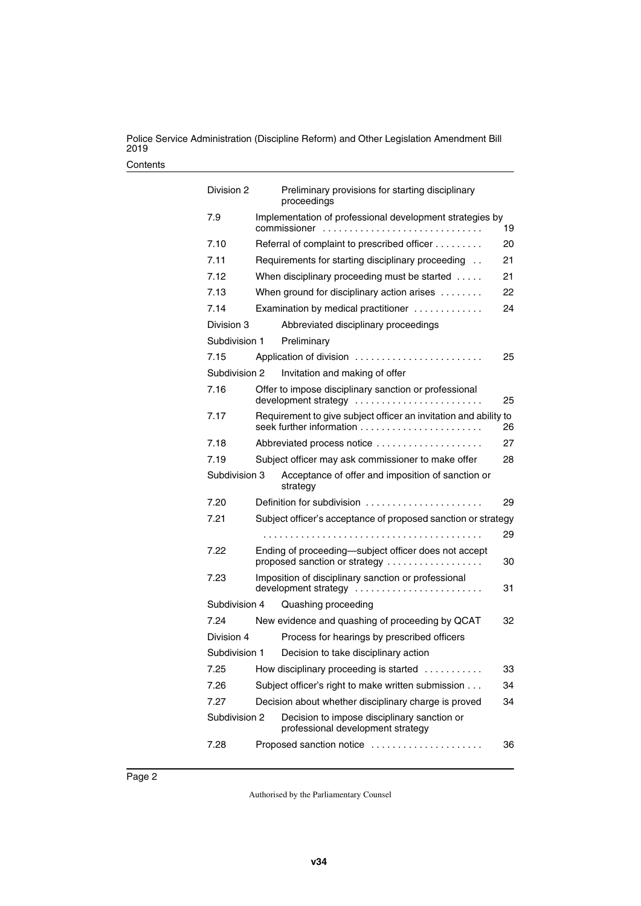| | | |
|---|---|---|
| Division 2 | Preliminary provisions for starting disciplinary proceedings | |
| 7.9 | Implementation of professional development strategies by commissioner | 19 |
| 7.10 | Referral of complaint to prescribed officer | 20 |
| 7.11 | Requirements for starting disciplinary proceeding | 21 |
| 7.12 | When disciplinary proceeding must be started | 21 |
| 7.13 | When ground for disciplinary action arises | 22 |
| 7.14 | Examination by medical practitioner | 24 |
| Division 3 | Abbreviated disciplinary proceedings | |
| Subdivision 1 | Preliminary | |
| 7.15 | Application of division | 25 |
| Subdivision 2 | Invitation and making of offer | |
| 7.16 | Offer to impose disciplinary sanction or professional development strategy | 25 |
| 7.17 | Requirement to give subject officer an invitation and ability to seek further information | 26 |
| 7.18 | Abbreviated process notice | 27 |
| 7.19 | Subject officer may ask commissioner to make offer | 28 |
| Subdivision 3 | Acceptance of offer and imposition of sanction or strategy | |
| 7.20 | Definition for subdivision | 29 |
| 7.21 | Subject officer's acceptance of proposed sanction or strategy | 29 |
| 7.22 | Ending of proceeding—subject officer does not accept proposed sanction or strategy | 30 |
| 7.23 | Imposition of disciplinary sanction or professional development strategy | 31 |
| Subdivision 4 | Quashing proceeding | |
| 7.24 | New evidence and quashing of proceeding by QCAT | 32 |
| Division 4 | Process for hearings by prescribed officers | |
| Subdivision 1 | Decision to take disciplinary action | |
| 7.25 | How disciplinary proceeding is started | 33 |
| 7.26 | Subject officer's right to make written submission | 34 |
| 7.27 | Decision about whether disciplinary charge is proved | 34 |
| Subdivision 2 | Decision to impose disciplinary sanction or professional development strategy | |
| 7.28 | Proposed sanction notice | 36 |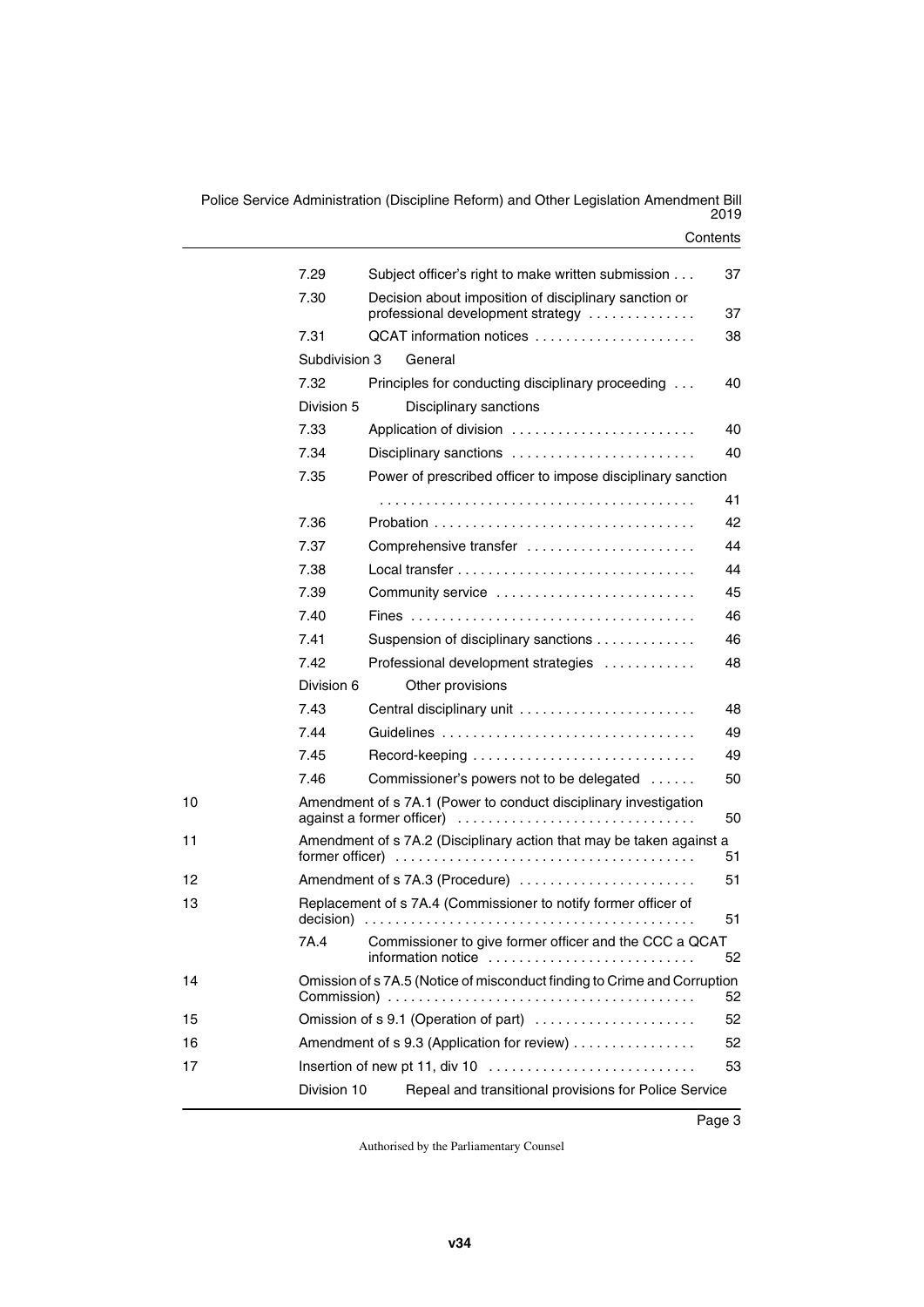| | | | |
|---|---|---|---|
| | 7.29 | Subject officer's right to make written submission | 37 |
| | 7.30 | Decision about imposition of disciplinary sanction or professional development strategy | 37 |
| | 7.31 | QCAT information notices | 38 |
| | Subdivision 3 | General | |
| | 7.32 | Principles for conducting disciplinary proceeding | 40 |
| | Division 5 | Disciplinary sanctions | |
| | 7.33 | Application of division | 40 |
| | 7.34 | Disciplinary sanctions | 40 |
| | 7.35 | Power of prescribed officer to impose disciplinary sanction | 41 |
| | 7.36 | Probation | 42 |
| | 7.37 | Comprehensive transfer | 44 |
| | 7.38 | Local transfer | 44 |
| | 7.39 | Community service | 45 |
| | 7.40 | Fines | 46 |
| | 7.41 | Suspension of disciplinary sanctions | 46 |
| | 7.42 | Professional development strategies | 48 |
| | Division 6 | Other provisions | |
| | 7.43 | Central disciplinary unit | 48 |
| | 7.44 | Guidelines | 49 |
| | 7.45 | Record-keeping | 49 |
| | 7.46 | Commissioner's powers not to be delegated | 50 |
| 10 | Amendment of s 7A.1 (Power to conduct disciplinary investigation against a former officer) | | 50 |
| 11 | Amendment of s 7A.2 (Disciplinary action that may be taken against a former officer) | | 51 |
| 12 | Amendment of s 7A.3 (Procedure) | | 51 |
| 13 | Replacement of s 7A.4 (Commissioner to notify former officer of decision) | | 51 |
| | 7A.4 | Commissioner to give former officer and the CCC a QCAT information notice | 52 |
| 14 | Omission of s 7A.5 (Notice of misconduct finding to Crime and Corruption Commission) | | 52 |
| 15 | Omission of s 9.1 (Operation of part) | | 52 |
| 16 | Amendment of s 9.3 (Application for review) | | 52 |
| 17 | Insertion of new pt 11, div 10 | | 53 |
| | Division 10 | Repeal and transitional provisions for Police Service | |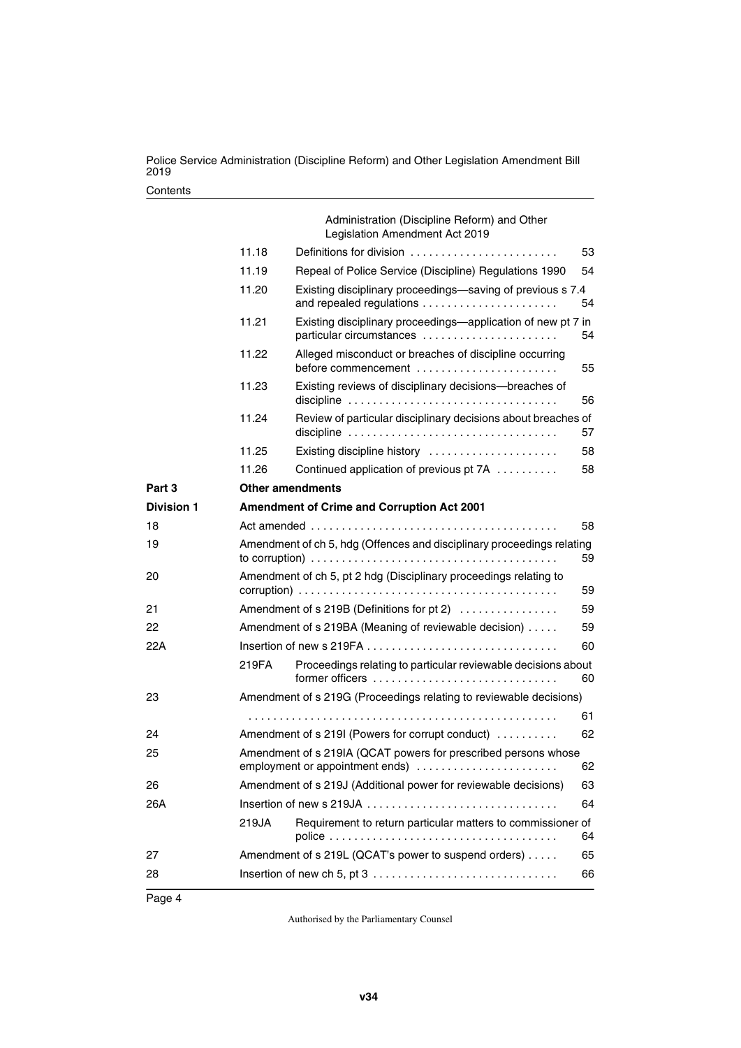Administration (Discipline Reform) and Other Legislation Amendment Act 2019

| | | | |
|---|---|---|---|
| | 11.18 | Definitions for division | 53 |
| | 11.19 | Repeal of Police Service (Discipline) Regulations 1990 | 54 |
| | 11.20 | Existing disciplinary proceedings—saving of previous s 7.4 and repealed regulations | 54 |
| | 11.21 | Existing disciplinary proceedings—application of new pt 7 in particular circumstances | 54 |
| | 11.22 | Alleged misconduct or breaches of discipline occurring before commencement | 55 |
| | 11.23 | Existing reviews of disciplinary decisions—breaches of discipline | 56 |
| | 11.24 | Review of particular disciplinary decisions about breaches of discipline | 57 |
| | 11.25 | Existing discipline history | 58 |
| | 11.26 | Continued application of previous pt 7A | 58 |
| **Part 3** | **Other amendments** | | |
| **Division 1** | **Amendment of Crime and Corruption Act 2001** | | |
| 18 | Act amended | | 58 |
| 19 | Amendment of ch 5, hdg (Offences and disciplinary proceedings relating to corruption) | | 59 |
| 20 | Amendment of ch 5, pt 2 hdg (Disciplinary proceedings relating to corruption) | | 59 |
| 21 | Amendment of s 219B (Definitions for pt 2) | | 59 |
| 22 | Amendment of s 219BA (Meaning of reviewable decision) | | 59 |
| 22A | Insertion of new s 219FA | | 60 |
| | 219FA | Proceedings relating to particular reviewable decisions about former officers | 60 |
| 23 | Amendment of s 219G (Proceedings relating to reviewable decisions) | | 61 |
| 24 | Amendment of s 219I (Powers for corrupt conduct) | | 62 |
| 25 | Amendment of s 219IA (QCAT powers for prescribed persons whose employment or appointment ends) | | 62 |
| 26 | Amendment of s 219J (Additional power for reviewable decisions) | | 63 |
| 26A | Insertion of new s 219JA | | 64 |
| | 219JA | Requirement to return particular matters to commissioner of police | 64 |
| 27 | Amendment of s 219L (QCAT's power to suspend orders) | | 65 |
| 28 | Insertion of new ch 5, pt 3 | | 66 |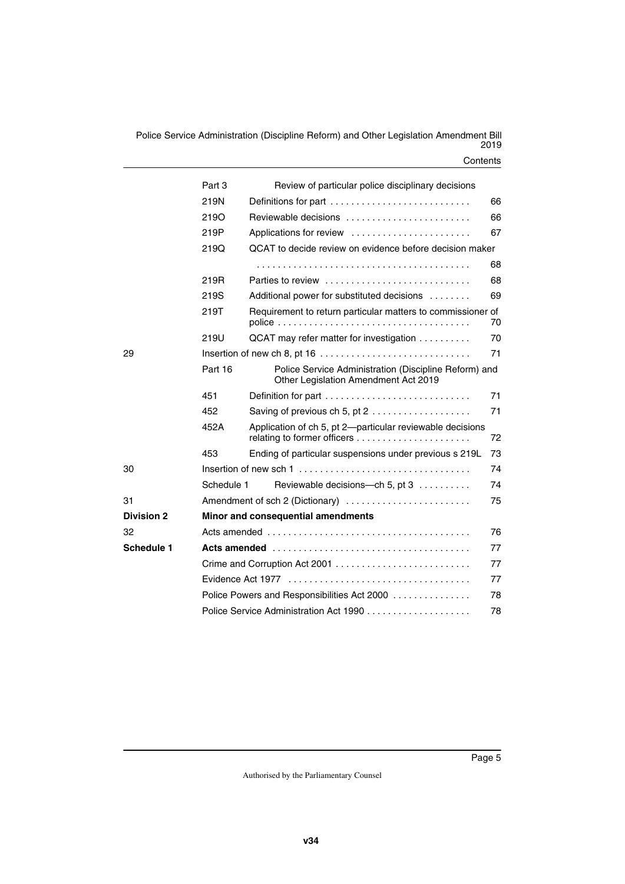| | | | |
|---|---|---|---|
| | Part 3 | Review of particular police disciplinary decisions | |
| | 219N | Definitions for part | 66 |
| | 219O | Reviewable decisions | 66 |
| | 219P | Applications for review | 67 |
| | 219Q | QCAT to decide review on evidence before decision maker | 68 |
| | 219R | Parties to review | 68 |
| | 219S | Additional power for substituted decisions | 69 |
| | 219T | Requirement to return particular matters to commissioner of police | 70 |
| | 219U | QCAT may refer matter for investigation | 70 |
| 29 | | Insertion of new ch 8, pt 16 | 71 |
| | Part 16 | Police Service Administration (Discipline Reform) and Other Legislation Amendment Act 2019 | |
| | 451 | Definition for part | 71 |
| | 452 | Saving of previous ch 5, pt 2 | 71 |
| | 452A | Application of ch 5, pt 2—particular reviewable decisions relating to former officers | 72 |
| | 453 | Ending of particular suspensions under previous s 219L | 73 |
| 30 | | Insertion of new sch 1 | 74 |
| | Schedule 1 | Reviewable decisions—ch 5, pt 3 | 74 |
| 31 | | Amendment of sch 2 (Dictionary) | 75 |
| **Division 2** | | **Minor and consequential amendments** | |
| 32 | | Acts amended | 76 |
| **Schedule 1** | | **Acts amended** | 77 |
| | | Crime and Corruption Act 2001 | 77 |
| | | Evidence Act 1977 | 77 |
| | | Police Powers and Responsibilities Act 2000 | 78 |
| | | Police Service Administration Act 1990 | 78 |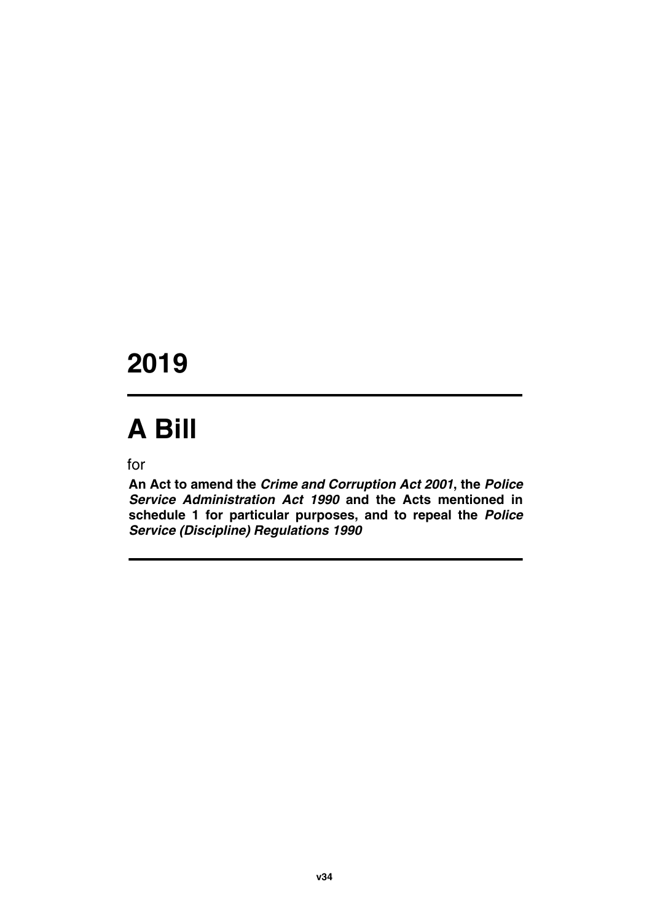# 2019

# A Bill

for

**An Act to amend the *Crime and Corruption Act 2001*, the *Police Service Administration Act 1990* and the Acts mentioned in schedule 1 for particular purposes, and to repeal the *Police Service (Discipline) Regulations 1990***

v34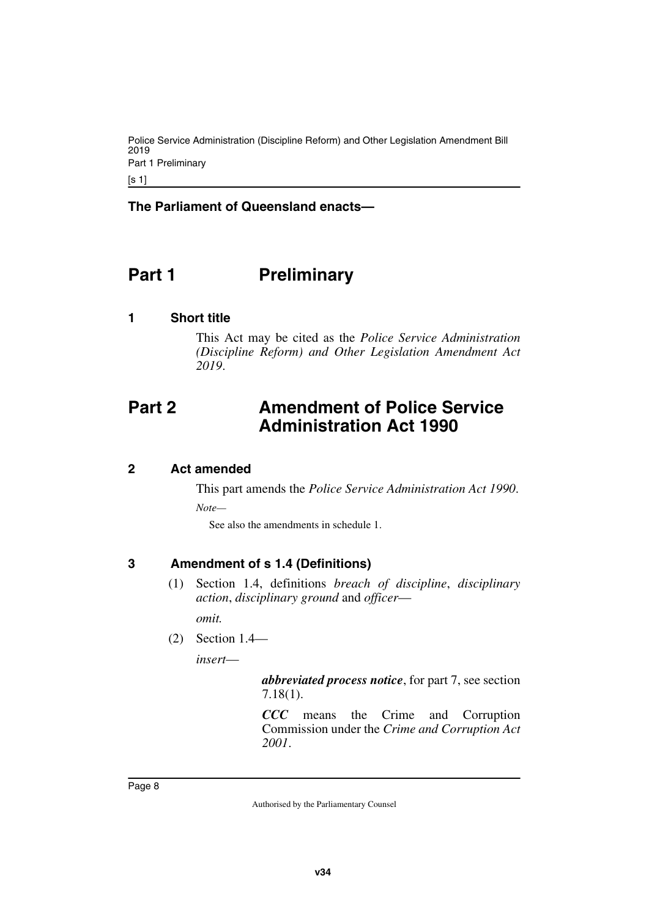**The Parliament of Queensland enacts—**

# Part 1 Preliminary

### 1 Short title

This Act may be cited as the *Police Service Administration (Discipline Reform) and Other Legislation Amendment Act 2019*.

# Part 2 Amendment of Police Service Administration Act 1990

### 2 Act amended

This part amends the *Police Service Administration Act 1990*.

*Note—*

See also the amendments in schedule 1.

### 3 Amendment of s 1.4 (Definitions)

(1) Section 1.4, definitions *breach of discipline*, *disciplinary action*, *disciplinary ground* and *officer*—

*omit.*

(2) Section 1.4—

*insert*—

***abbreviated process notice***, for part 7, see section 7.18(1).

***CCC*** means the Crime and Corruption Commission under the *Crime and Corruption Act 2001*.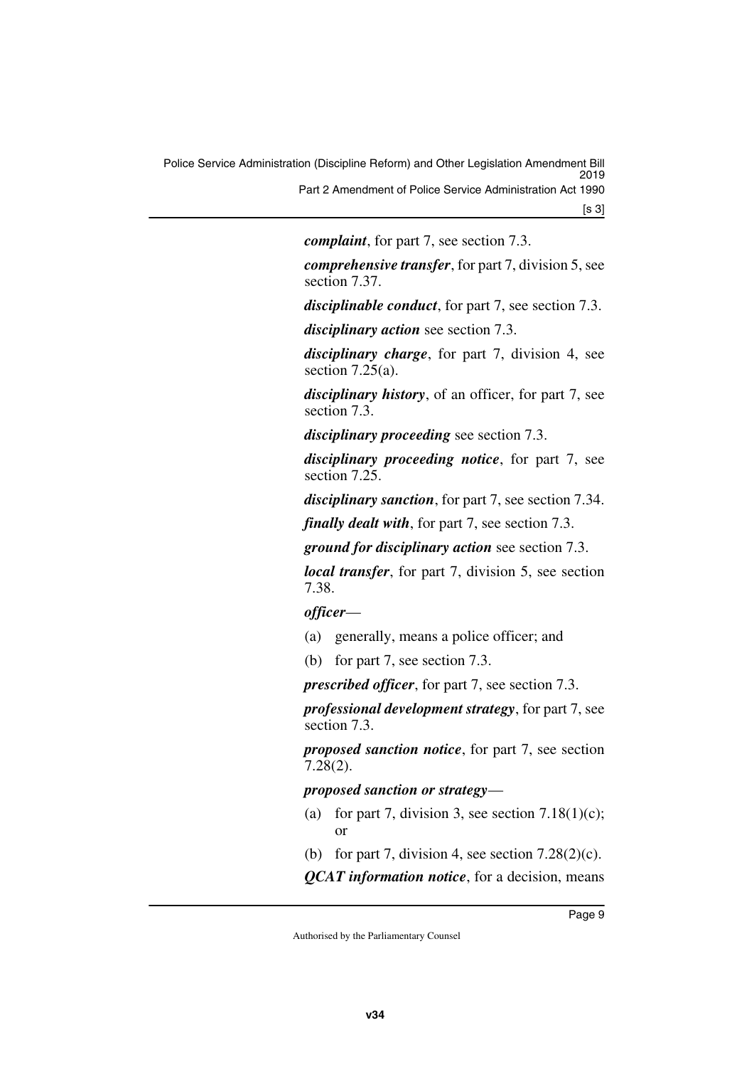***complaint***, for part 7, see section 7.3.

***comprehensive transfer***, for part 7, division 5, see section 7.37.

***disciplinable conduct***, for part 7, see section 7.3.

***disciplinary action*** see section 7.3.

***disciplinary charge***, for part 7, division 4, see section 7.25(a).

***disciplinary history***, of an officer, for part 7, see section 7.3.

***disciplinary proceeding*** see section 7.3.

***disciplinary proceeding notice***, for part 7, see section 7.25.

***disciplinary sanction***, for part 7, see section 7.34.

***finally dealt with***, for part 7, see section 7.3.

***ground for disciplinary action*** see section 7.3.

***local transfer***, for part 7, division 5, see section 7.38.

***officer***—

(a) generally, means a police officer; and

(b) for part 7, see section 7.3.

***prescribed officer***, for part 7, see section 7.3.

***professional development strategy***, for part 7, see section 7.3.

***proposed sanction notice***, for part 7, see section 7.28(2).

***proposed sanction or strategy***—

(a) for part 7, division 3, see section 7.18(1)(c); or

(b) for part 7, division 4, see section 7.28(2)(c).

***QCAT information notice***, for a decision, means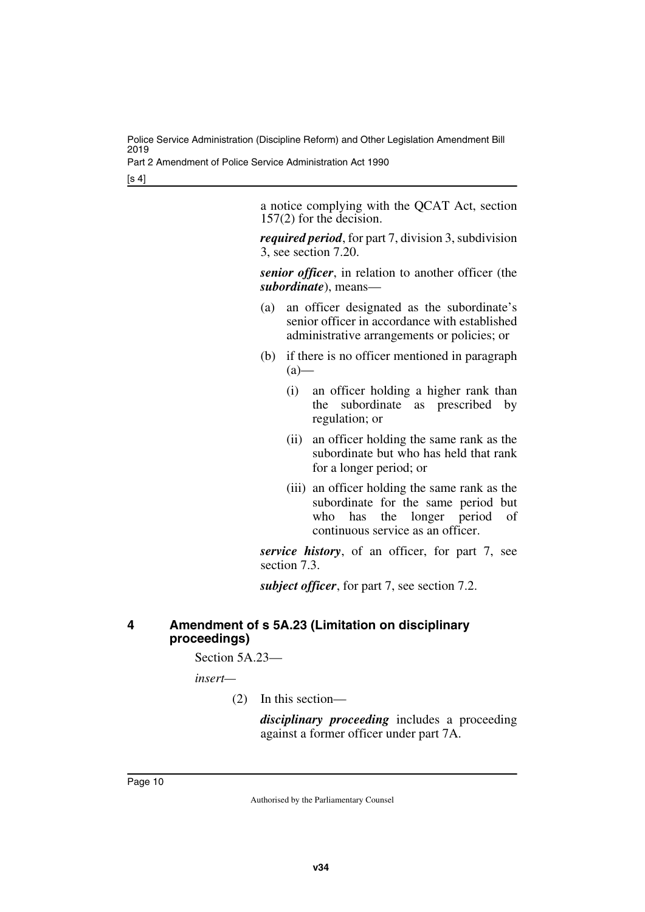a notice complying with the QCAT Act, section 157(2) for the decision.

***required period***, for part 7, division 3, subdivision 3, see section 7.20.

***senior officer***, in relation to another officer (the ***subordinate***), means—

(a) an officer designated as the subordinate's senior officer in accordance with established administrative arrangements or policies; or

(b) if there is no officer mentioned in paragraph (a)—

(i) an officer holding a higher rank than the subordinate as prescribed by regulation; or

(ii) an officer holding the same rank as the subordinate but who has held that rank for a longer period; or

(iii) an officer holding the same rank as the subordinate for the same period but who has the longer period of continuous service as an officer.

***service history***, of an officer, for part 7, see section 7.3.

***subject officer***, for part 7, see section 7.2.

## 4 Amendment of s 5A.23 (Limitation on disciplinary proceedings)

Section 5A.23—

*insert*—

(2) In this section—

***disciplinary proceeding*** includes a proceeding against a former officer under part 7A.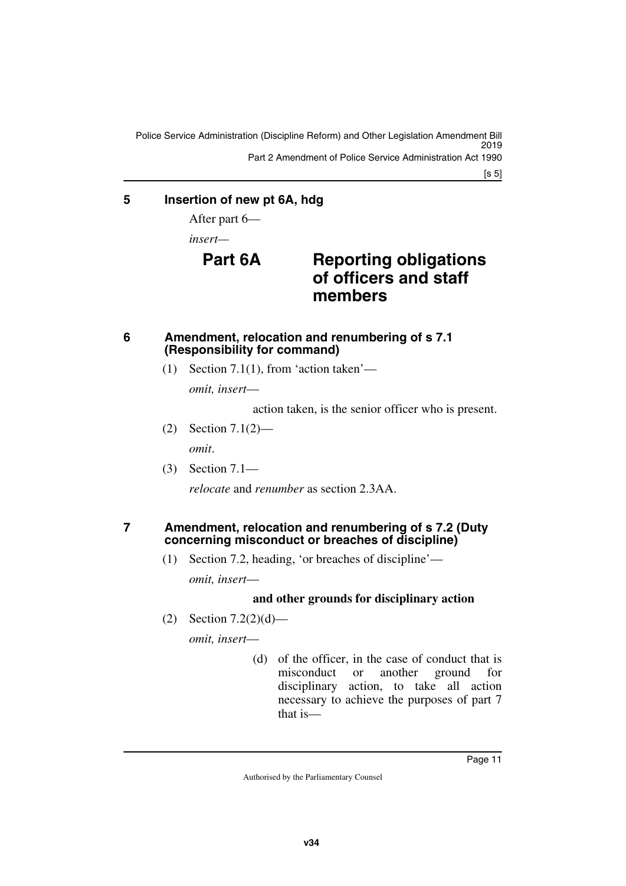## 5 Insertion of new pt 6A, hdg

After part 6—

*insert*—

## Part 6A Reporting obligations of officers and staff members

## 6 Amendment, relocation and renumbering of s 7.1 (Responsibility for command)

(1) Section 7.1(1), from 'action taken'—

*omit, insert*—

action taken, is the senior officer who is present.

(2) Section 7.1(2)—

*omit*.

(3) Section 7.1—

*relocate* and *renumber* as section 2.3AA.

## 7 Amendment, relocation and renumbering of s 7.2 (Duty concerning misconduct or breaches of discipline)

(1) Section 7.2, heading, 'or breaches of discipline'—

*omit, insert*—

**and other grounds for disciplinary action**

(2) Section 7.2(2)(d)—

*omit, insert*—

(d) of the officer, in the case of conduct that is misconduct or another ground for disciplinary action, to take all action necessary to achieve the purposes of part 7 that is—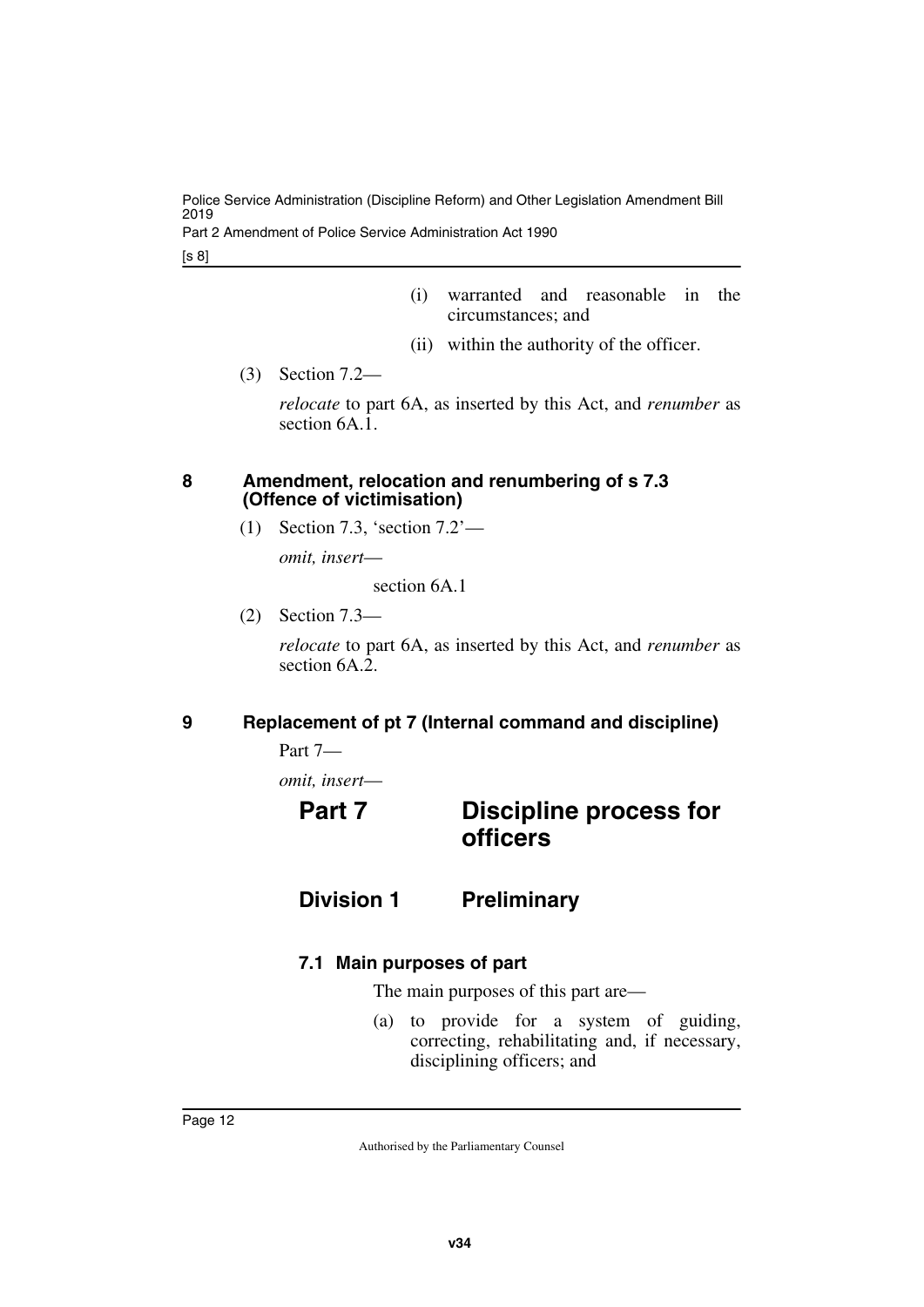(i) warranted and reasonable in the circumstances; and

(ii) within the authority of the officer.

(3) Section 7.2—

*relocate* to part 6A, as inserted by this Act, and *renumber* as section 6A.1.

### 8 Amendment, relocation and renumbering of s 7.3 (Offence of victimisation)

(1) Section 7.3, 'section 7.2'—

*omit, insert*—

section 6A.1

(2) Section 7.3—

*relocate* to part 6A, as inserted by this Act, and *renumber* as section 6A.2.

### 9 Replacement of pt 7 (Internal command and discipline)

Part 7—

*omit, insert*—

# Part 7 Discipline process for officers

## Division 1 Preliminary

### 7.1 Main purposes of part

The main purposes of this part are—

(a) to provide for a system of guiding, correcting, rehabilitating and, if necessary, disciplining officers; and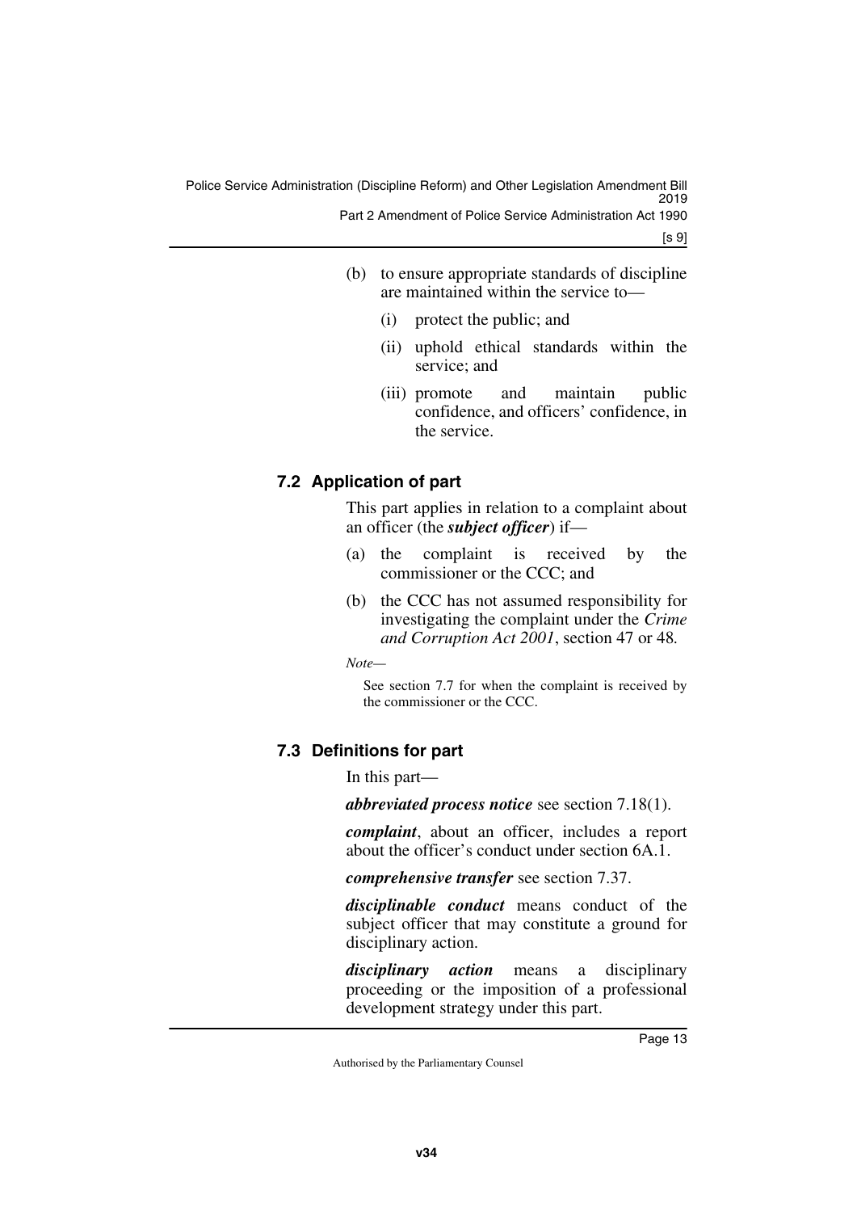(b) to ensure appropriate standards of discipline are maintained within the service to—

  (i) protect the public; and

  (ii) uphold ethical standards within the service; and

  (iii) promote and maintain public confidence, and officers' confidence, in the service.

### 7.2 Application of part

This part applies in relation to a complaint about an officer (the ***subject officer***) if—

(a) the complaint is received by the commissioner or the CCC; and

(b) the CCC has not assumed responsibility for investigating the complaint under the *Crime and Corruption Act 2001*, section 47 or 48.

*Note*—

See section 7.7 for when the complaint is received by the commissioner or the CCC.

### 7.3 Definitions for part

In this part—

***abbreviated process notice*** see section 7.18(1).

***complaint***, about an officer, includes a report about the officer's conduct under section 6A.1.

***comprehensive transfer*** see section 7.37.

***disciplinable conduct*** means conduct of the subject officer that may constitute a ground for disciplinary action.

***disciplinary action*** means a disciplinary proceeding or the imposition of a professional development strategy under this part.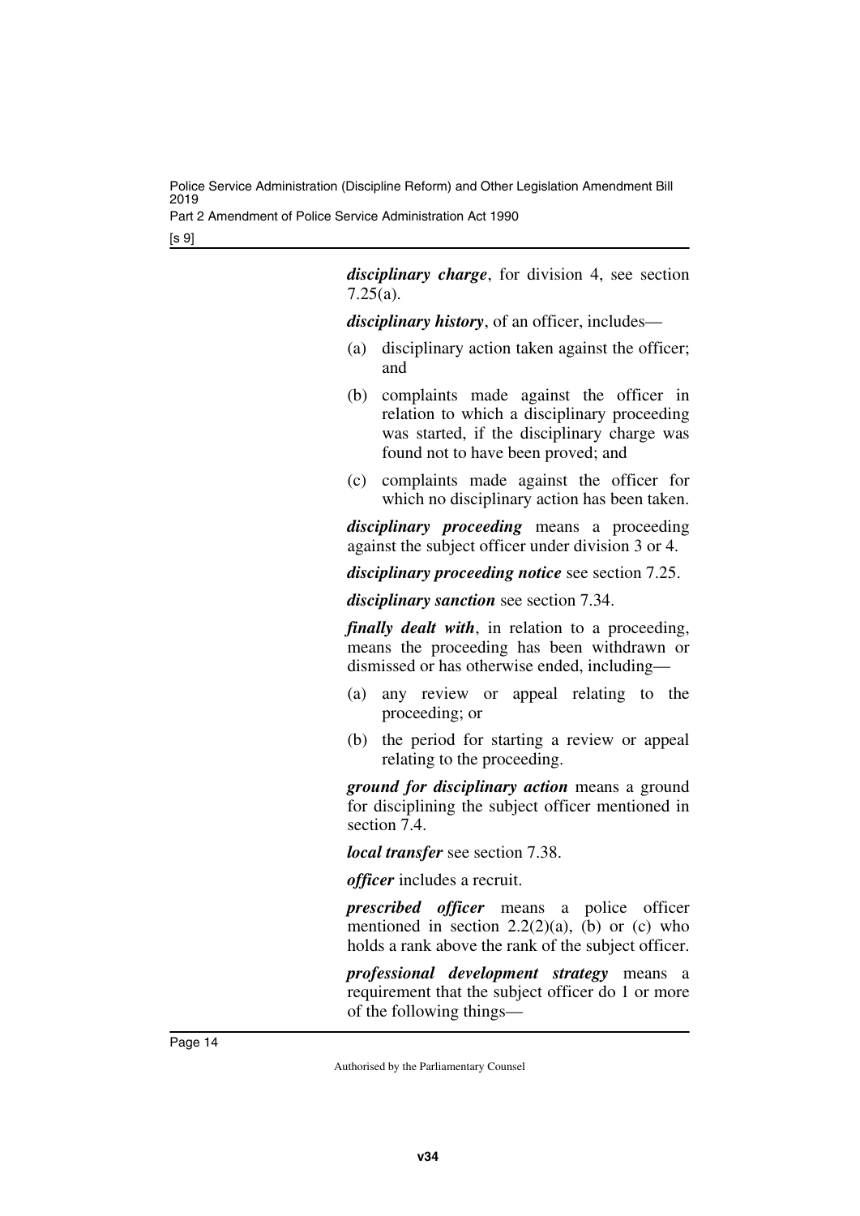***disciplinary charge***, for division 4, see section 7.25(a).

***disciplinary history***, of an officer, includes—

(a) disciplinary action taken against the officer; and

(b) complaints made against the officer in relation to which a disciplinary proceeding was started, if the disciplinary charge was found not to have been proved; and

(c) complaints made against the officer for which no disciplinary action has been taken.

***disciplinary proceeding*** means a proceeding against the subject officer under division 3 or 4.

***disciplinary proceeding notice*** see section 7.25.

***disciplinary sanction*** see section 7.34.

***finally dealt with***, in relation to a proceeding, means the proceeding has been withdrawn or dismissed or has otherwise ended, including—

(a) any review or appeal relating to the proceeding; or

(b) the period for starting a review or appeal relating to the proceeding.

***ground for disciplinary action*** means a ground for disciplining the subject officer mentioned in section 7.4.

***local transfer*** see section 7.38.

***officer*** includes a recruit.

***prescribed officer*** means a police officer mentioned in section 2.2(2)(a), (b) or (c) who holds a rank above the rank of the subject officer.

***professional development strategy*** means a requirement that the subject officer do 1 or more of the following things—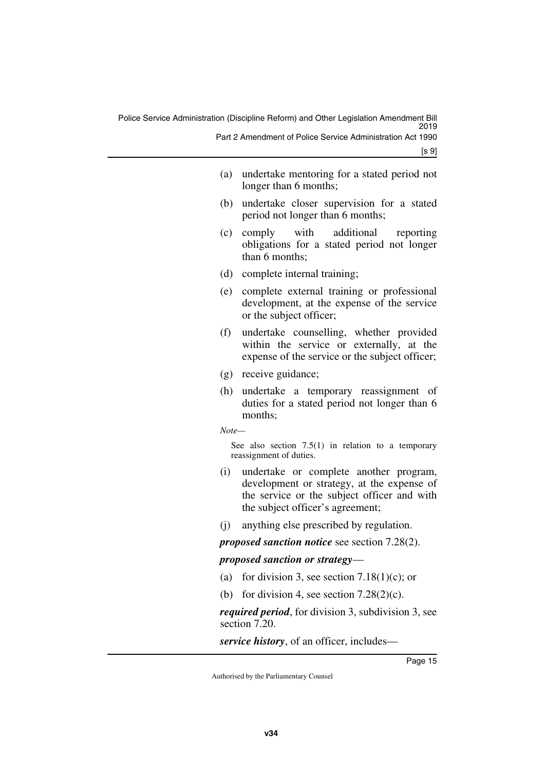(a) undertake mentoring for a stated period not longer than 6 months;

(b) undertake closer supervision for a stated period not longer than 6 months;

(c) comply with additional reporting obligations for a stated period not longer than 6 months;

(d) complete internal training;

(e) complete external training or professional development, at the expense of the service or the subject officer;

(f) undertake counselling, whether provided within the service or externally, at the expense of the service or the subject officer;

(g) receive guidance;

(h) undertake a temporary reassignment of duties for a stated period not longer than 6 months;

*Note—*

See also section 7.5(1) in relation to a temporary reassignment of duties.

(i) undertake or complete another program, development or strategy, at the expense of the service or the subject officer and with the subject officer's agreement;

(j) anything else prescribed by regulation.

***proposed sanction notice*** see section 7.28(2).

***proposed sanction or strategy***—

(a) for division 3, see section 7.18(1)(c); or

(b) for division 4, see section 7.28(2)(c).

***required period***, for division 3, subdivision 3, see section 7.20.

***service history***, of an officer, includes—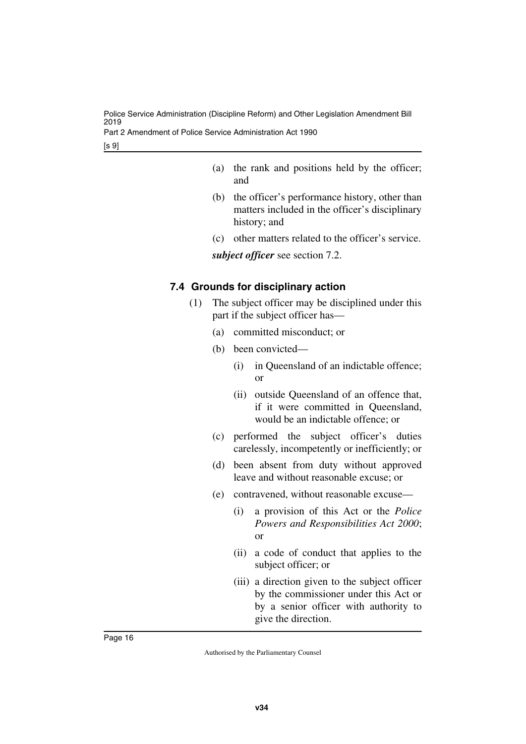(a) the rank and positions held by the officer; and

(b) the officer's performance history, other than matters included in the officer's disciplinary history; and

(c) other matters related to the officer's service.

***subject officer*** see section 7.2.

### 7.4 Grounds for disciplinary action

(1) The subject officer may be disciplined under this part if the subject officer has—

(a) committed misconduct; or

(b) been convicted—

(i) in Queensland of an indictable offence; or

(ii) outside Queensland of an offence that, if it were committed in Queensland, would be an indictable offence; or

(c) performed the subject officer's duties carelessly, incompetently or inefficiently; or

(d) been absent from duty without approved leave and without reasonable excuse; or

(e) contravened, without reasonable excuse—

(i) a provision of this Act or the *Police Powers and Responsibilities Act 2000*; or

(ii) a code of conduct that applies to the subject officer; or

(iii) a direction given to the subject officer by the commissioner under this Act or by a senior officer with authority to give the direction.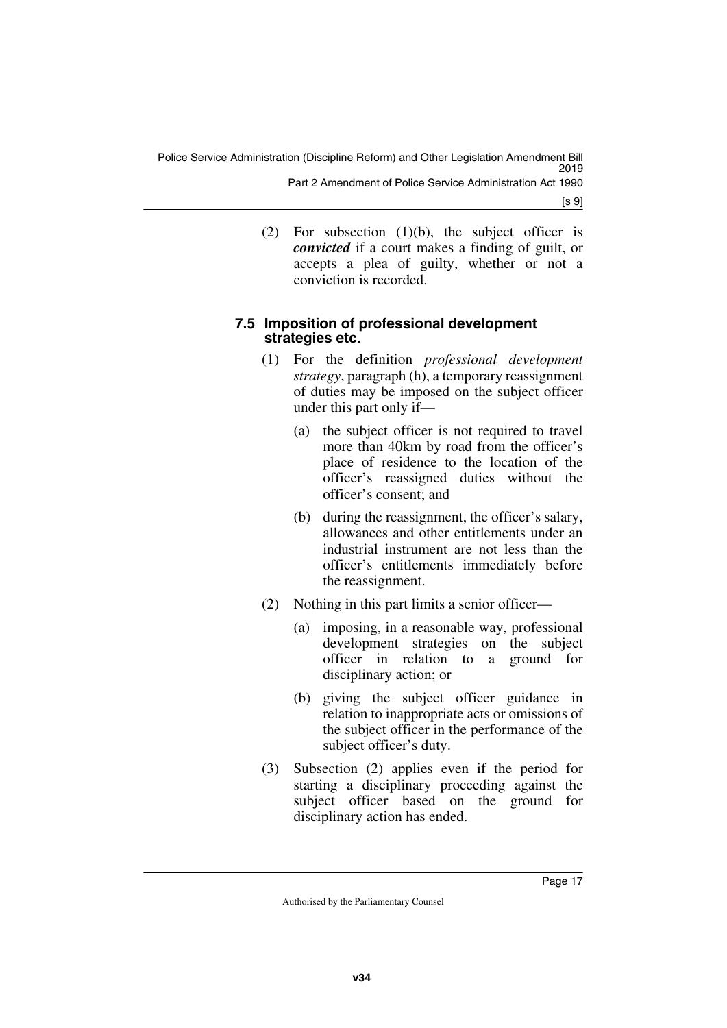(2) For subsection (1)(b), the subject officer is ***convicted*** if a court makes a finding of guilt, or accepts a plea of guilty, whether or not a conviction is recorded.

### 7.5 Imposition of professional development strategies etc.

(1) For the definition *professional development strategy*, paragraph (h), a temporary reassignment of duties may be imposed on the subject officer under this part only if—

(a) the subject officer is not required to travel more than 40km by road from the officer's place of residence to the location of the officer's reassigned duties without the officer's consent; and

(b) during the reassignment, the officer's salary, allowances and other entitlements under an industrial instrument are not less than the officer's entitlements immediately before the reassignment.

(2) Nothing in this part limits a senior officer—

(a) imposing, in a reasonable way, professional development strategies on the subject officer in relation to a ground for disciplinary action; or

(b) giving the subject officer guidance in relation to inappropriate acts or omissions of the subject officer in the performance of the subject officer's duty.

(3) Subsection (2) applies even if the period for starting a disciplinary proceeding against the subject officer based on the ground for disciplinary action has ended.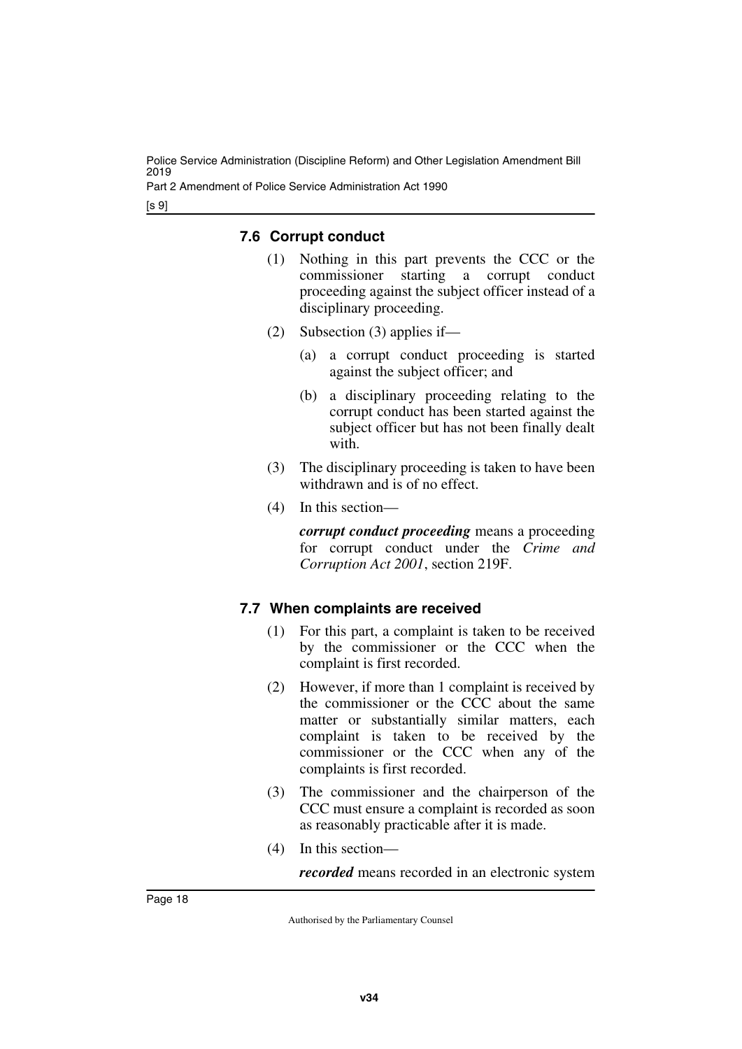### 7.6 Corrupt conduct

(1) Nothing in this part prevents the CCC or the commissioner starting a corrupt conduct proceeding against the subject officer instead of a disciplinary proceeding.

(2) Subsection (3) applies if—

(a) a corrupt conduct proceeding is started against the subject officer; and

(b) a disciplinary proceeding relating to the corrupt conduct has been started against the subject officer but has not been finally dealt with.

(3) The disciplinary proceeding is taken to have been withdrawn and is of no effect.

(4) In this section—

***corrupt conduct proceeding*** means a proceeding for corrupt conduct under the *Crime and Corruption Act 2001*, section 219F.

### 7.7 When complaints are received

(1) For this part, a complaint is taken to be received by the commissioner or the CCC when the complaint is first recorded.

(2) However, if more than 1 complaint is received by the commissioner or the CCC about the same matter or substantially similar matters, each complaint is taken to be received by the commissioner or the CCC when any of the complaints is first recorded.

(3) The commissioner and the chairperson of the CCC must ensure a complaint is recorded as soon as reasonably practicable after it is made.

(4) In this section—

***recorded*** means recorded in an electronic system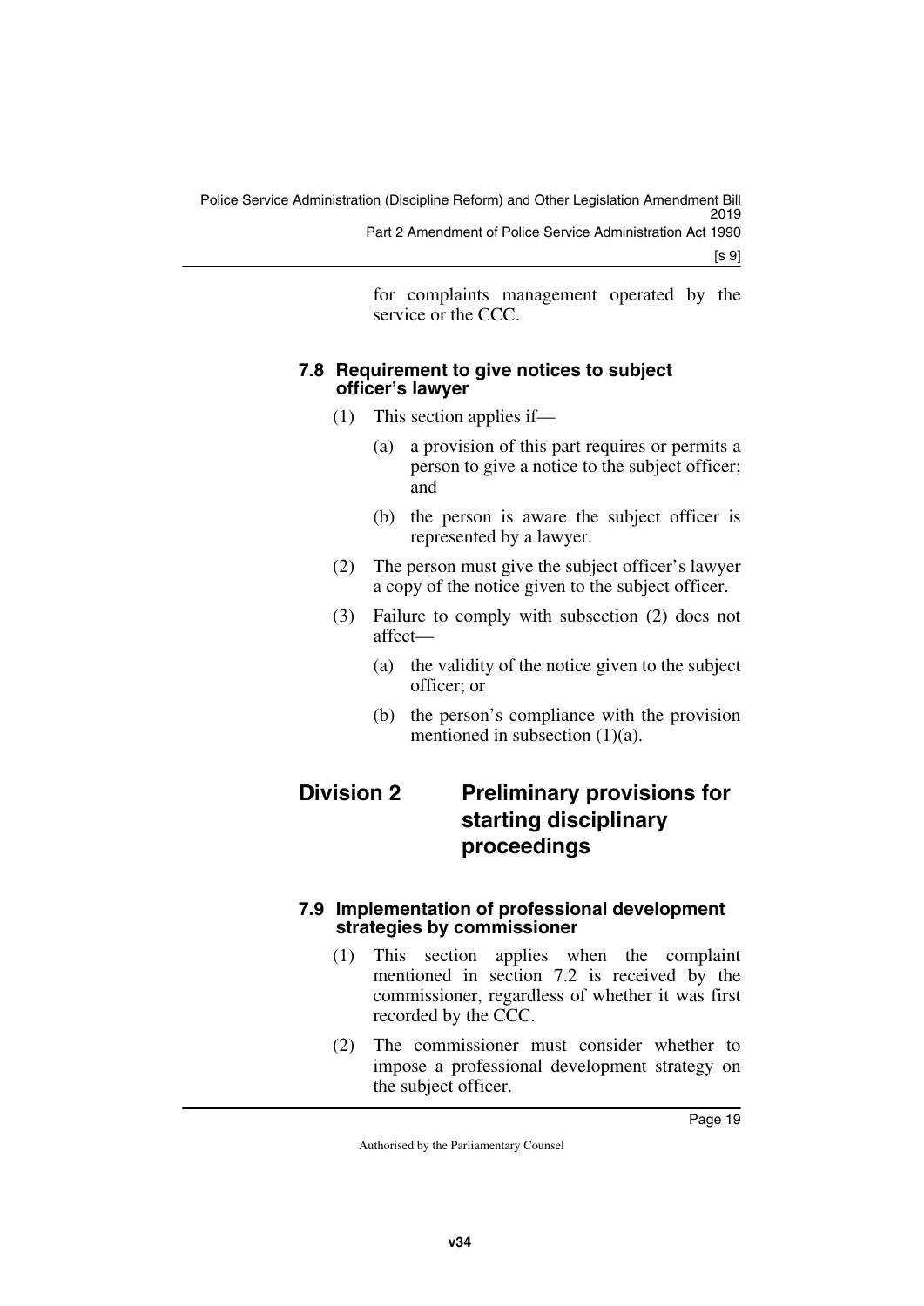for complaints management operated by the service or the CCC.

#### 7.8 Requirement to give notices to subject officer's lawyer

(1) This section applies if—

(a) a provision of this part requires or permits a person to give a notice to the subject officer; and

(b) the person is aware the subject officer is represented by a lawyer.

(2) The person must give the subject officer's lawyer a copy of the notice given to the subject officer.

(3) Failure to comply with subsection (2) does not affect—

(a) the validity of the notice given to the subject officer; or

(b) the person's compliance with the provision mentioned in subsection (1)(a).

### Division 2 Preliminary provisions for starting disciplinary proceedings

#### 7.9 Implementation of professional development strategies by commissioner

(1) This section applies when the complaint mentioned in section 7.2 is received by the commissioner, regardless of whether it was first recorded by the CCC.

(2) The commissioner must consider whether to impose a professional development strategy on the subject officer.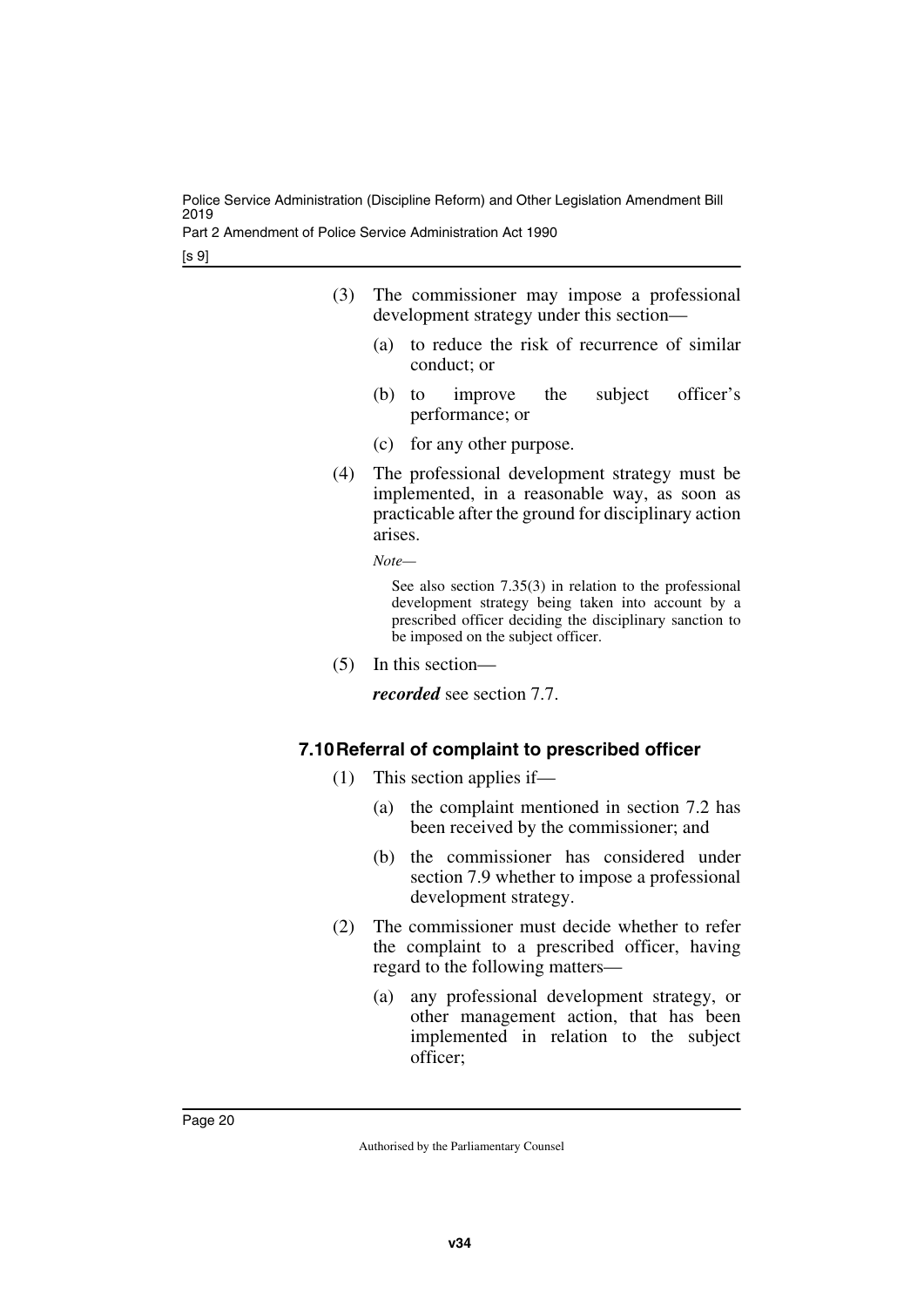(3) The commissioner may impose a professional development strategy under this section—

(a) to reduce the risk of recurrence of similar conduct; or

(b) to improve the subject officer's performance; or

(c) for any other purpose.

(4) The professional development strategy must be implemented, in a reasonable way, as soon as practicable after the ground for disciplinary action arises.

*Note—*

See also section 7.35(3) in relation to the professional development strategy being taken into account by a prescribed officer deciding the disciplinary sanction to be imposed on the subject officer.

(5) In this section—

***recorded*** see section 7.7.

### 7.10 Referral of complaint to prescribed officer

(1) This section applies if—

(a) the complaint mentioned in section 7.2 has been received by the commissioner; and

(b) the commissioner has considered under section 7.9 whether to impose a professional development strategy.

(2) The commissioner must decide whether to refer the complaint to a prescribed officer, having regard to the following matters—

(a) any professional development strategy, or other management action, that has been implemented in relation to the subject officer;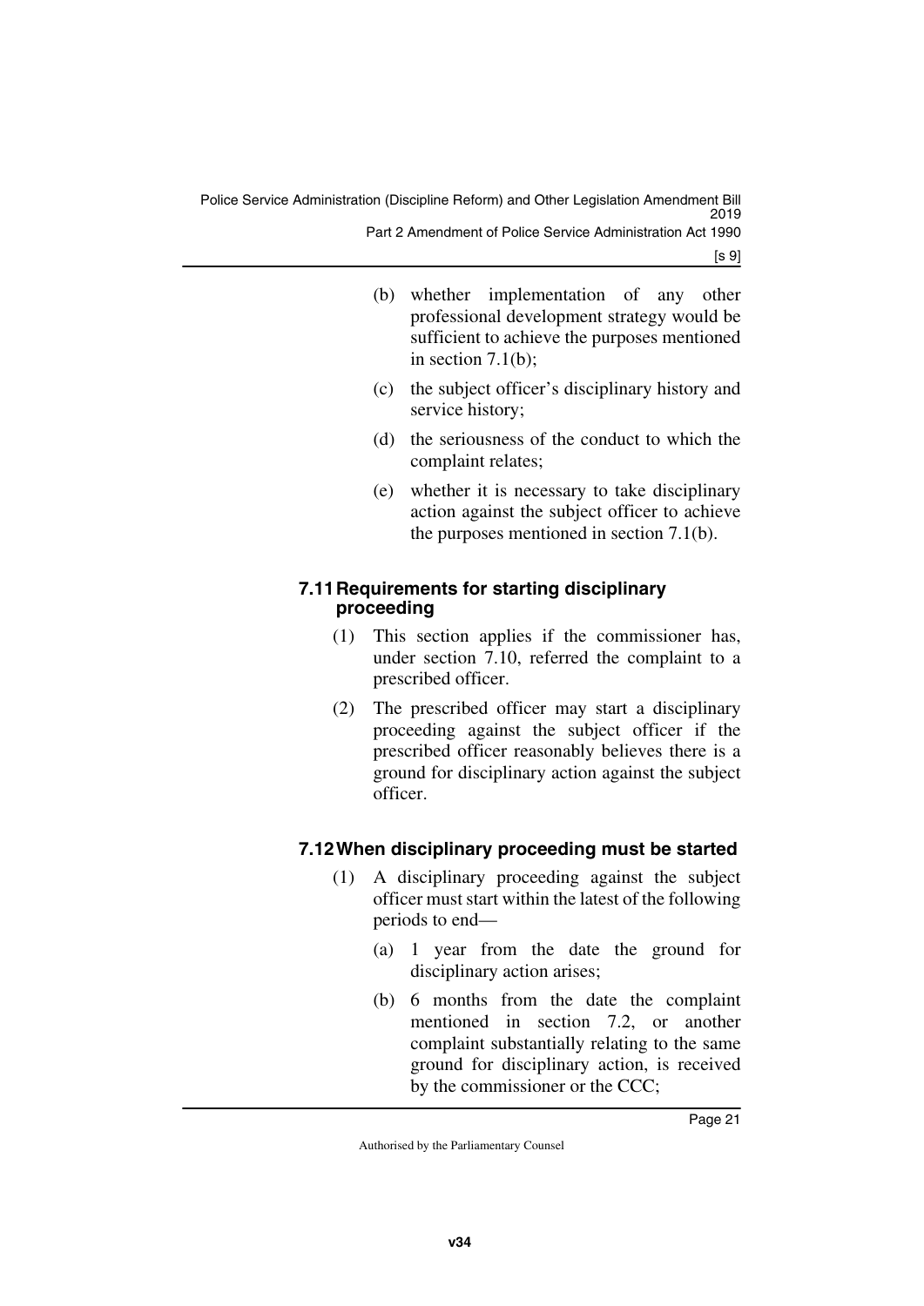(b) whether implementation of any other professional development strategy would be sufficient to achieve the purposes mentioned in section 7.1(b);

(c) the subject officer's disciplinary history and service history;

(d) the seriousness of the conduct to which the complaint relates;

(e) whether it is necessary to take disciplinary action against the subject officer to achieve the purposes mentioned in section 7.1(b).

### 7.11 Requirements for starting disciplinary proceeding

(1) This section applies if the commissioner has, under section 7.10, referred the complaint to a prescribed officer.

(2) The prescribed officer may start a disciplinary proceeding against the subject officer if the prescribed officer reasonably believes there is a ground for disciplinary action against the subject officer.

### 7.12 When disciplinary proceeding must be started

(1) A disciplinary proceeding against the subject officer must start within the latest of the following periods to end—

(a) 1 year from the date the ground for disciplinary action arises;

(b) 6 months from the date the complaint mentioned in section 7.2, or another complaint substantially relating to the same ground for disciplinary action, is received by the commissioner or the CCC;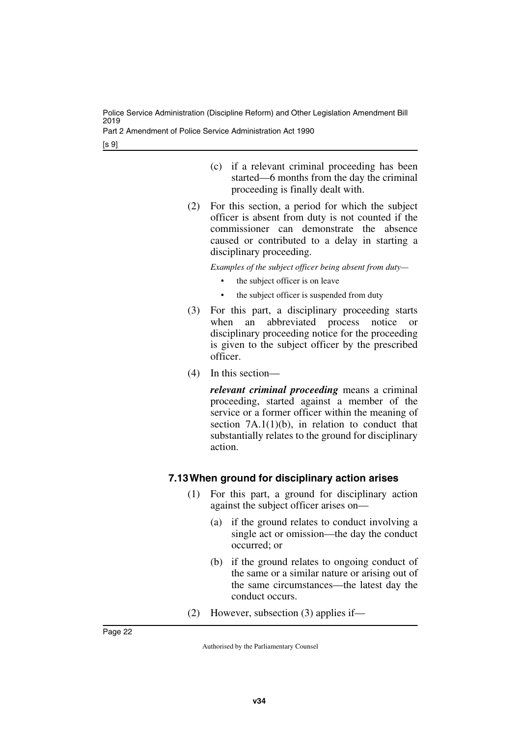(c) if a relevant criminal proceeding has been started—6 months from the day the criminal proceeding is finally dealt with.

(2) For this section, a period for which the subject officer is absent from duty is not counted if the commissioner can demonstrate the absence caused or contributed to a delay in starting a disciplinary proceeding.

*Examples of the subject officer being absent from duty—*

- the subject officer is on leave
- the subject officer is suspended from duty

(3) For this part, a disciplinary proceeding starts when an abbreviated process notice or disciplinary proceeding notice for the proceeding is given to the subject officer by the prescribed officer.

(4) In this section—

***relevant criminal proceeding*** means a criminal proceeding, started against a member of the service or a former officer within the meaning of section 7A.1(1)(b), in relation to conduct that substantially relates to the ground for disciplinary action.

### 7.13 When ground for disciplinary action arises

(1) For this part, a ground for disciplinary action against the subject officer arises on—

(a) if the ground relates to conduct involving a single act or omission—the day the conduct occurred; or

(b) if the ground relates to ongoing conduct of the same or a similar nature or arising out of the same circumstances—the latest day the conduct occurs.

(2) However, subsection (3) applies if—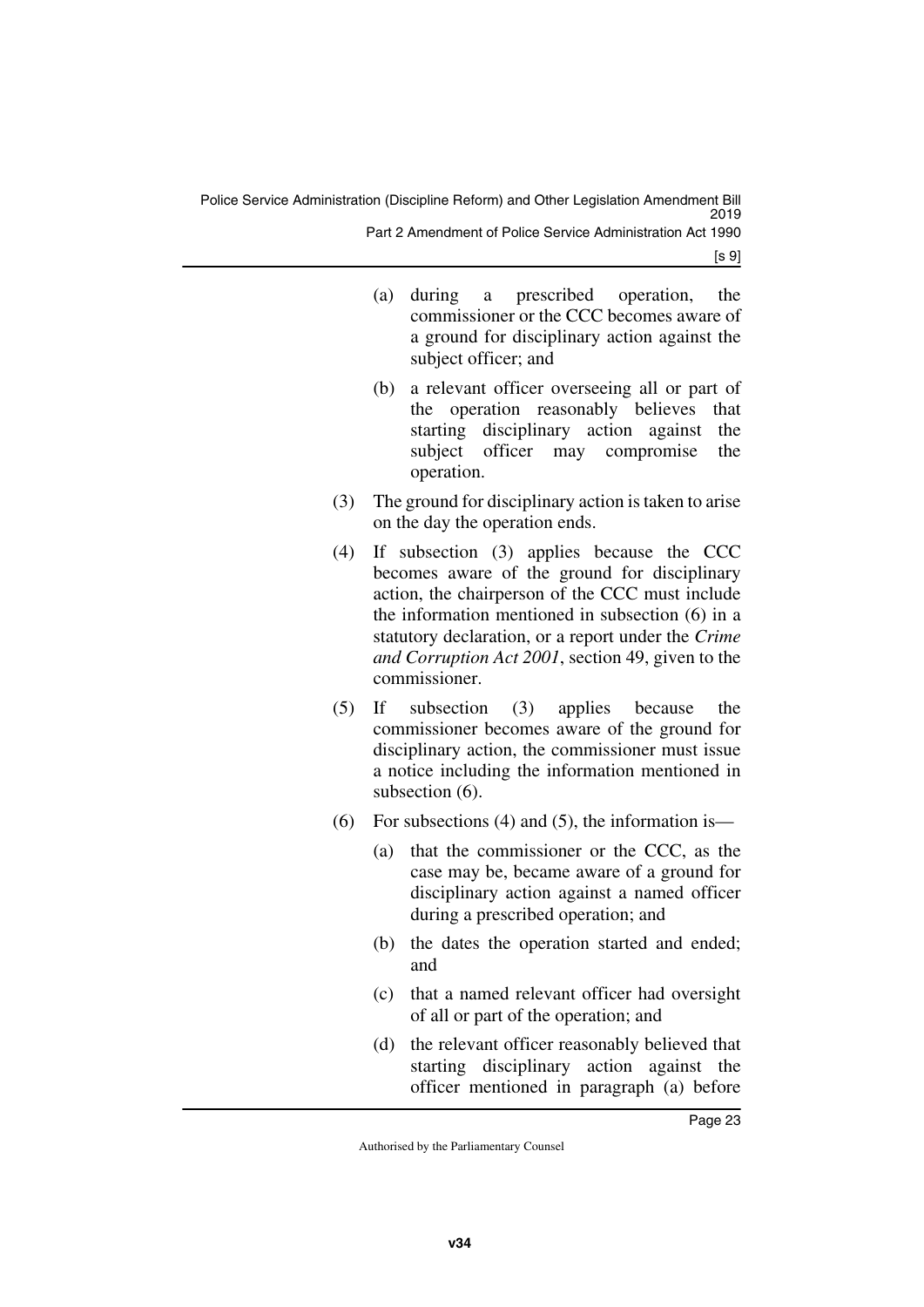(a) during a prescribed operation, the commissioner or the CCC becomes aware of a ground for disciplinary action against the subject officer; and

(b) a relevant officer overseeing all or part of the operation reasonably believes that starting disciplinary action against the subject officer may compromise the operation.

(3) The ground for disciplinary action is taken to arise on the day the operation ends.

(4) If subsection (3) applies because the CCC becomes aware of the ground for disciplinary action, the chairperson of the CCC must include the information mentioned in subsection (6) in a statutory declaration, or a report under the *Crime and Corruption Act 2001*, section 49, given to the commissioner.

(5) If subsection (3) applies because the commissioner becomes aware of the ground for disciplinary action, the commissioner must issue a notice including the information mentioned in subsection (6).

(6) For subsections (4) and (5), the information is—

(a) that the commissioner or the CCC, as the case may be, became aware of a ground for disciplinary action against a named officer during a prescribed operation; and

(b) the dates the operation started and ended; and

(c) that a named relevant officer had oversight of all or part of the operation; and

(d) the relevant officer reasonably believed that starting disciplinary action against the officer mentioned in paragraph (a) before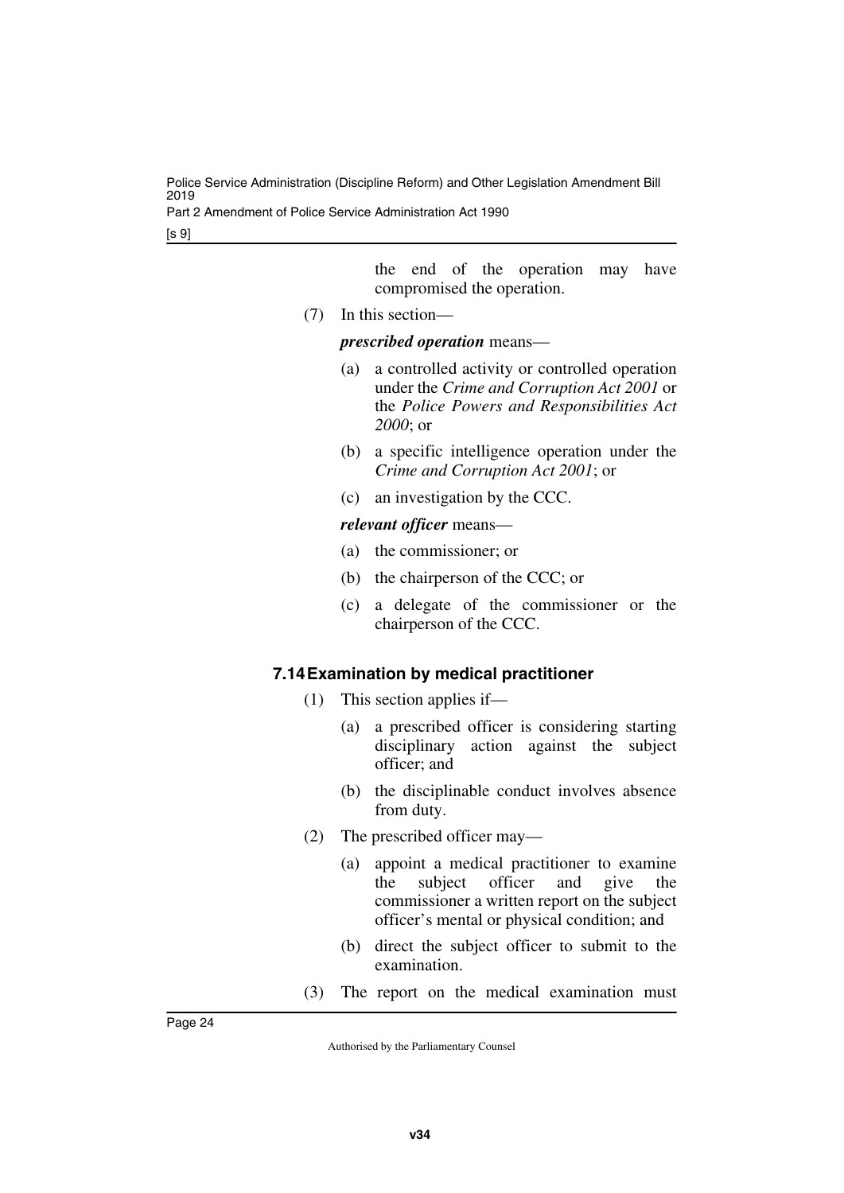the end of the operation may have compromised the operation.

(7) In this section—

***prescribed operation*** means—

(a) a controlled activity or controlled operation under the *Crime and Corruption Act 2001* or the *Police Powers and Responsibilities Act 2000*; or

(b) a specific intelligence operation under the *Crime and Corruption Act 2001*; or

(c) an investigation by the CCC.

***relevant officer*** means—

(a) the commissioner; or

(b) the chairperson of the CCC; or

(c) a delegate of the commissioner or the chairperson of the CCC.

### 7.14 Examination by medical practitioner

(1) This section applies if—

(a) a prescribed officer is considering starting disciplinary action against the subject officer; and

(b) the disciplinable conduct involves absence from duty.

(2) The prescribed officer may—

(a) appoint a medical practitioner to examine the subject officer and give the commissioner a written report on the subject officer's mental or physical condition; and

(b) direct the subject officer to submit to the examination.

(3) The report on the medical examination must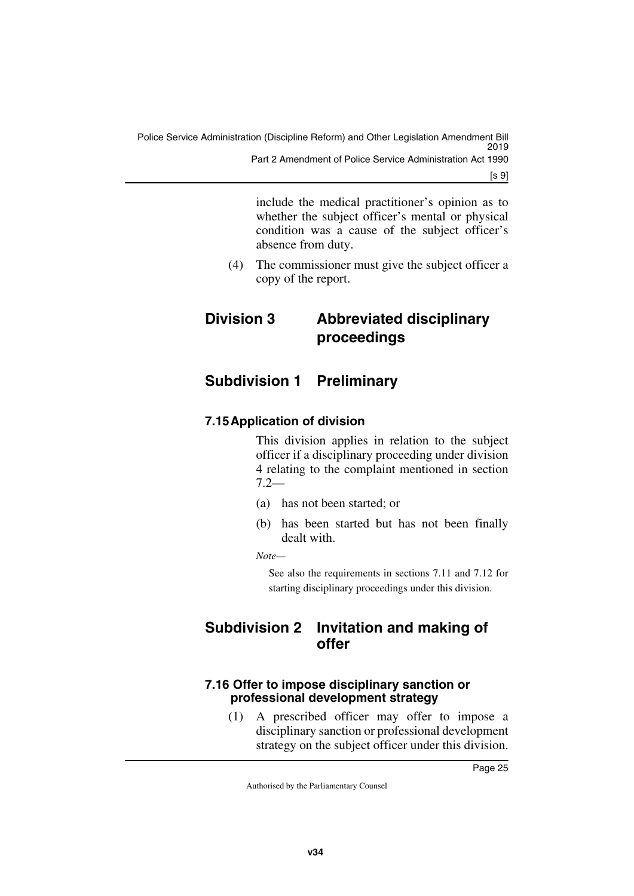include the medical practitioner's opinion as to whether the subject officer's mental or physical condition was a cause of the subject officer's absence from duty.

(4) The commissioner must give the subject officer a copy of the report.

## Division 3 Abbreviated disciplinary proceedings

## Subdivision 1 Preliminary

### 7.15 Application of division

This division applies in relation to the subject officer if a disciplinary proceeding under division 4 relating to the complaint mentioned in section 7.2—

(a) has not been started; or

(b) has been started but has not been finally dealt with.

*Note—*

See also the requirements in sections 7.11 and 7.12 for starting disciplinary proceedings under this division.

## Subdivision 2 Invitation and making of offer

### 7.16 Offer to impose disciplinary sanction or professional development strategy

(1) A prescribed officer may offer to impose a disciplinary sanction or professional development strategy on the subject officer under this division.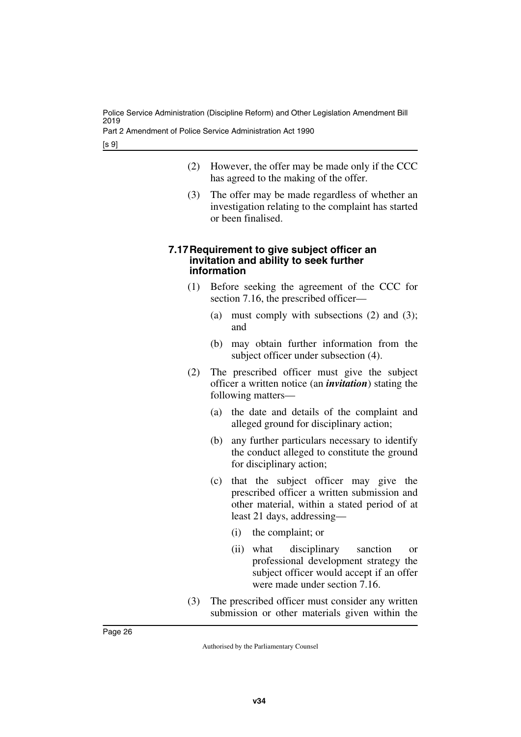(2) However, the offer may be made only if the CCC has agreed to the making of the offer.

(3) The offer may be made regardless of whether an investigation relating to the complaint has started or been finalised.

### 7.17 Requirement to give subject officer an invitation and ability to seek further information

(1) Before seeking the agreement of the CCC for section 7.16, the prescribed officer—

(a) must comply with subsections (2) and (3); and

(b) may obtain further information from the subject officer under subsection (4).

(2) The prescribed officer must give the subject officer a written notice (an ***invitation***) stating the following matters—

(a) the date and details of the complaint and alleged ground for disciplinary action;

(b) any further particulars necessary to identify the conduct alleged to constitute the ground for disciplinary action;

(c) that the subject officer may give the prescribed officer a written submission and other material, within a stated period of at least 21 days, addressing—

(i) the complaint; or

(ii) what disciplinary sanction or professional development strategy the subject officer would accept if an offer were made under section 7.16.

(3) The prescribed officer must consider any written submission or other materials given within the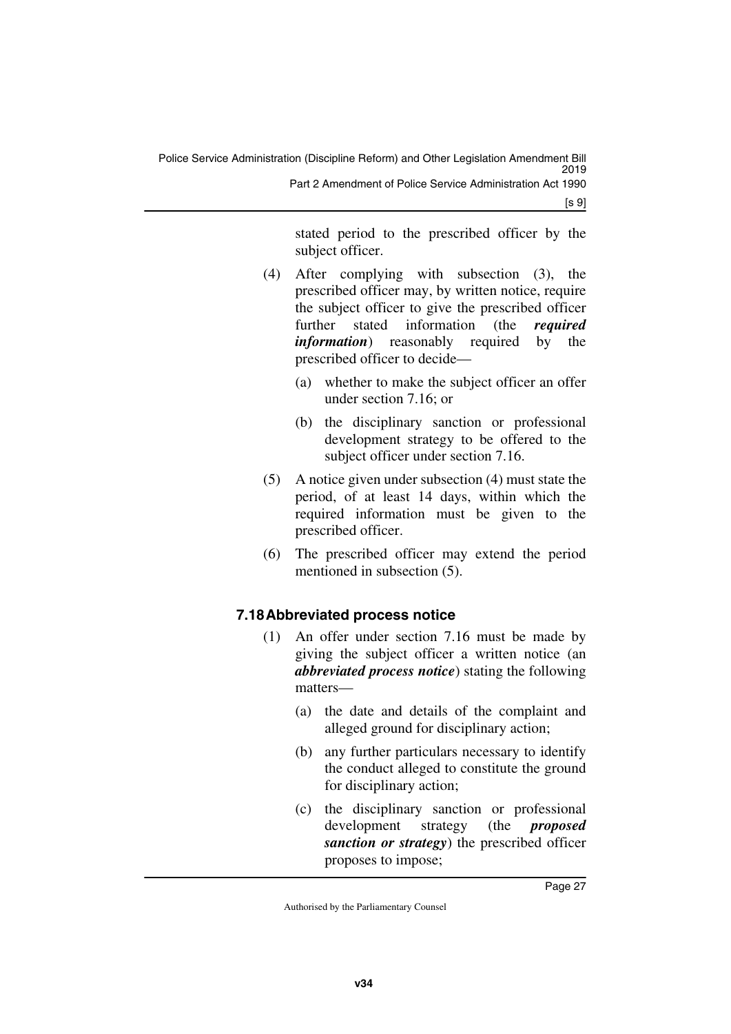stated period to the prescribed officer by the subject officer.

(4) After complying with subsection (3), the prescribed officer may, by written notice, require the subject officer to give the prescribed officer further stated information (the ***required information***) reasonably required by the prescribed officer to decide—

(a) whether to make the subject officer an offer under section 7.16; or

(b) the disciplinary sanction or professional development strategy to be offered to the subject officer under section 7.16.

(5) A notice given under subsection (4) must state the period, of at least 14 days, within which the required information must be given to the prescribed officer.

(6) The prescribed officer may extend the period mentioned in subsection (5).

### 7.18 Abbreviated process notice

(1) An offer under section 7.16 must be made by giving the subject officer a written notice (an ***abbreviated process notice***) stating the following matters—

(a) the date and details of the complaint and alleged ground for disciplinary action;

(b) any further particulars necessary to identify the conduct alleged to constitute the ground for disciplinary action;

(c) the disciplinary sanction or professional development strategy (the ***proposed sanction or strategy***) the prescribed officer proposes to impose;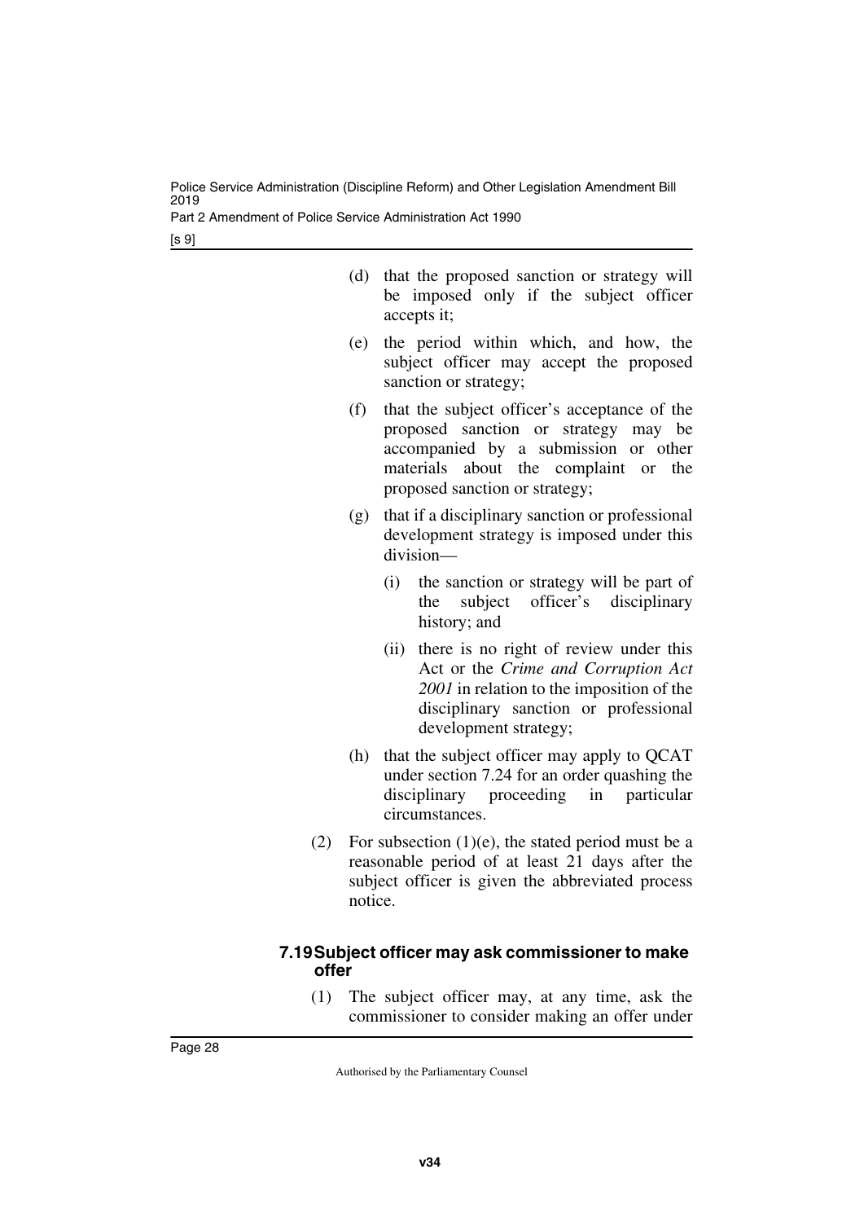(d) that the proposed sanction or strategy will be imposed only if the subject officer accepts it;

(e) the period within which, and how, the subject officer may accept the proposed sanction or strategy;

(f) that the subject officer's acceptance of the proposed sanction or strategy may be accompanied by a submission or other materials about the complaint or the proposed sanction or strategy;

(g) that if a disciplinary sanction or professional development strategy is imposed under this division—

(i) the sanction or strategy will be part of the subject officer's disciplinary history; and

(ii) there is no right of review under this Act or the *Crime and Corruption Act 2001* in relation to the imposition of the disciplinary sanction or professional development strategy;

(h) that the subject officer may apply to QCAT under section 7.24 for an order quashing the disciplinary proceeding in particular circumstances.

(2) For subsection (1)(e), the stated period must be a reasonable period of at least 21 days after the subject officer is given the abbreviated process notice.

### 7.19 Subject officer may ask commissioner to make offer

(1) The subject officer may, at any time, ask the commissioner to consider making an offer under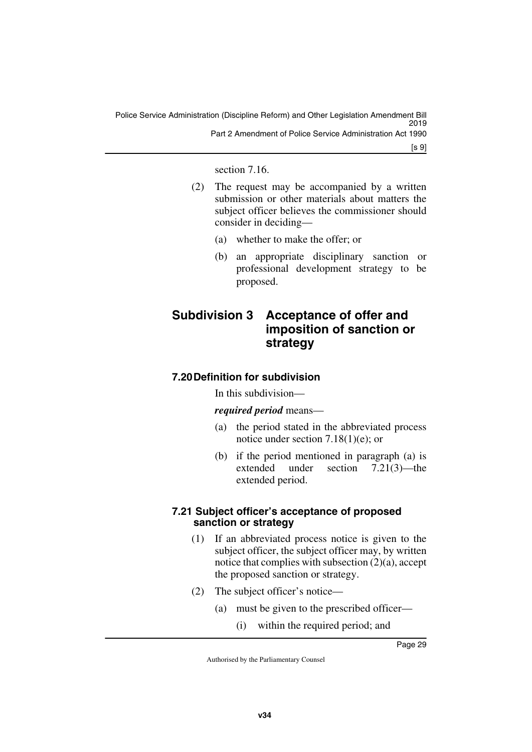section 7.16.

(2) The request may be accompanied by a written submission or other materials about matters the subject officer believes the commissioner should consider in deciding—

(a) whether to make the offer; or

(b) an appropriate disciplinary sanction or professional development strategy to be proposed.

## Subdivision 3 Acceptance of offer and imposition of sanction or strategy

### 7.20 Definition for subdivision

In this subdivision—

***required period*** means—

(a) the period stated in the abbreviated process notice under section 7.18(1)(e); or

(b) if the period mentioned in paragraph (a) is extended under section 7.21(3)—the extended period.

### 7.21 Subject officer's acceptance of proposed sanction or strategy

(1) If an abbreviated process notice is given to the subject officer, the subject officer may, by written notice that complies with subsection (2)(a), accept the proposed sanction or strategy.

(2) The subject officer's notice—

(a) must be given to the prescribed officer—

(i) within the required period; and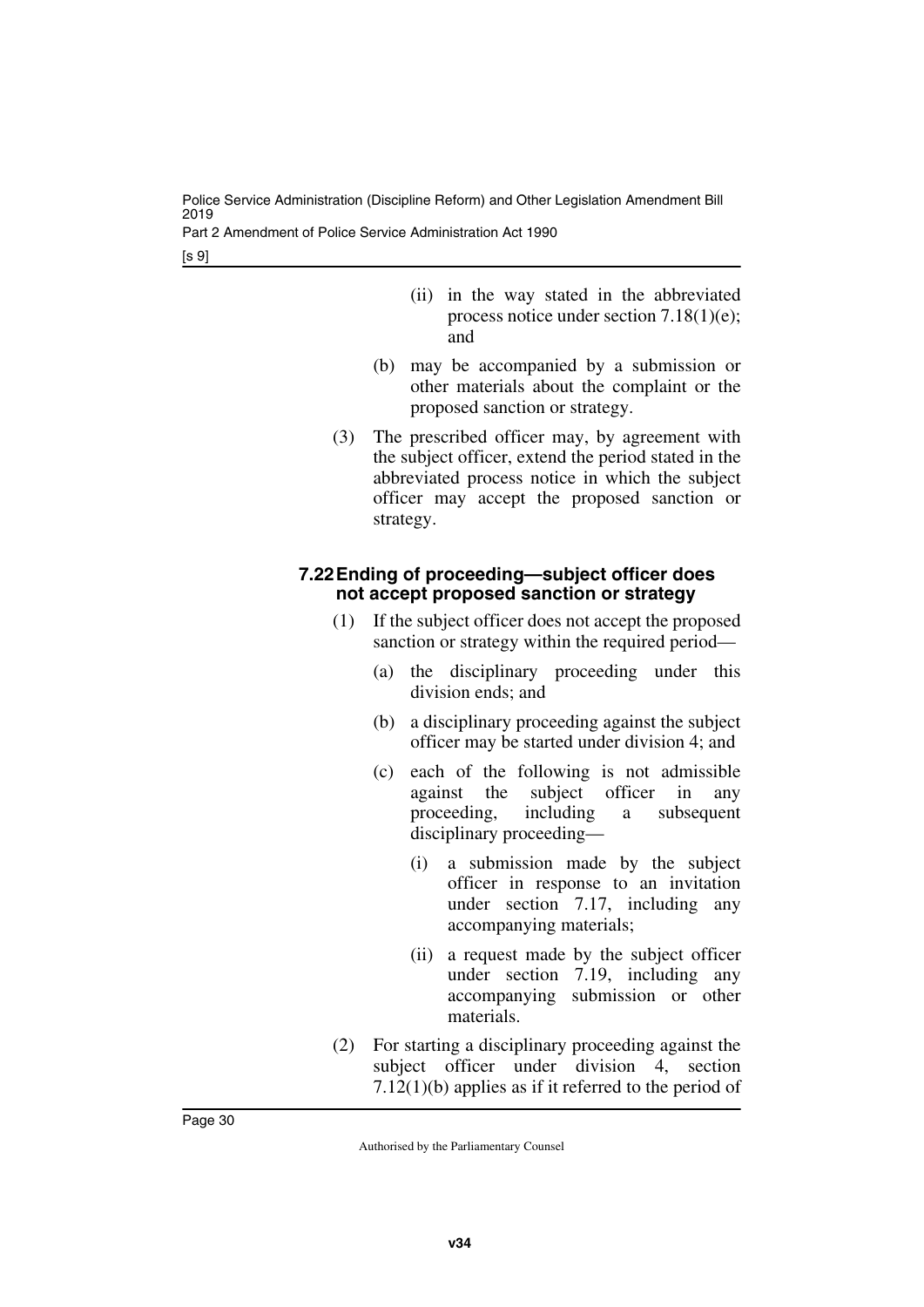(ii) in the way stated in the abbreviated process notice under section 7.18(1)(e); and

(b) may be accompanied by a submission or other materials about the complaint or the proposed sanction or strategy.

(3) The prescribed officer may, by agreement with the subject officer, extend the period stated in the abbreviated process notice in which the subject officer may accept the proposed sanction or strategy.

#### 7.22 Ending of proceeding—subject officer does not accept proposed sanction or strategy

(1) If the subject officer does not accept the proposed sanction or strategy within the required period—

(a) the disciplinary proceeding under this division ends; and

(b) a disciplinary proceeding against the subject officer may be started under division 4; and

(c) each of the following is not admissible against the subject officer in any proceeding, including a subsequent disciplinary proceeding—

(i) a submission made by the subject officer in response to an invitation under section 7.17, including any accompanying materials;

(ii) a request made by the subject officer under section 7.19, including any accompanying submission or other materials.

(2) For starting a disciplinary proceeding against the subject officer under division 4, section 7.12(1)(b) applies as if it referred to the period of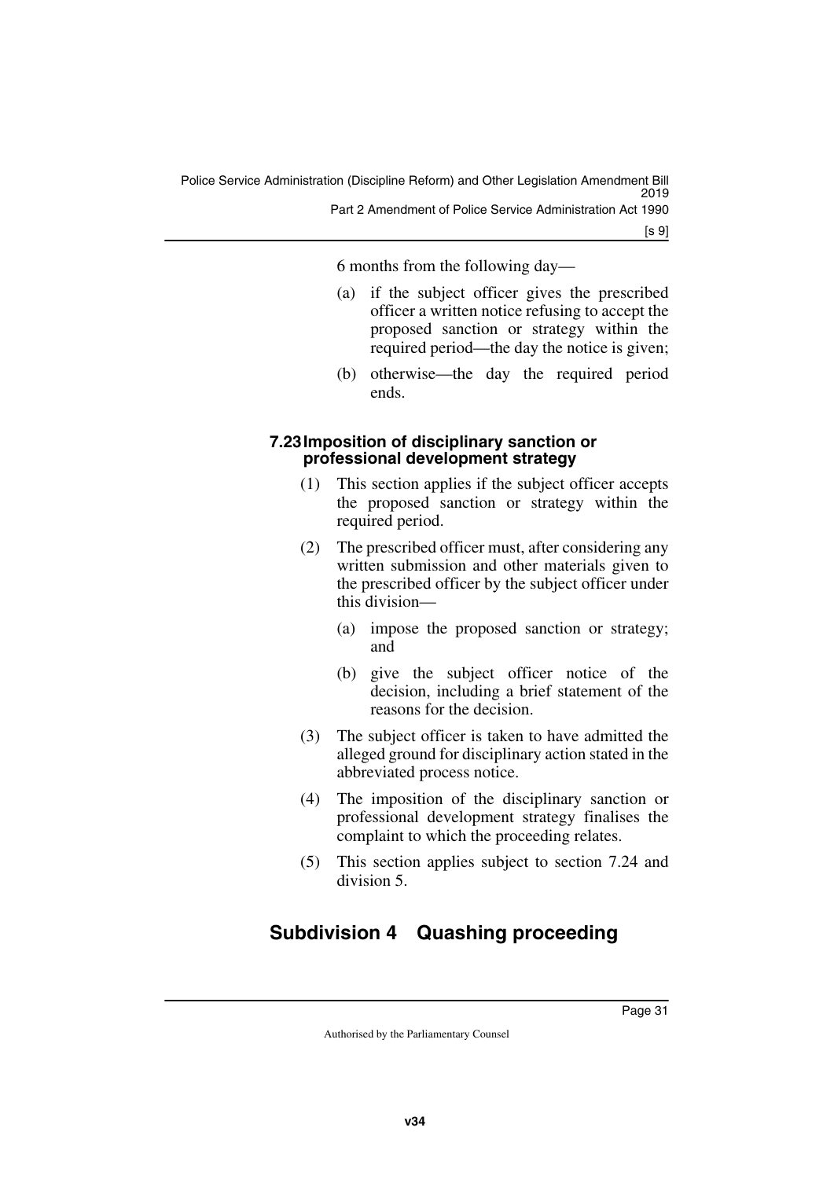6 months from the following day—

(a) if the subject officer gives the prescribed officer a written notice refusing to accept the proposed sanction or strategy within the required period—the day the notice is given;

(b) otherwise—the day the required period ends.

#### 7.23 Imposition of disciplinary sanction or professional development strategy

(1) This section applies if the subject officer accepts the proposed sanction or strategy within the required period.

(2) The prescribed officer must, after considering any written submission and other materials given to the prescribed officer by the subject officer under this division—

(a) impose the proposed sanction or strategy; and

(b) give the subject officer notice of the decision, including a brief statement of the reasons for the decision.

(3) The subject officer is taken to have admitted the alleged ground for disciplinary action stated in the abbreviated process notice.

(4) The imposition of the disciplinary sanction or professional development strategy finalises the complaint to which the proceeding relates.

(5) This section applies subject to section 7.24 and division 5.

## Subdivision 4 Quashing proceeding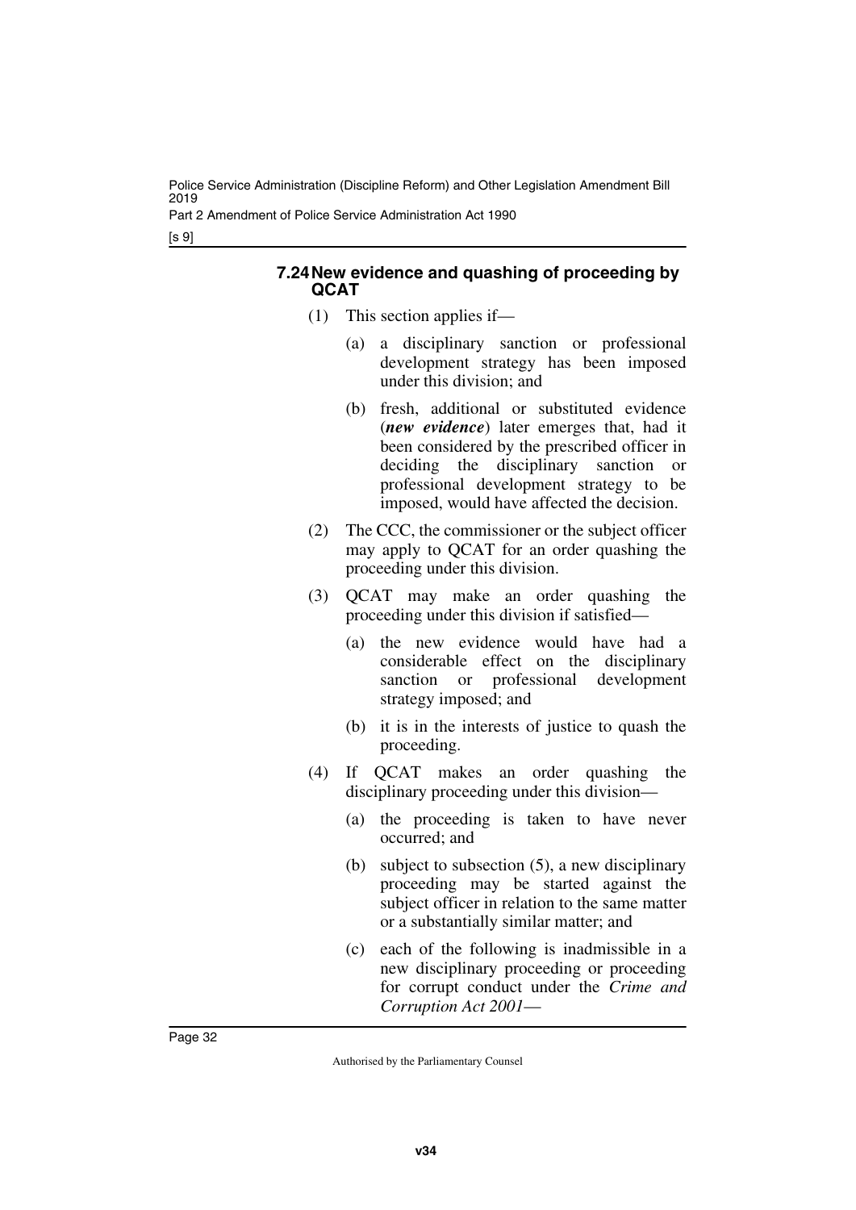#### 7.24 New evidence and quashing of proceeding by QCAT

(1) This section applies if—

(a) a disciplinary sanction or professional development strategy has been imposed under this division; and

(b) fresh, additional or substituted evidence (***new evidence***) later emerges that, had it been considered by the prescribed officer in deciding the disciplinary sanction or professional development strategy to be imposed, would have affected the decision.

(2) The CCC, the commissioner or the subject officer may apply to QCAT for an order quashing the proceeding under this division.

(3) QCAT may make an order quashing the proceeding under this division if satisfied—

(a) the new evidence would have had a considerable effect on the disciplinary sanction or professional development strategy imposed; and

(b) it is in the interests of justice to quash the proceeding.

(4) If QCAT makes an order quashing the disciplinary proceeding under this division—

(a) the proceeding is taken to have never occurred; and

(b) subject to subsection (5), a new disciplinary proceeding may be started against the subject officer in relation to the same matter or a substantially similar matter; and

(c) each of the following is inadmissible in a new disciplinary proceeding or proceeding for corrupt conduct under the *Crime and Corruption Act 2001*—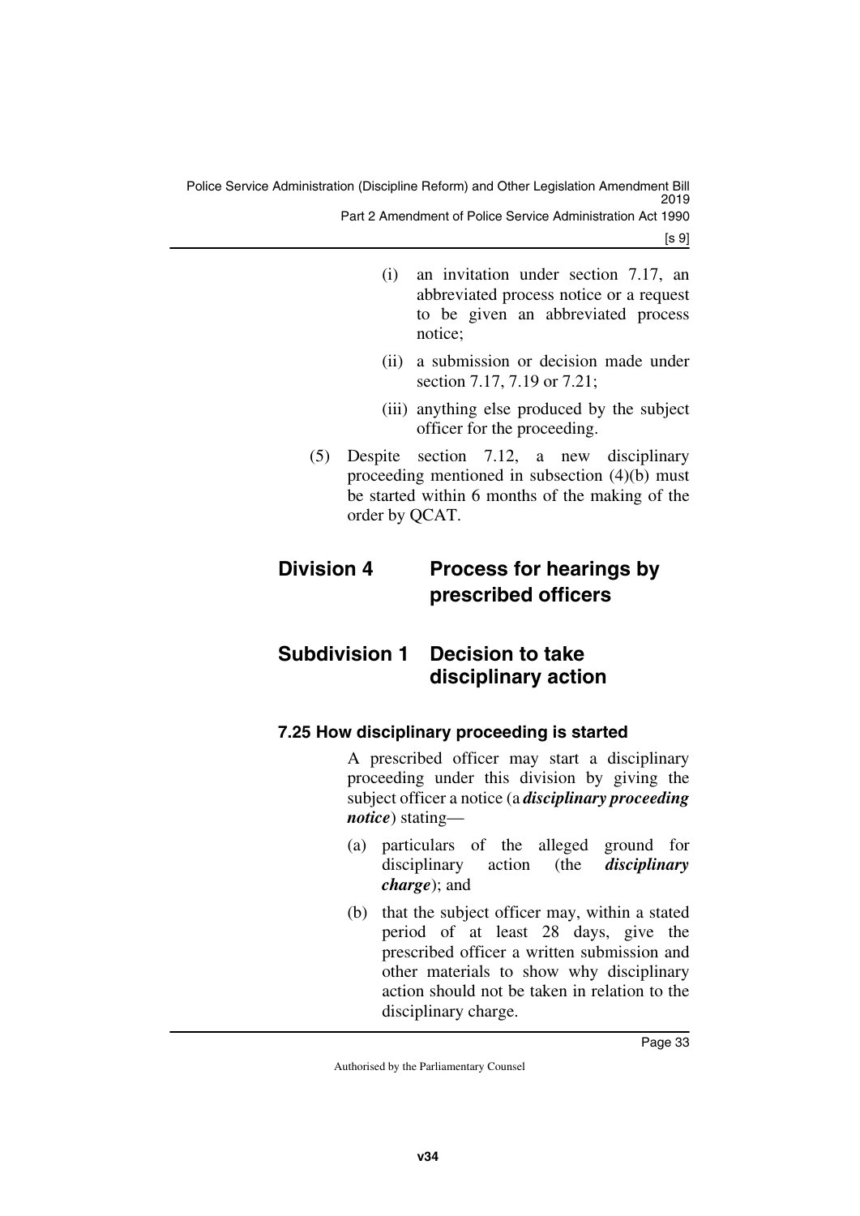(i) an invitation under section 7.17, an abbreviated process notice or a request to be given an abbreviated process notice;

(ii) a submission or decision made under section 7.17, 7.19 or 7.21;

(iii) anything else produced by the subject officer for the proceeding.

(5) Despite section 7.12, a new disciplinary proceeding mentioned in subsection (4)(b) must be started within 6 months of the making of the order by QCAT.

## Division 4 Process for hearings by prescribed officers

## Subdivision 1 Decision to take disciplinary action

### 7.25 How disciplinary proceeding is started

A prescribed officer may start a disciplinary proceeding under this division by giving the subject officer a notice (a ***disciplinary proceeding notice***) stating—

(a) particulars of the alleged ground for disciplinary action (the ***disciplinary charge***); and

(b) that the subject officer may, within a stated period of at least 28 days, give the prescribed officer a written submission and other materials to show why disciplinary action should not be taken in relation to the disciplinary charge.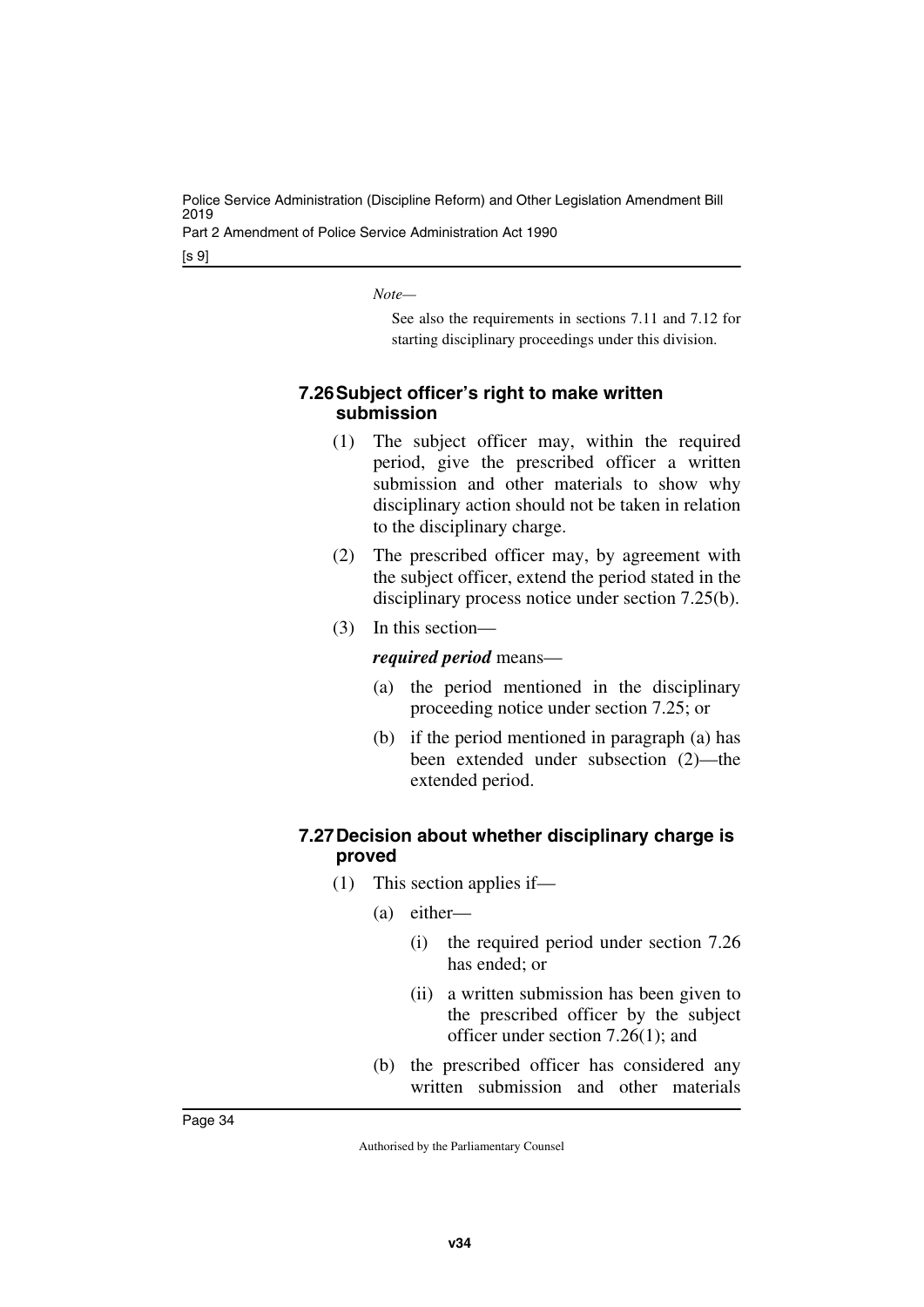*Note—*

See also the requirements in sections 7.11 and 7.12 for starting disciplinary proceedings under this division.

### 7.26 Subject officer's right to make written submission

(1) The subject officer may, within the required period, give the prescribed officer a written submission and other materials to show why disciplinary action should not be taken in relation to the disciplinary charge.

(2) The prescribed officer may, by agreement with the subject officer, extend the period stated in the disciplinary process notice under section 7.25(b).

(3) In this section—

***required period*** means—

(a) the period mentioned in the disciplinary proceeding notice under section 7.25; or

(b) if the period mentioned in paragraph (a) has been extended under subsection (2)—the extended period.

### 7.27 Decision about whether disciplinary charge is proved

(1) This section applies if—

(a) either—

(i) the required period under section 7.26 has ended; or

(ii) a written submission has been given to the prescribed officer by the subject officer under section 7.26(1); and

(b) the prescribed officer has considered any written submission and other materials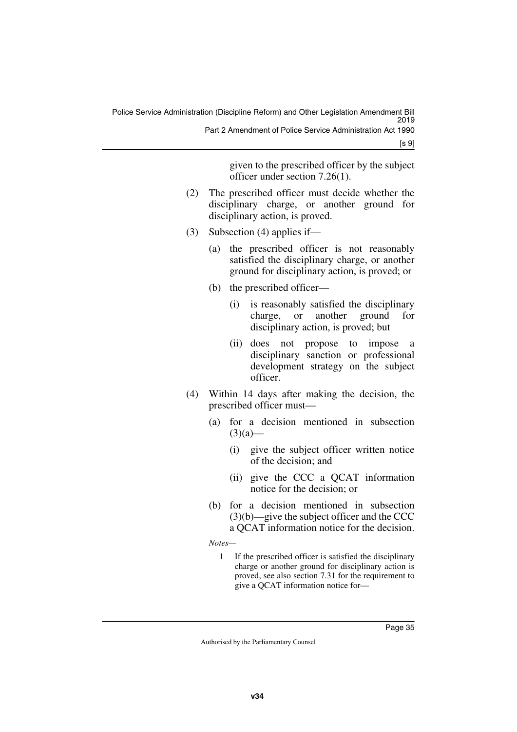given to the prescribed officer by the subject officer under section 7.26(1).

(2) The prescribed officer must decide whether the disciplinary charge, or another ground for disciplinary action, is proved.

(3) Subsection (4) applies if—

(a) the prescribed officer is not reasonably satisfied the disciplinary charge, or another ground for disciplinary action, is proved; or

(b) the prescribed officer—

(i) is reasonably satisfied the disciplinary charge, or another ground for disciplinary action, is proved; but

(ii) does not propose to impose a disciplinary sanction or professional development strategy on the subject officer.

(4) Within 14 days after making the decision, the prescribed officer must—

(a) for a decision mentioned in subsection (3)(a)—

(i) give the subject officer written notice of the decision; and

(ii) give the CCC a QCAT information notice for the decision; or

(b) for a decision mentioned in subsection (3)(b)—give the subject officer and the CCC a QCAT information notice for the decision.

*Notes*—

1 If the prescribed officer is satisfied the disciplinary charge or another ground for disciplinary action is proved, see also section 7.31 for the requirement to give a QCAT information notice for—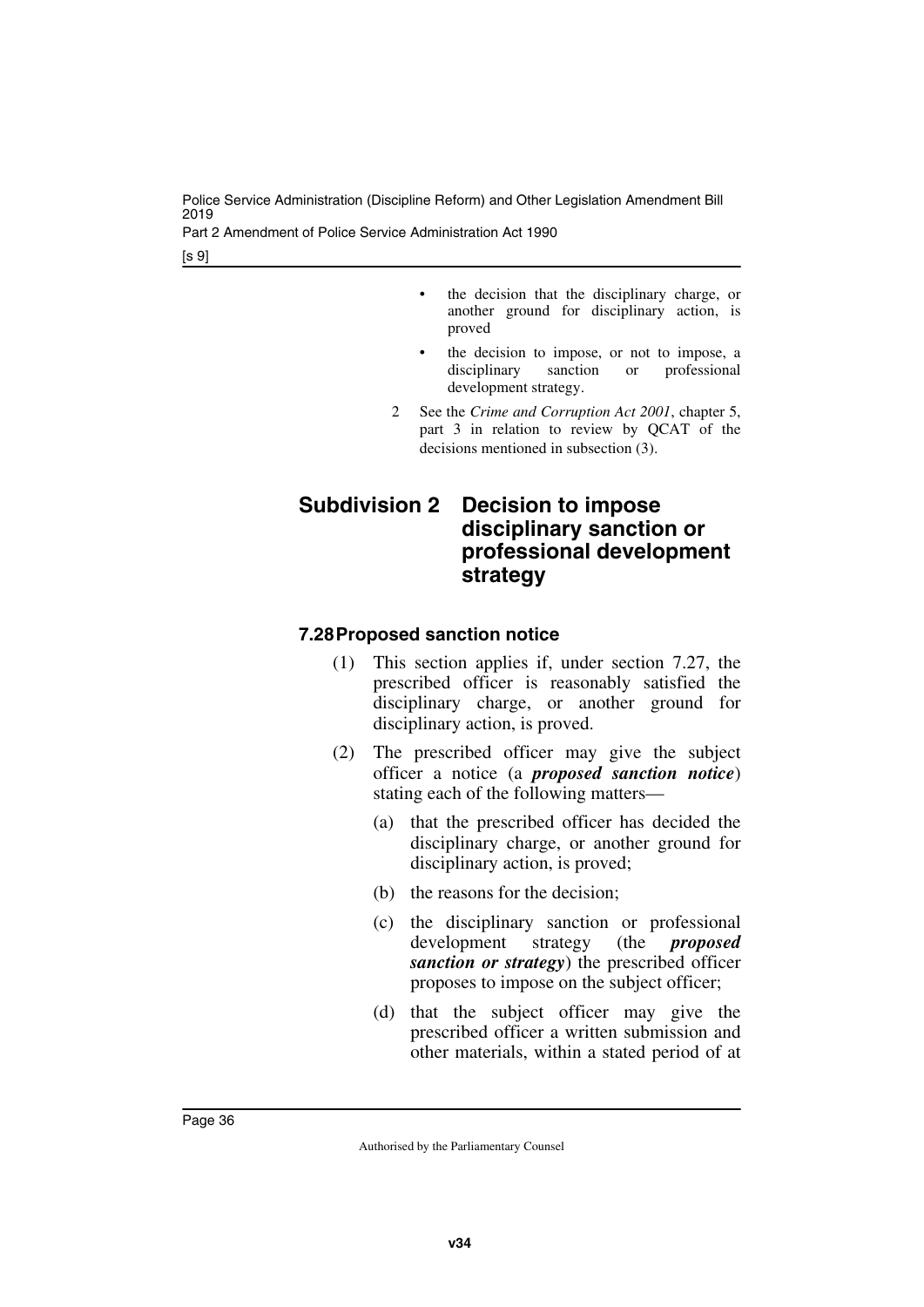- the decision that the disciplinary charge, or another ground for disciplinary action, is proved
- the decision to impose, or not to impose, a disciplinary sanction or professional development strategy.

2 See the *Crime and Corruption Act 2001*, chapter 5, part 3 in relation to review by QCAT of the decisions mentioned in subsection (3).

## Subdivision 2 Decision to impose disciplinary sanction or professional development strategy

### 7.28 Proposed sanction notice

(1) This section applies if, under section 7.27, the prescribed officer is reasonably satisfied the disciplinary charge, or another ground for disciplinary action, is proved.

(2) The prescribed officer may give the subject officer a notice (a ***proposed sanction notice***) stating each of the following matters—

(a) that the prescribed officer has decided the disciplinary charge, or another ground for disciplinary action, is proved;

(b) the reasons for the decision;

(c) the disciplinary sanction or professional development strategy (the ***proposed sanction or strategy***) the prescribed officer proposes to impose on the subject officer;

(d) that the subject officer may give the prescribed officer a written submission and other materials, within a stated period of at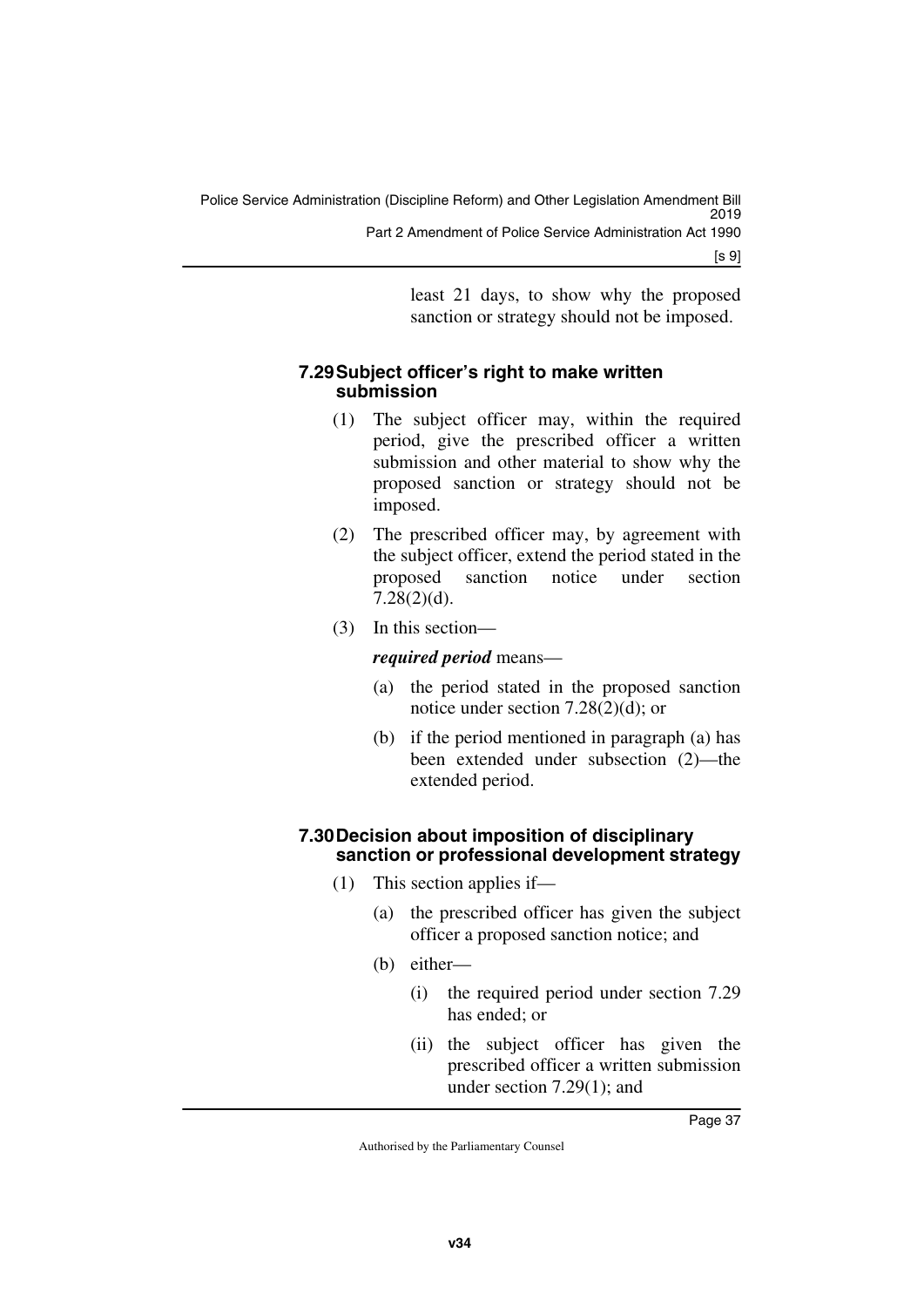least 21 days, to show why the proposed sanction or strategy should not be imposed.

### 7.29 Subject officer's right to make written submission

(1) The subject officer may, within the required period, give the prescribed officer a written submission and other material to show why the proposed sanction or strategy should not be imposed.

(2) The prescribed officer may, by agreement with the subject officer, extend the period stated in the proposed sanction notice under section 7.28(2)(d).

(3) In this section—

***required period*** means—

(a) the period stated in the proposed sanction notice under section 7.28(2)(d); or

(b) if the period mentioned in paragraph (a) has been extended under subsection (2)—the extended period.

### 7.30 Decision about imposition of disciplinary sanction or professional development strategy

(1) This section applies if—

(a) the prescribed officer has given the subject officer a proposed sanction notice; and

(b) either—

(i) the required period under section 7.29 has ended; or

(ii) the subject officer has given the prescribed officer a written submission under section 7.29(1); and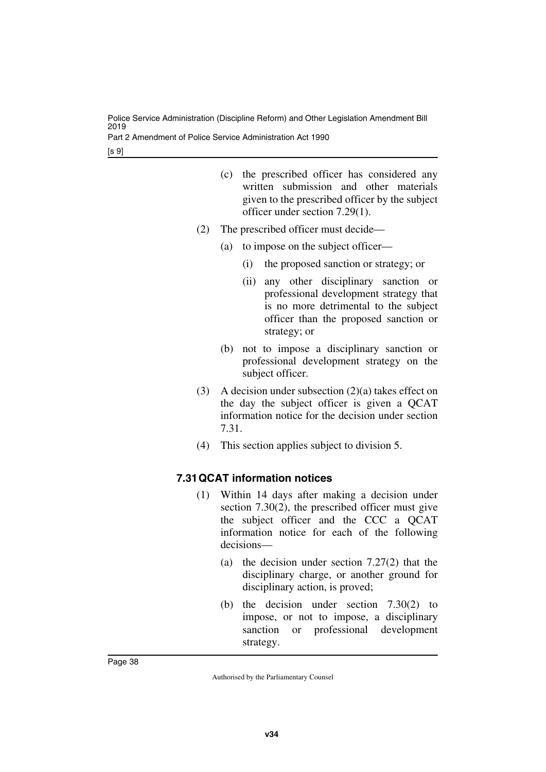(c) the prescribed officer has considered any written submission and other materials given to the prescribed officer by the subject officer under section 7.29(1).

(2) The prescribed officer must decide—

(a) to impose on the subject officer—

(i) the proposed sanction or strategy; or

(ii) any other disciplinary sanction or professional development strategy that is no more detrimental to the subject officer than the proposed sanction or strategy; or

(b) not to impose a disciplinary sanction or professional development strategy on the subject officer.

(3) A decision under subsection (2)(a) takes effect on the day the subject officer is given a QCAT information notice for the decision under section 7.31.

(4) This section applies subject to division 5.

### 7.31 QCAT information notices

(1) Within 14 days after making a decision under section 7.30(2), the prescribed officer must give the subject officer and the CCC a QCAT information notice for each of the following decisions—

(a) the decision under section 7.27(2) that the disciplinary charge, or another ground for disciplinary action, is proved;

(b) the decision under section 7.30(2) to impose, or not to impose, a disciplinary sanction or professional development strategy.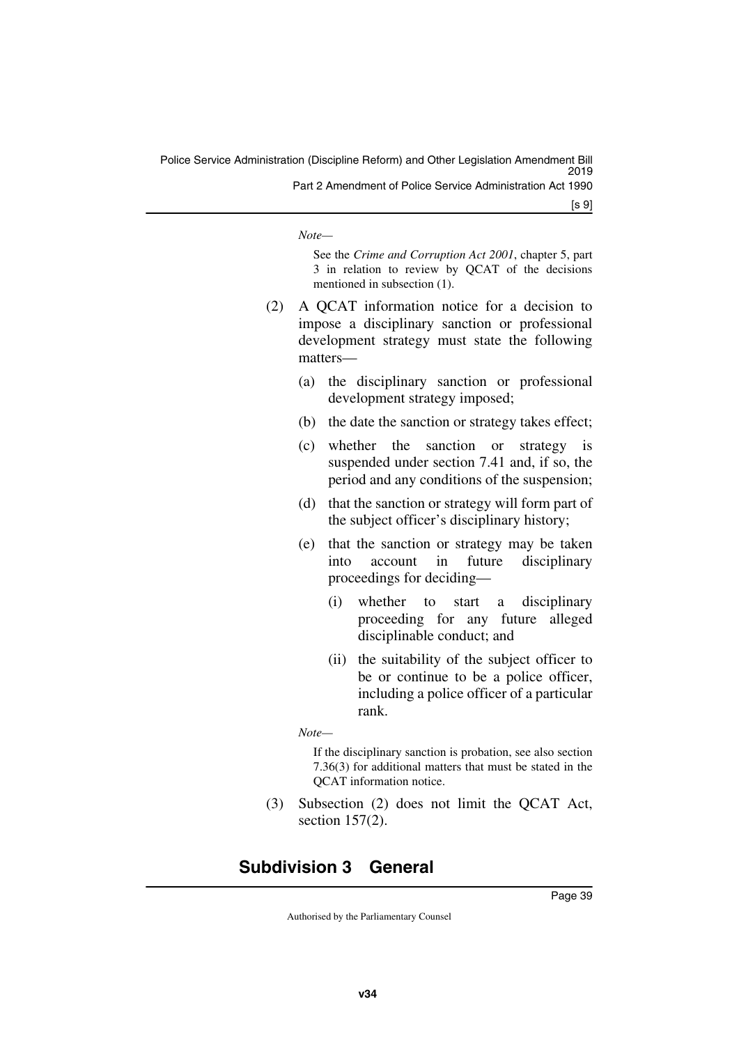*Note—*

See the *Crime and Corruption Act 2001*, chapter 5, part 3 in relation to review by QCAT of the decisions mentioned in subsection (1).

(2) A QCAT information notice for a decision to impose a disciplinary sanction or professional development strategy must state the following matters—

(a) the disciplinary sanction or professional development strategy imposed;

(b) the date the sanction or strategy takes effect;

(c) whether the sanction or strategy is suspended under section 7.41 and, if so, the period and any conditions of the suspension;

(d) that the sanction or strategy will form part of the subject officer's disciplinary history;

(e) that the sanction or strategy may be taken into account in future disciplinary proceedings for deciding—

(i) whether to start a disciplinary proceeding for any future alleged disciplinable conduct; and

(ii) the suitability of the subject officer to be or continue to be a police officer, including a police officer of a particular rank.

*Note—*

If the disciplinary sanction is probation, see also section 7.36(3) for additional matters that must be stated in the QCAT information notice.

(3) Subsection (2) does not limit the QCAT Act, section 157(2).

## Subdivision 3 General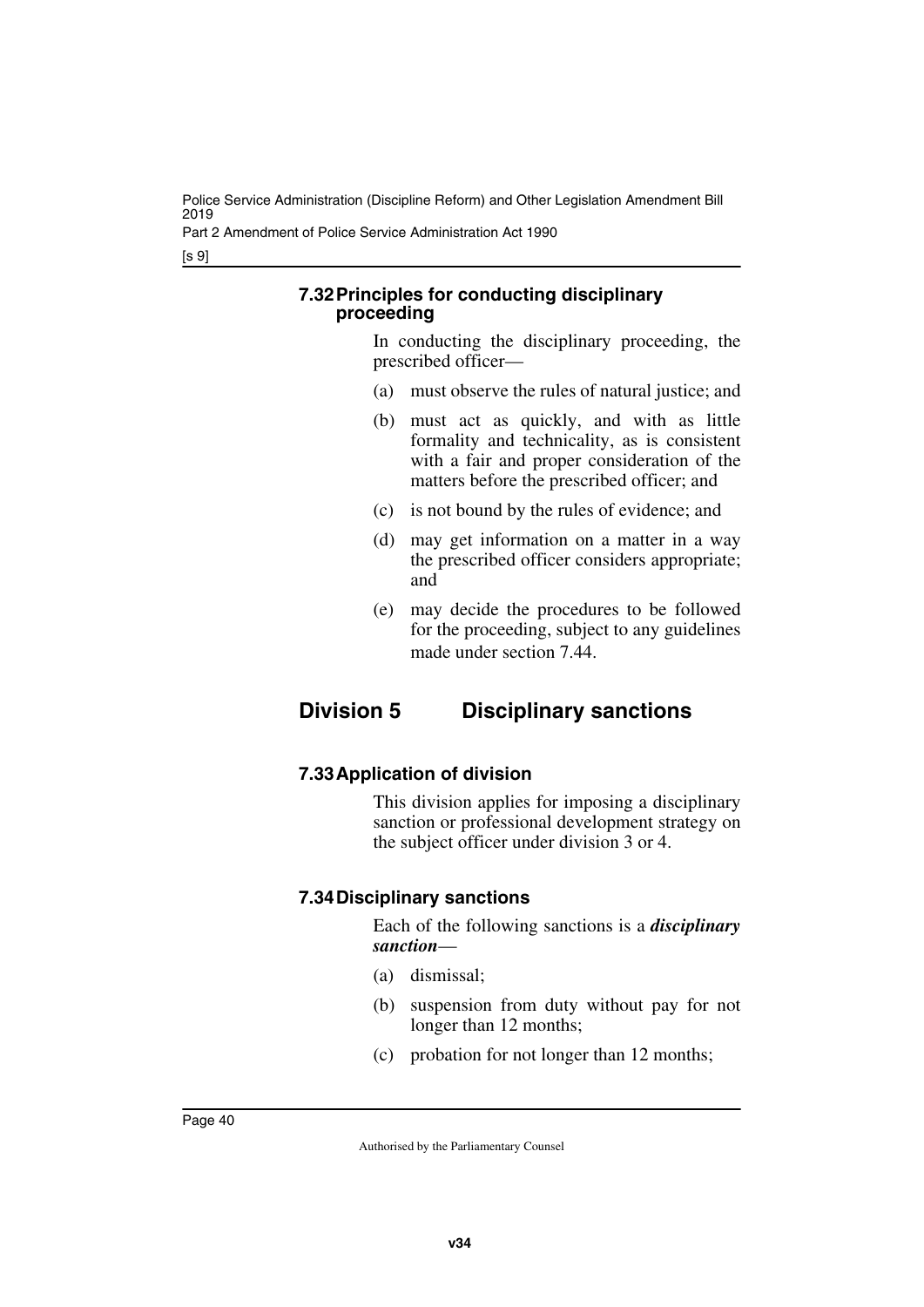#### 7.32 Principles for conducting disciplinary proceeding

In conducting the disciplinary proceeding, the prescribed officer—

(a) must observe the rules of natural justice; and

(b) must act as quickly, and with as little formality and technicality, as is consistent with a fair and proper consideration of the matters before the prescribed officer; and

(c) is not bound by the rules of evidence; and

(d) may get information on a matter in a way the prescribed officer considers appropriate; and

(e) may decide the procedures to be followed for the proceeding, subject to any guidelines made under section 7.44.

### Division 5 Disciplinary sanctions

#### 7.33 Application of division

This division applies for imposing a disciplinary sanction or professional development strategy on the subject officer under division 3 or 4.

#### 7.34 Disciplinary sanctions

Each of the following sanctions is a ***disciplinary sanction***—

(a) dismissal;

(b) suspension from duty without pay for not longer than 12 months;

(c) probation for not longer than 12 months;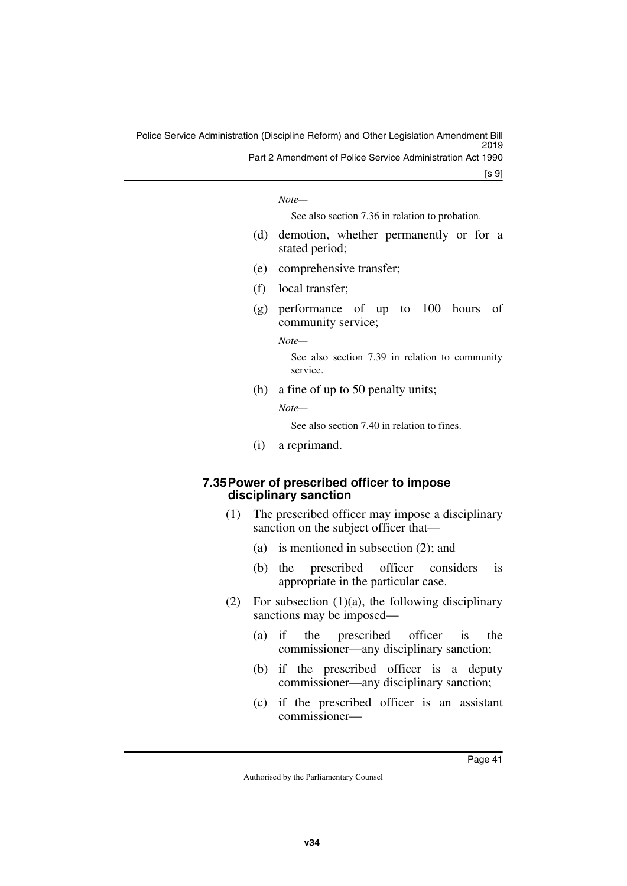*Note—*

See also section 7.36 in relation to probation.

(d) demotion, whether permanently or for a stated period;

(e) comprehensive transfer;

(f) local transfer;

(g) performance of up to 100 hours of community service;

*Note—*

See also section 7.39 in relation to community service.

(h) a fine of up to 50 penalty units;

*Note—*

See also section 7.40 in relation to fines.

(i) a reprimand.

### 7.35 Power of prescribed officer to impose disciplinary sanction

(1) The prescribed officer may impose a disciplinary sanction on the subject officer that—

(a) is mentioned in subsection (2); and

(b) the prescribed officer considers is appropriate in the particular case.

(2) For subsection (1)(a), the following disciplinary sanctions may be imposed—

(a) if the prescribed officer is the commissioner—any disciplinary sanction;

(b) if the prescribed officer is a deputy commissioner—any disciplinary sanction;

(c) if the prescribed officer is an assistant commissioner—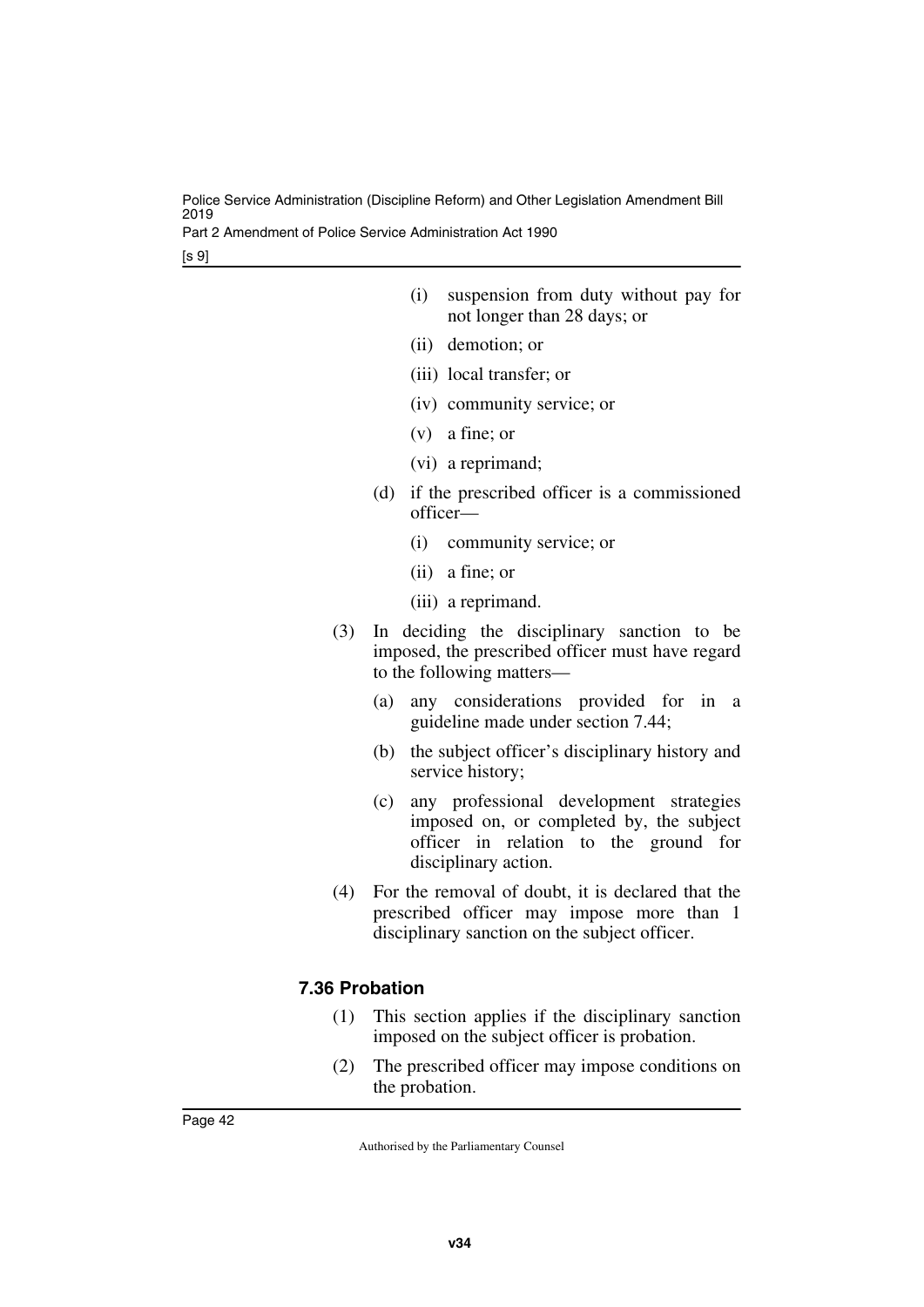(i) suspension from duty without pay for not longer than 28 days; or

(ii) demotion; or

(iii) local transfer; or

(iv) community service; or

(v) a fine; or

(vi) a reprimand;

(d) if the prescribed officer is a commissioned officer—

(i) community service; or

(ii) a fine; or

(iii) a reprimand.

(3) In deciding the disciplinary sanction to be imposed, the prescribed officer must have regard to the following matters—

(a) any considerations provided for in a guideline made under section 7.44;

(b) the subject officer's disciplinary history and service history;

(c) any professional development strategies imposed on, or completed by, the subject officer in relation to the ground for disciplinary action.

(4) For the removal of doubt, it is declared that the prescribed officer may impose more than 1 disciplinary sanction on the subject officer.

### 7.36 Probation

(1) This section applies if the disciplinary sanction imposed on the subject officer is probation.

(2) The prescribed officer may impose conditions on the probation.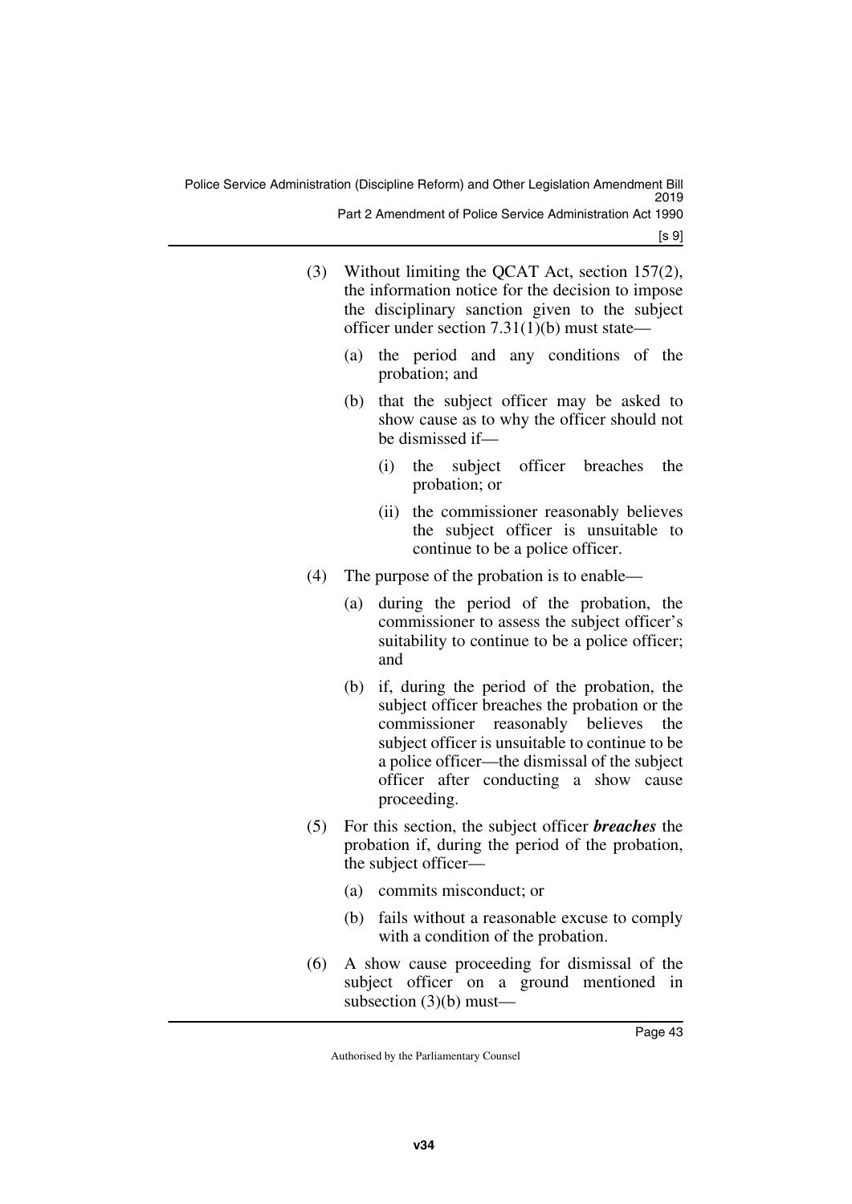(3) Without limiting the QCAT Act, section 157(2), the information notice for the decision to impose the disciplinary sanction given to the subject officer under section 7.31(1)(b) must state—

   (a) the period and any conditions of the probation; and

   (b) that the subject officer may be asked to show cause as to why the officer should not be dismissed if—

      (i) the subject officer breaches the probation; or

      (ii) the commissioner reasonably believes the subject officer is unsuitable to continue to be a police officer.

(4) The purpose of the probation is to enable—

   (a) during the period of the probation, the commissioner to assess the subject officer's suitability to continue to be a police officer; and

   (b) if, during the period of the probation, the subject officer breaches the probation or the commissioner reasonably believes the subject officer is unsuitable to continue to be a police officer—the dismissal of the subject officer after conducting a show cause proceeding.

(5) For this section, the subject officer ***breaches*** the probation if, during the period of the probation, the subject officer—

   (a) commits misconduct; or

   (b) fails without a reasonable excuse to comply with a condition of the probation.

(6) A show cause proceeding for dismissal of the subject officer on a ground mentioned in subsection (3)(b) must—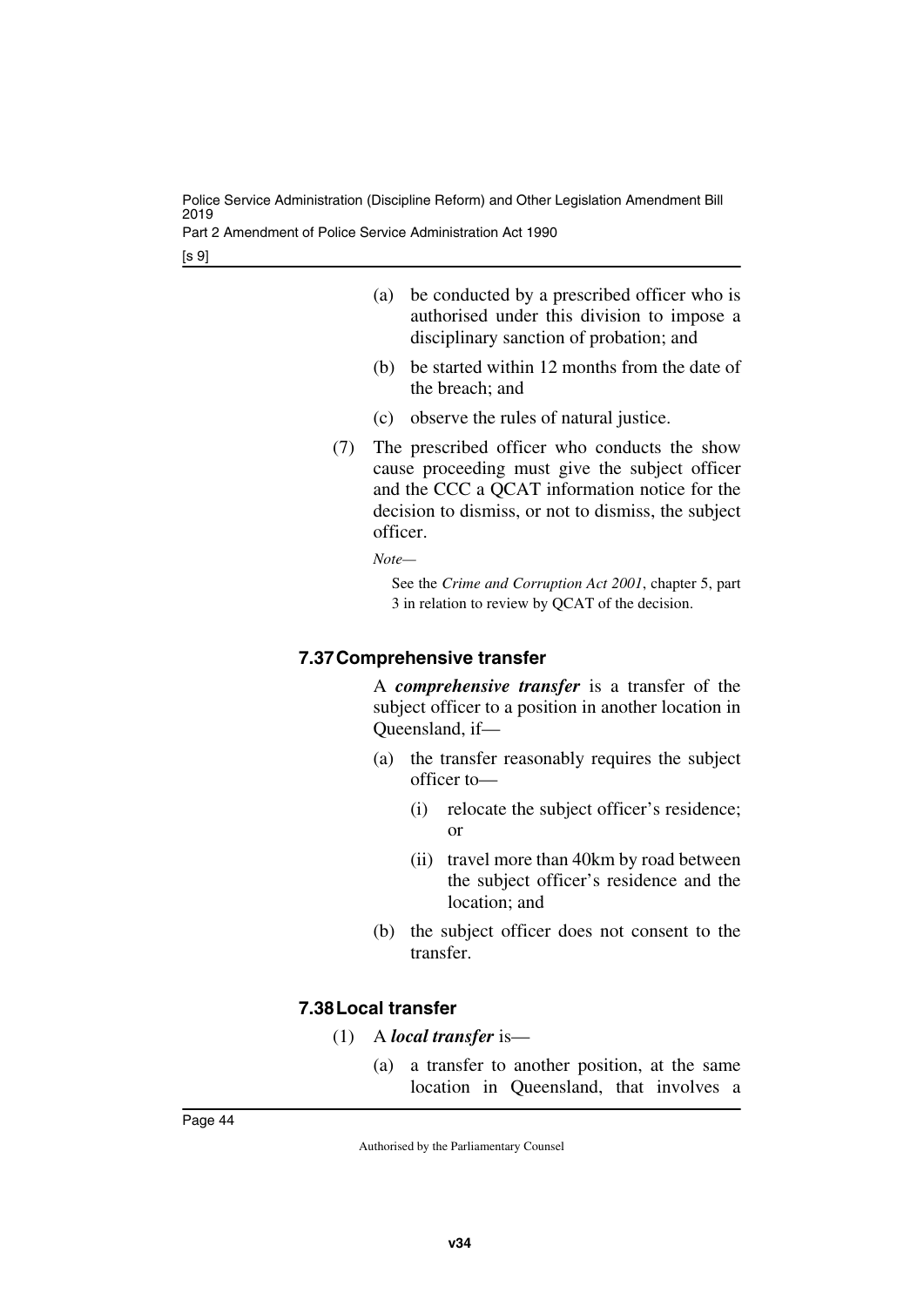(a) be conducted by a prescribed officer who is authorised under this division to impose a disciplinary sanction of probation; and

(b) be started within 12 months from the date of the breach; and

(c) observe the rules of natural justice.

(7) The prescribed officer who conducts the show cause proceeding must give the subject officer and the CCC a QCAT information notice for the decision to dismiss, or not to dismiss, the subject officer.

*Note—*

See the *Crime and Corruption Act 2001*, chapter 5, part 3 in relation to review by QCAT of the decision.

### 7.37 Comprehensive transfer

A ***comprehensive transfer*** is a transfer of the subject officer to a position in another location in Queensland, if—

(a) the transfer reasonably requires the subject officer to—

(i) relocate the subject officer's residence; or

(ii) travel more than 40km by road between the subject officer's residence and the location; and

(b) the subject officer does not consent to the transfer.

### 7.38 Local transfer

(1) A ***local transfer*** is—

(a) a transfer to another position, at the same location in Queensland, that involves a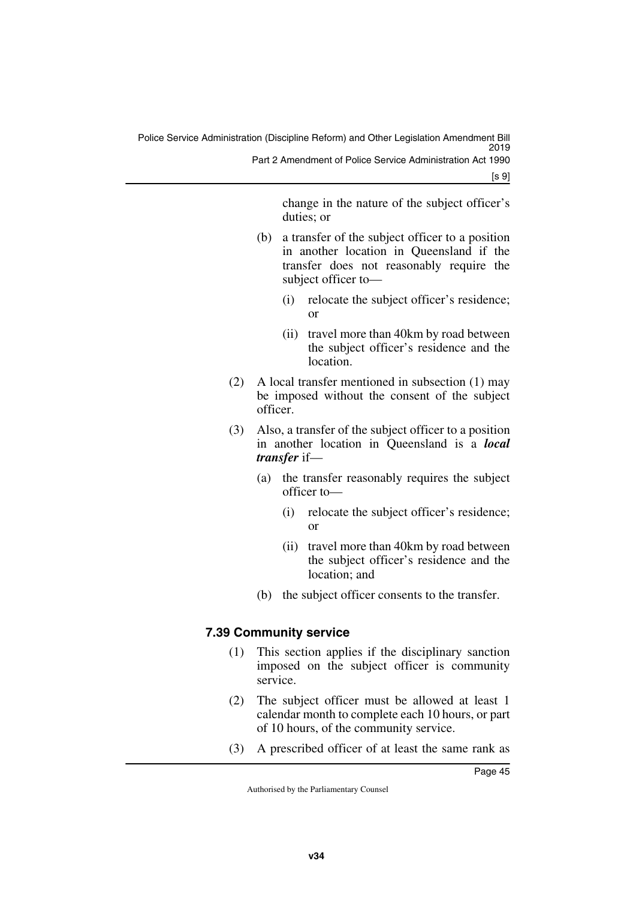change in the nature of the subject officer's duties; or

(b) a transfer of the subject officer to a position in another location in Queensland if the transfer does not reasonably require the subject officer to—

(i) relocate the subject officer's residence; or

(ii) travel more than 40km by road between the subject officer's residence and the location.

(2) A local transfer mentioned in subsection (1) may be imposed without the consent of the subject officer.

(3) Also, a transfer of the subject officer to a position in another location in Queensland is a ***local transfer*** if—

(a) the transfer reasonably requires the subject officer to—

(i) relocate the subject officer's residence; or

(ii) travel more than 40km by road between the subject officer's residence and the location; and

(b) the subject officer consents to the transfer.

### 7.39 Community service

(1) This section applies if the disciplinary sanction imposed on the subject officer is community service.

(2) The subject officer must be allowed at least 1 calendar month to complete each 10 hours, or part of 10 hours, of the community service.

(3) A prescribed officer of at least the same rank as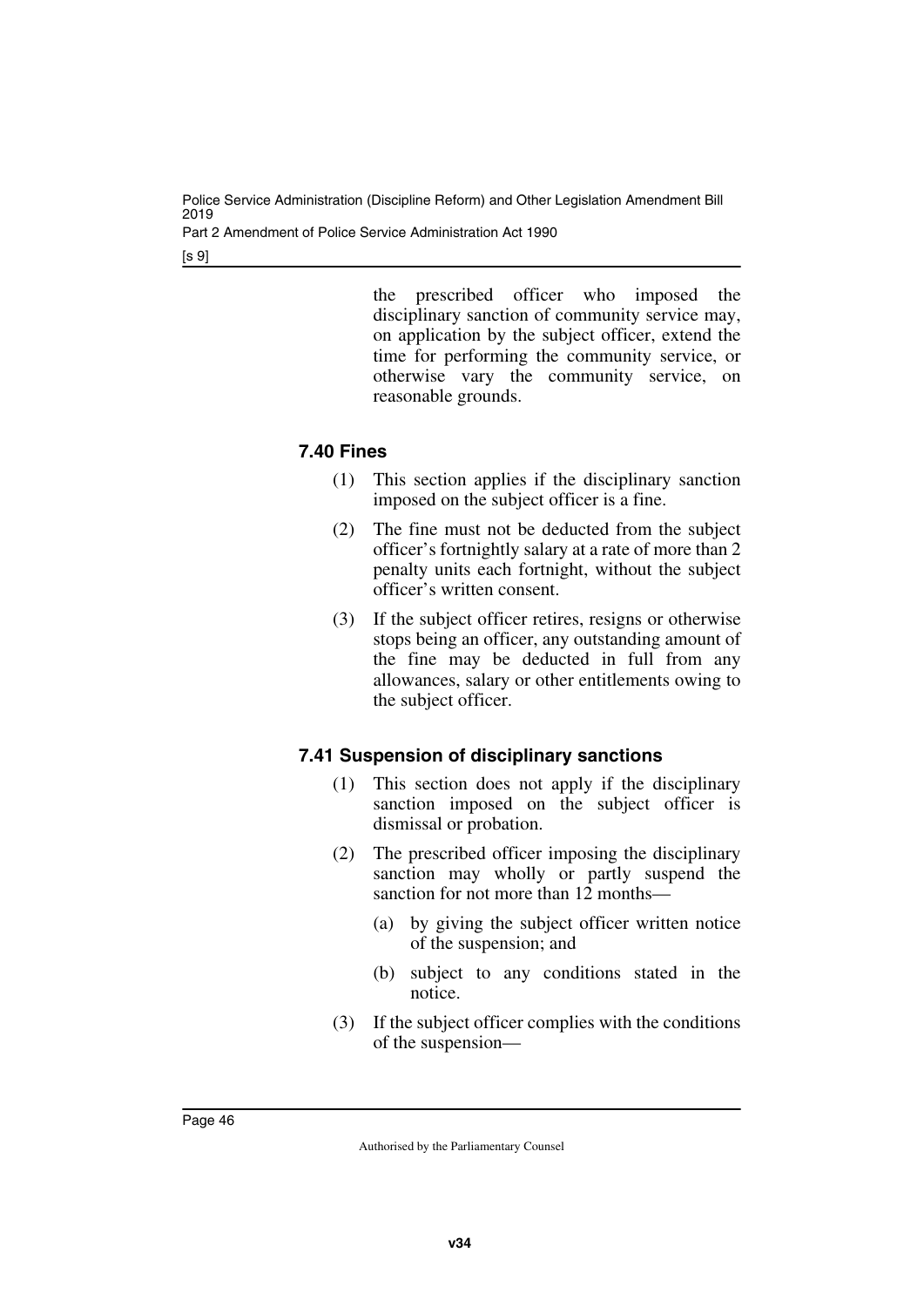the prescribed officer who imposed the disciplinary sanction of community service may, on application by the subject officer, extend the time for performing the community service, or otherwise vary the community service, on reasonable grounds.

### 7.40 Fines

(1) This section applies if the disciplinary sanction imposed on the subject officer is a fine.

(2) The fine must not be deducted from the subject officer's fortnightly salary at a rate of more than 2 penalty units each fortnight, without the subject officer's written consent.

(3) If the subject officer retires, resigns or otherwise stops being an officer, any outstanding amount of the fine may be deducted in full from any allowances, salary or other entitlements owing to the subject officer.

### 7.41 Suspension of disciplinary sanctions

(1) This section does not apply if the disciplinary sanction imposed on the subject officer is dismissal or probation.

(2) The prescribed officer imposing the disciplinary sanction may wholly or partly suspend the sanction for not more than 12 months—

(a) by giving the subject officer written notice of the suspension; and

(b) subject to any conditions stated in the notice.

(3) If the subject officer complies with the conditions of the suspension—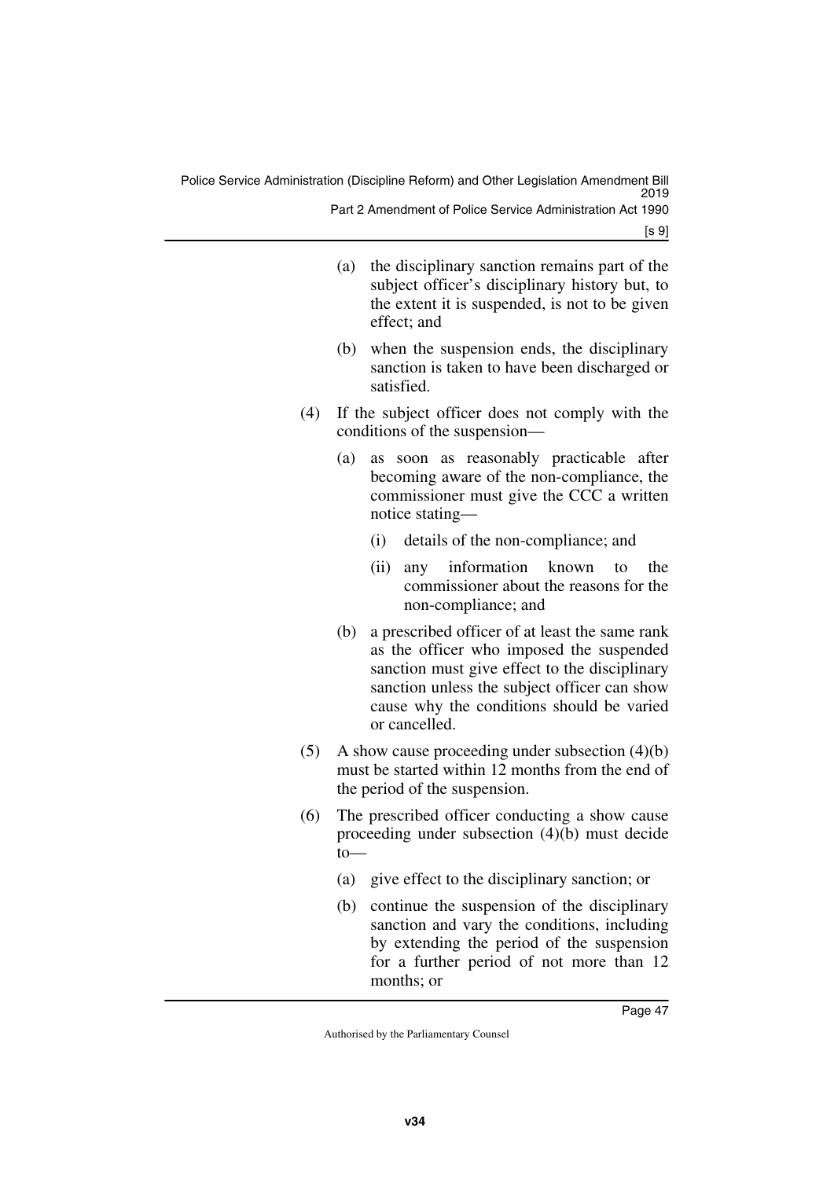(a) the disciplinary sanction remains part of the subject officer's disciplinary history but, to the extent it is suspended, is not to be given effect; and

(b) when the suspension ends, the disciplinary sanction is taken to have been discharged or satisfied.

(4) If the subject officer does not comply with the conditions of the suspension—

(a) as soon as reasonably practicable after becoming aware of the non-compliance, the commissioner must give the CCC a written notice stating—

(i) details of the non-compliance; and

(ii) any information known to the commissioner about the reasons for the non-compliance; and

(b) a prescribed officer of at least the same rank as the officer who imposed the suspended sanction must give effect to the disciplinary sanction unless the subject officer can show cause why the conditions should be varied or cancelled.

(5) A show cause proceeding under subsection (4)(b) must be started within 12 months from the end of the period of the suspension.

(6) The prescribed officer conducting a show cause proceeding under subsection (4)(b) must decide to—

(a) give effect to the disciplinary sanction; or

(b) continue the suspension of the disciplinary sanction and vary the conditions, including by extending the period of the suspension for a further period of not more than 12 months; or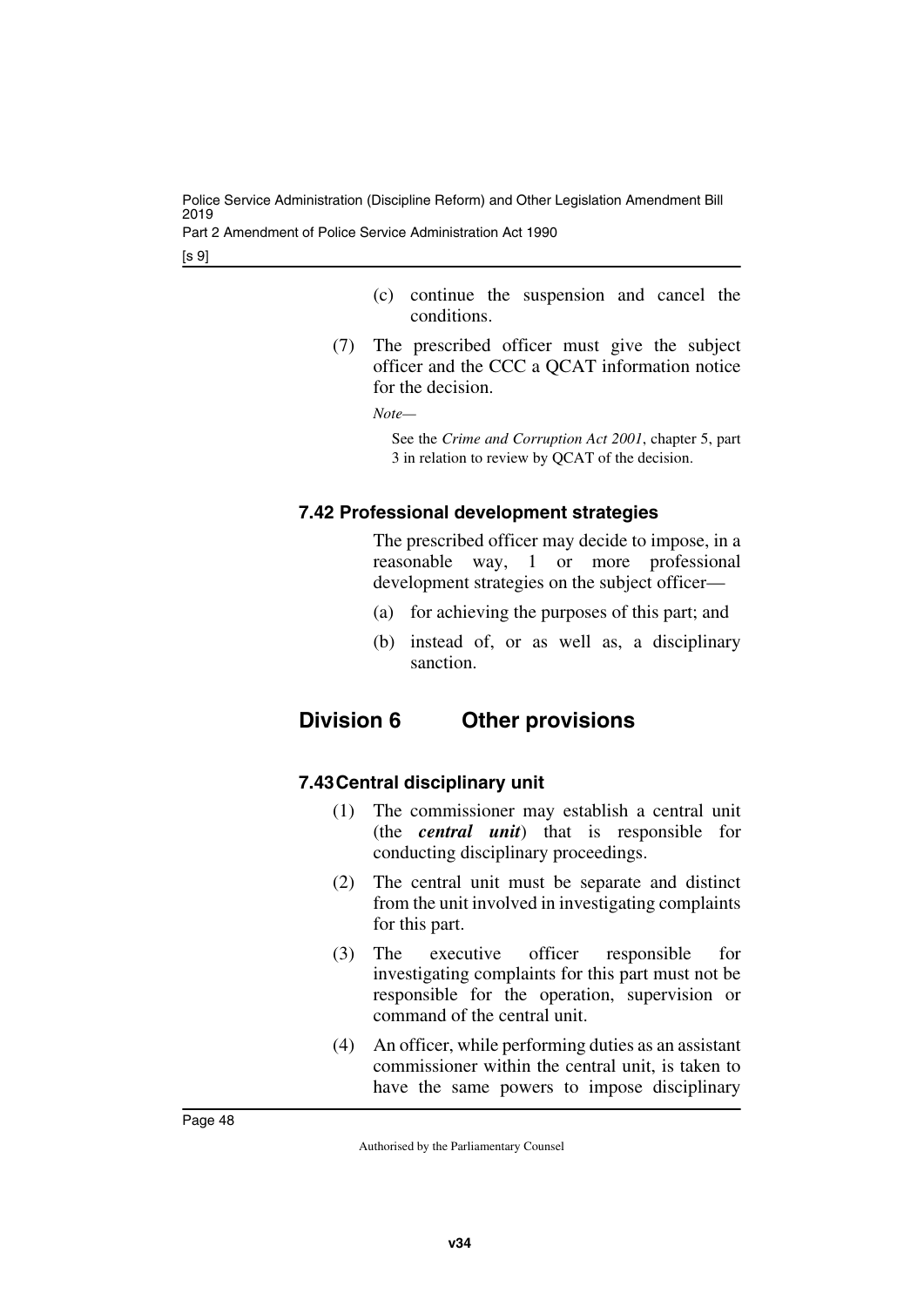(c) continue the suspension and cancel the conditions.

(7) The prescribed officer must give the subject officer and the CCC a QCAT information notice for the decision.

*Note—*

See the *Crime and Corruption Act 2001*, chapter 5, part 3 in relation to review by QCAT of the decision.

### 7.42 Professional development strategies

The prescribed officer may decide to impose, in a reasonable way, 1 or more professional development strategies on the subject officer—

(a) for achieving the purposes of this part; and

(b) instead of, or as well as, a disciplinary sanction.

## Division 6 Other provisions

### 7.43 Central disciplinary unit

(1) The commissioner may establish a central unit (the ***central unit***) that is responsible for conducting disciplinary proceedings.

(2) The central unit must be separate and distinct from the unit involved in investigating complaints for this part.

(3) The executive officer responsible for investigating complaints for this part must not be responsible for the operation, supervision or command of the central unit.

(4) An officer, while performing duties as an assistant commissioner within the central unit, is taken to have the same powers to impose disciplinary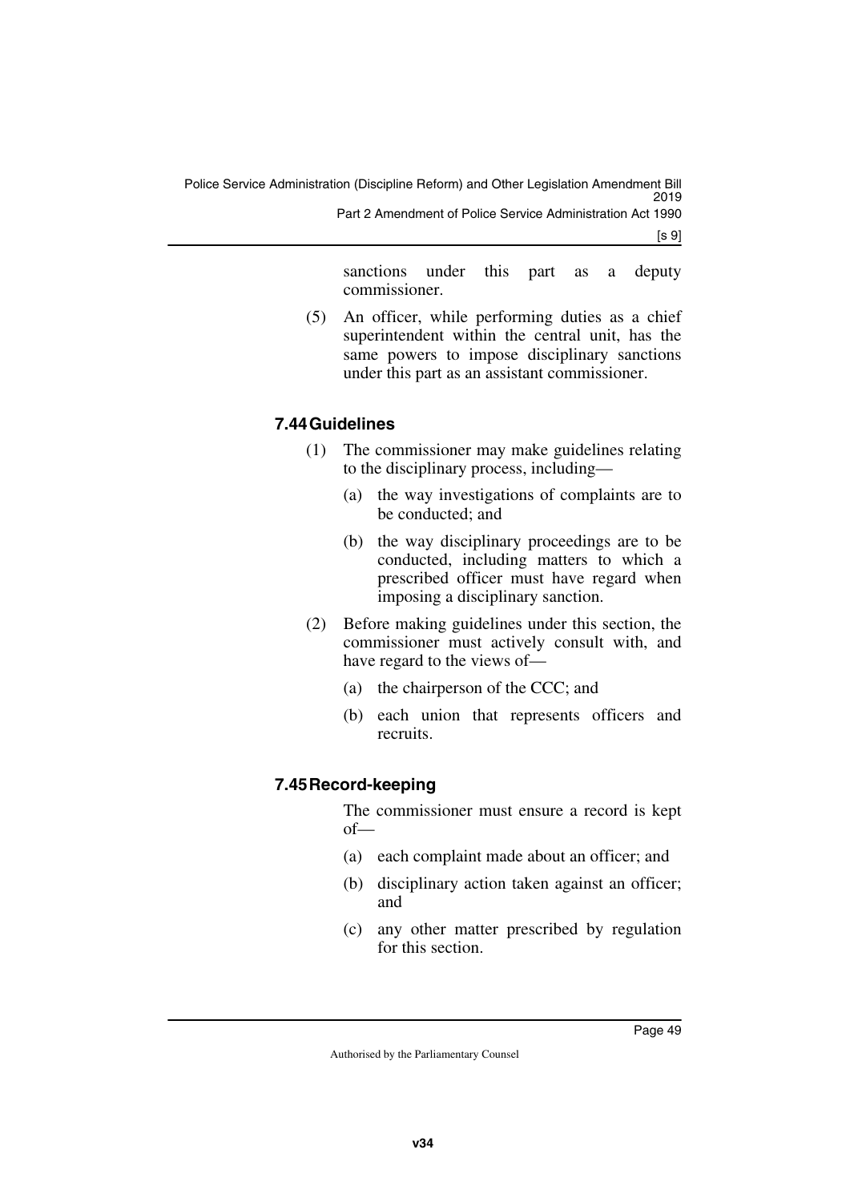sanctions under this part as a deputy commissioner.

(5) An officer, while performing duties as a chief superintendent within the central unit, has the same powers to impose disciplinary sanctions under this part as an assistant commissioner.

### 7.44 Guidelines

(1) The commissioner may make guidelines relating to the disciplinary process, including—

(a) the way investigations of complaints are to be conducted; and

(b) the way disciplinary proceedings are to be conducted, including matters to which a prescribed officer must have regard when imposing a disciplinary sanction.

(2) Before making guidelines under this section, the commissioner must actively consult with, and have regard to the views of—

(a) the chairperson of the CCC; and

(b) each union that represents officers and recruits.

### 7.45 Record-keeping

The commissioner must ensure a record is kept of—

(a) each complaint made about an officer; and

(b) disciplinary action taken against an officer; and

(c) any other matter prescribed by regulation for this section.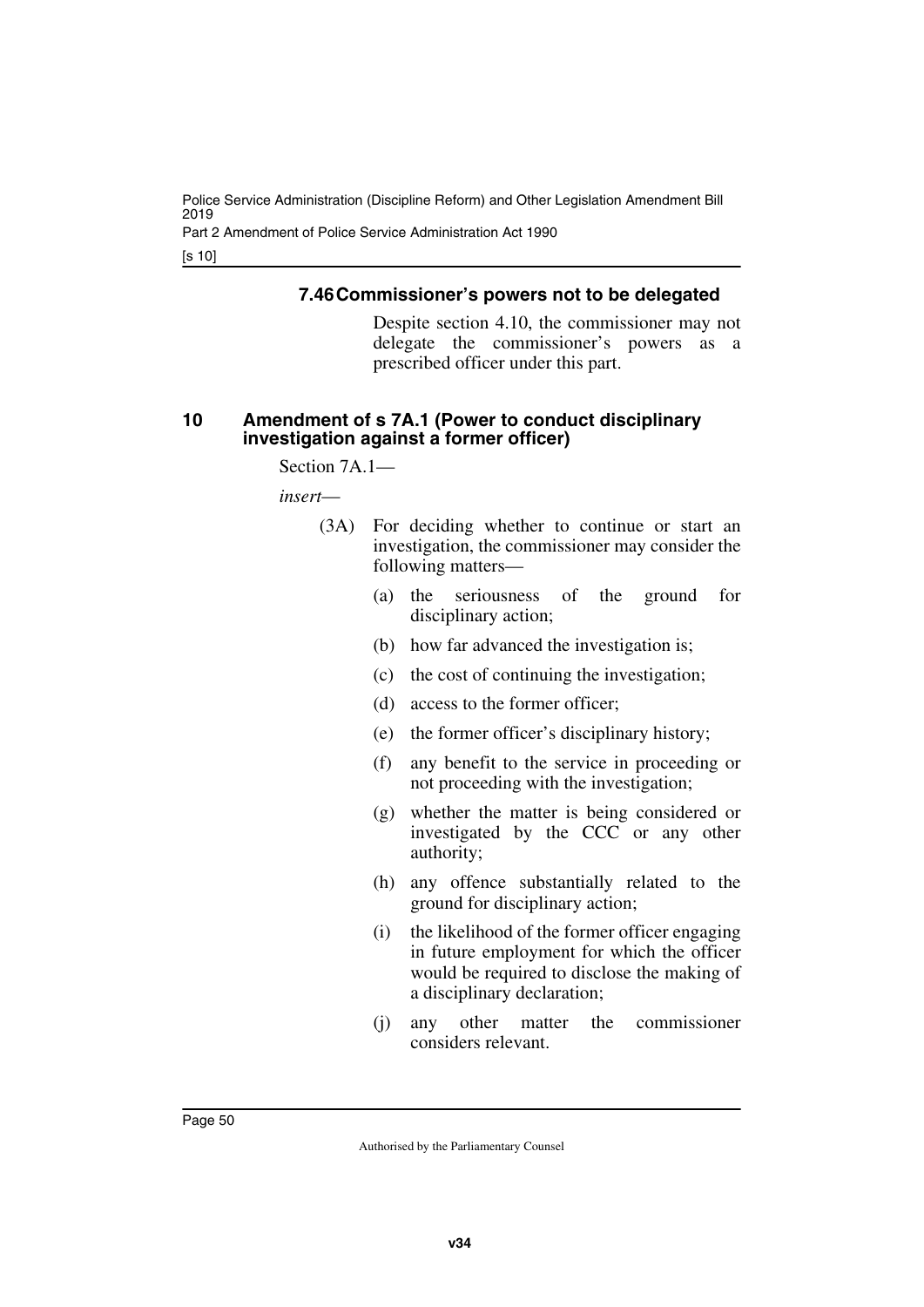#### 7.46 Commissioner's powers not to be delegated

Despite section 4.10, the commissioner may not delegate the commissioner's powers as a prescribed officer under this part.

### 10 Amendment of s 7A.1 (Power to conduct disciplinary investigation against a former officer)

Section 7A.1—

*insert*—

(3A) For deciding whether to continue or start an investigation, the commissioner may consider the following matters—

(a) the seriousness of the ground for disciplinary action;

(b) how far advanced the investigation is;

(c) the cost of continuing the investigation;

(d) access to the former officer;

(e) the former officer's disciplinary history;

(f) any benefit to the service in proceeding or not proceeding with the investigation;

(g) whether the matter is being considered or investigated by the CCC or any other authority;

(h) any offence substantially related to the ground for disciplinary action;

(i) the likelihood of the former officer engaging in future employment for which the officer would be required to disclose the making of a disciplinary declaration;

(j) any other matter the commissioner considers relevant.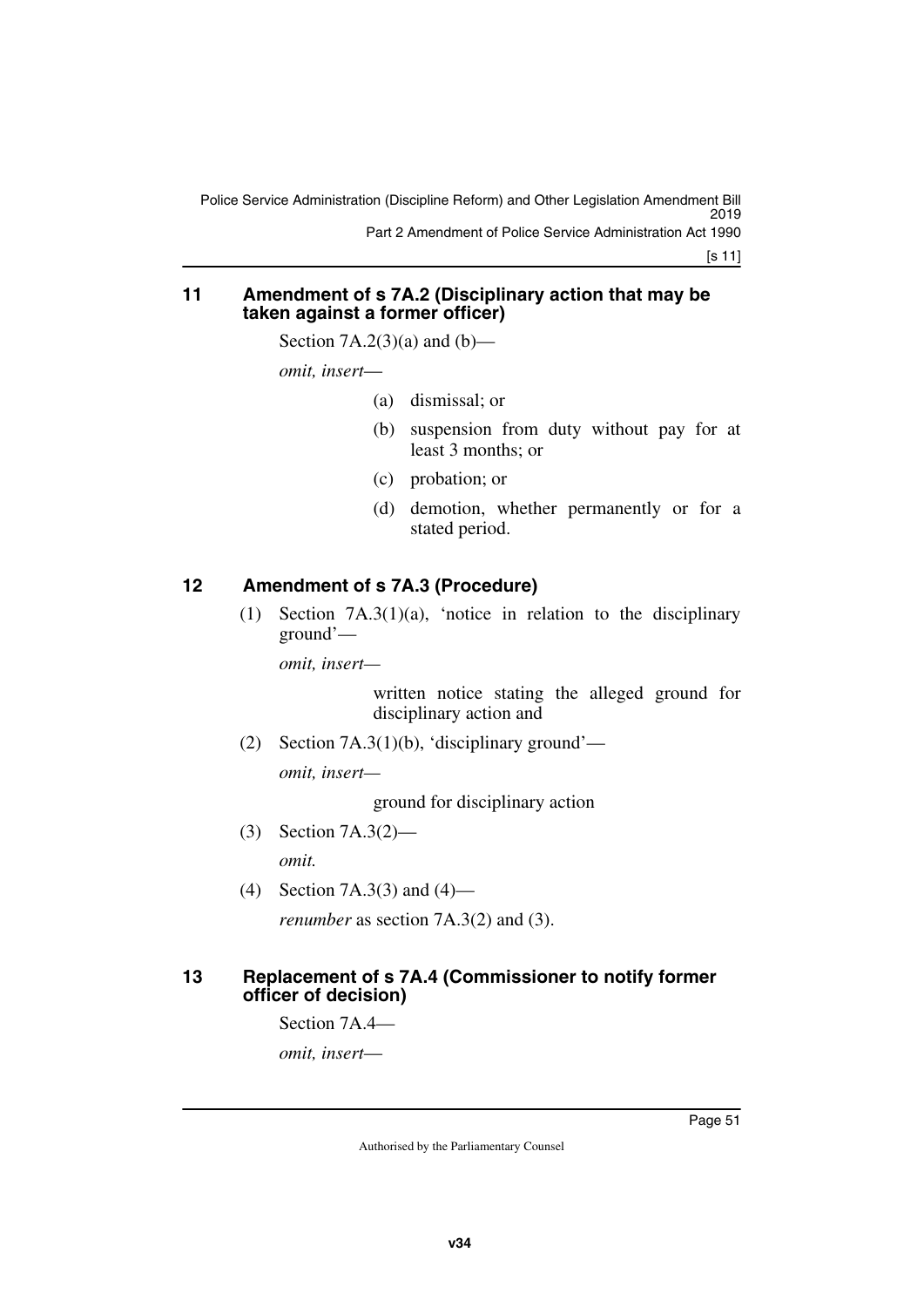## 11 Amendment of s 7A.2 (Disciplinary action that may be taken against a former officer)

Section 7A.2(3)(a) and (b)—

*omit, insert*—

(a) dismissal; or

(b) suspension from duty without pay for at least 3 months; or

(c) probation; or

(d) demotion, whether permanently or for a stated period.

## 12 Amendment of s 7A.3 (Procedure)

(1) Section 7A.3(1)(a), 'notice in relation to the disciplinary ground'—

*omit, insert*—

written notice stating the alleged ground for disciplinary action and

(2) Section 7A.3(1)(b), 'disciplinary ground'—

*omit, insert*—

ground for disciplinary action

(3) Section 7A.3(2)—

*omit.*

(4) Section 7A.3(3) and (4)—

*renumber* as section 7A.3(2) and (3).

## 13 Replacement of s 7A.4 (Commissioner to notify former officer of decision)

Section 7A.4—

*omit, insert*—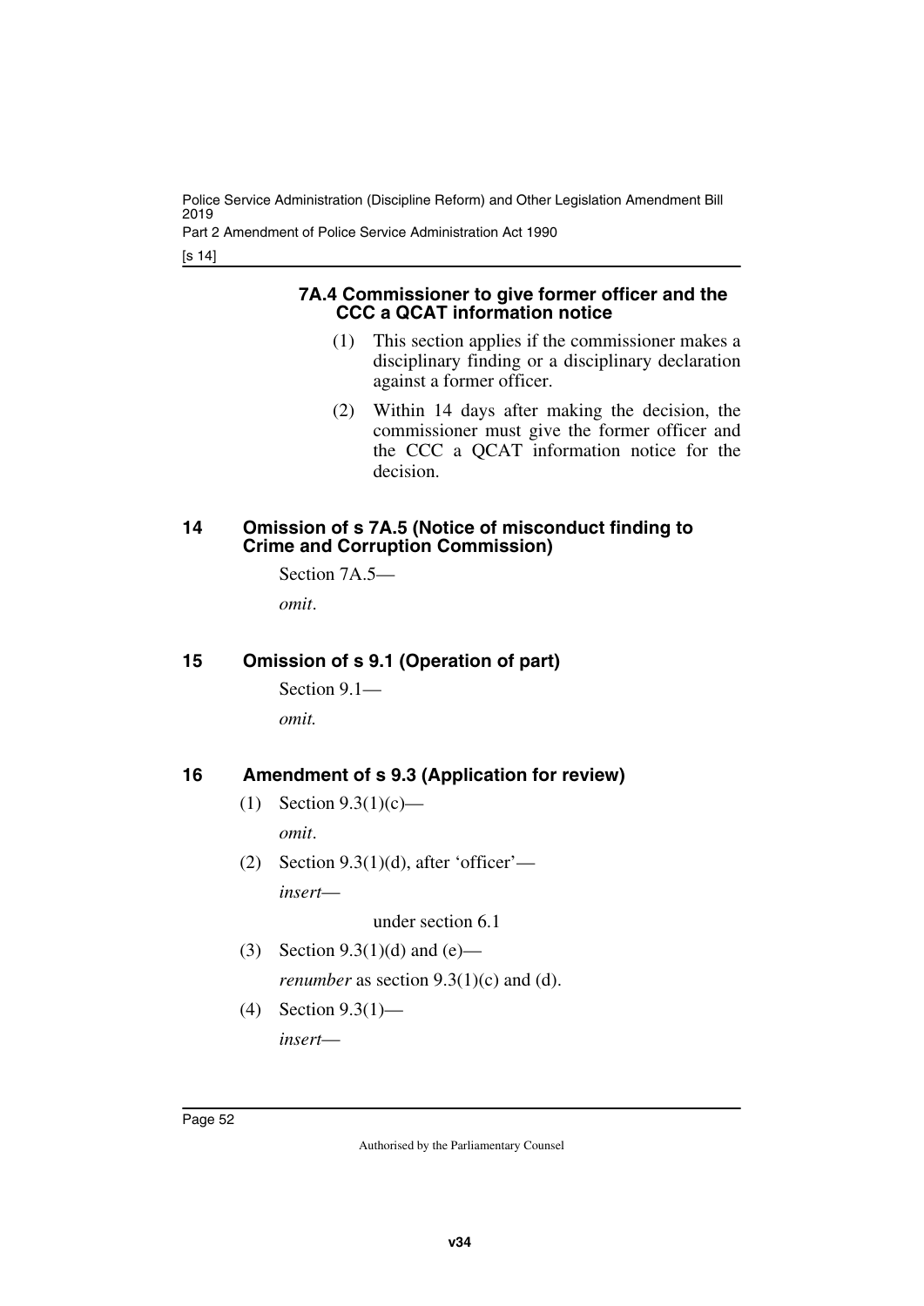#### 7A.4 Commissioner to give former officer and the CCC a QCAT information notice

(1) This section applies if the commissioner makes a disciplinary finding or a disciplinary declaration against a former officer.

(2) Within 14 days after making the decision, the commissioner must give the former officer and the CCC a QCAT information notice for the decision.

### 14 Omission of s 7A.5 (Notice of misconduct finding to Crime and Corruption Commission)

Section 7A.5—

*omit*.

### 15 Omission of s 9.1 (Operation of part)

Section 9.1—

*omit.*

### 16 Amendment of s 9.3 (Application for review)

(1) Section 9.3(1)(c)—

*omit*.

(2) Section 9.3(1)(d), after 'officer'—

*insert*—

under section 6.1

(3) Section 9.3(1)(d) and (e)—

*renumber* as section 9.3(1)(c) and (d).

(4) Section 9.3(1)—

*insert*—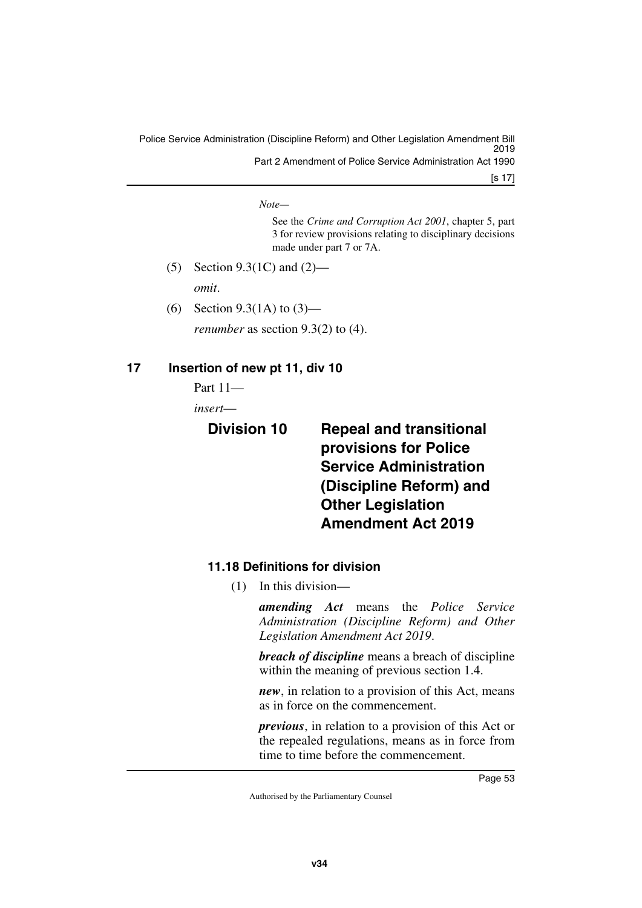*Note—*

See the *Crime and Corruption Act 2001*, chapter 5, part 3 for review provisions relating to disciplinary decisions made under part 7 or 7A.

(5) Section 9.3(1C) and (2)—

*omit*.

(6) Section 9.3(1A) to (3)—

*renumber* as section 9.3(2) to (4).

## 17 Insertion of new pt 11, div 10

Part 11—

*insert*—

### Division 10 Repeal and transitional provisions for Police Service Administration (Discipline Reform) and Other Legislation Amendment Act 2019

#### 11.18 Definitions for division

(1) In this division—

***amending Act*** means the *Police Service Administration (Discipline Reform) and Other Legislation Amendment Act 2019*.

***breach of discipline*** means a breach of discipline within the meaning of previous section 1.4.

***new***, in relation to a provision of this Act, means as in force on the commencement.

***previous***, in relation to a provision of this Act or the repealed regulations, means as in force from time to time before the commencement.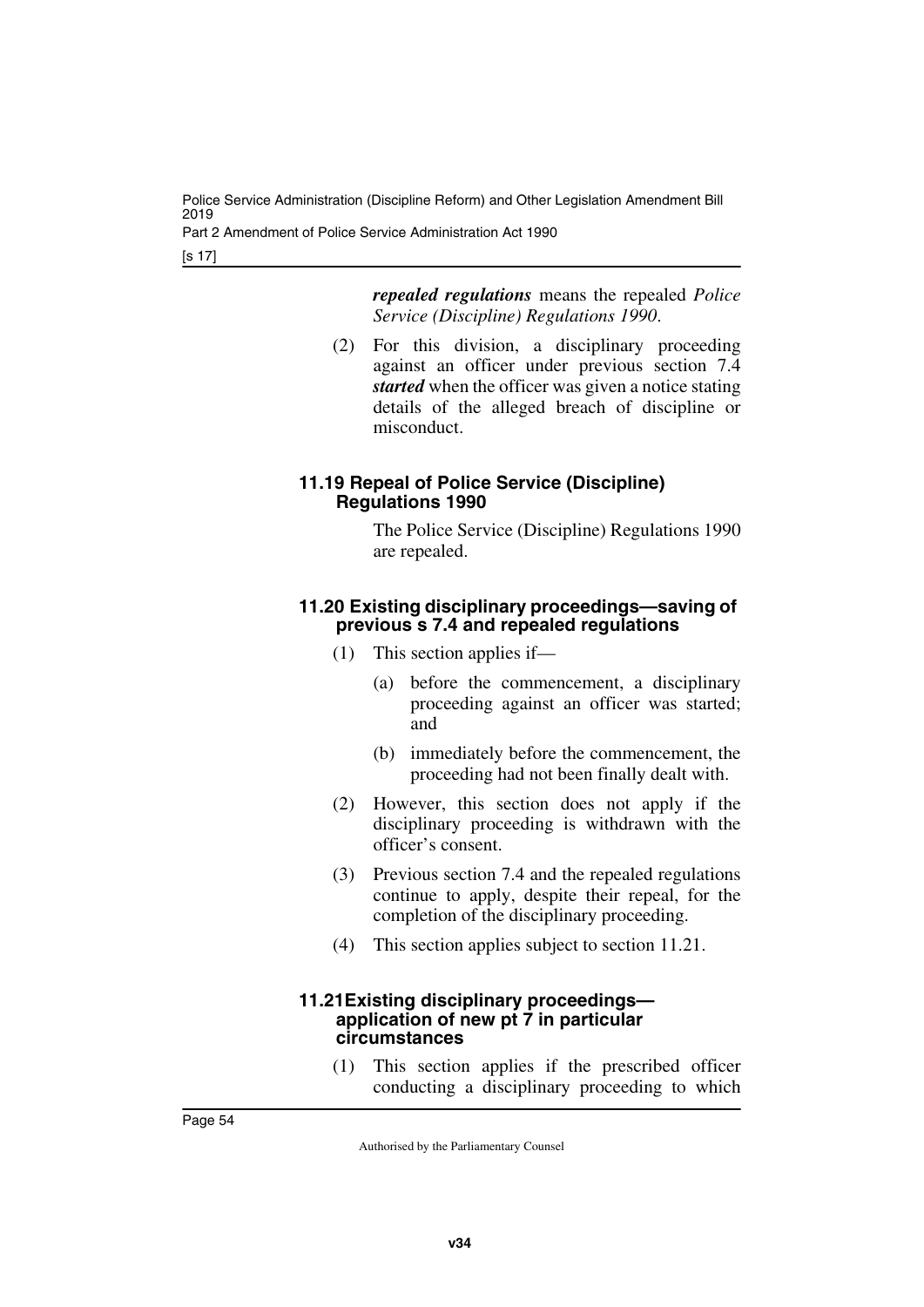***repealed regulations*** means the repealed *Police Service (Discipline) Regulations 1990*.

(2) For this division, a disciplinary proceeding against an officer under previous section 7.4 ***started*** when the officer was given a notice stating details of the alleged breach of discipline or misconduct.

### 11.19 Repeal of Police Service (Discipline) Regulations 1990

The Police Service (Discipline) Regulations 1990 are repealed.

### 11.20 Existing disciplinary proceedings—saving of previous s 7.4 and repealed regulations

(1) This section applies if—

(a) before the commencement, a disciplinary proceeding against an officer was started; and

(b) immediately before the commencement, the proceeding had not been finally dealt with.

(2) However, this section does not apply if the disciplinary proceeding is withdrawn with the officer's consent.

(3) Previous section 7.4 and the repealed regulations continue to apply, despite their repeal, for the completion of the disciplinary proceeding.

(4) This section applies subject to section 11.21.

### 11.21 Existing disciplinary proceedings—application of new pt 7 in particular circumstances

(1) This section applies if the prescribed officer conducting a disciplinary proceeding to which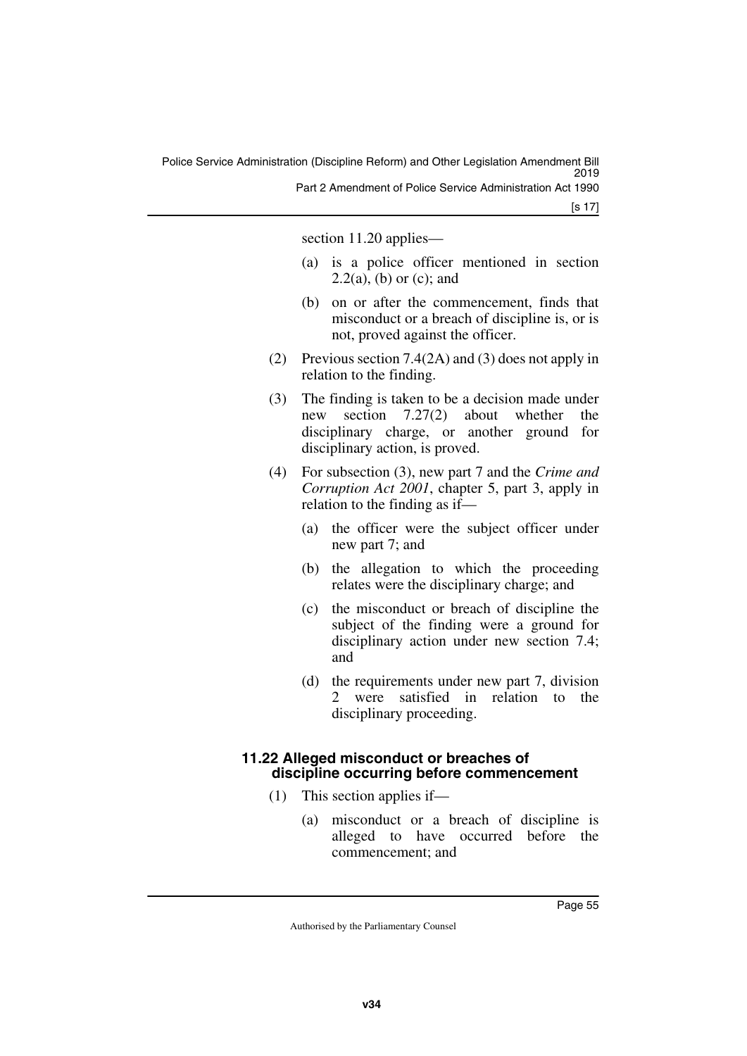section 11.20 applies—

(a) is a police officer mentioned in section 2.2(a), (b) or (c); and

(b) on or after the commencement, finds that misconduct or a breach of discipline is, or is not, proved against the officer.

(2) Previous section 7.4(2A) and (3) does not apply in relation to the finding.

(3) The finding is taken to be a decision made under new section 7.27(2) about whether the disciplinary charge, or another ground for disciplinary action, is proved.

(4) For subsection (3), new part 7 and the *Crime and Corruption Act 2001*, chapter 5, part 3, apply in relation to the finding as if—

(a) the officer were the subject officer under new part 7; and

(b) the allegation to which the proceeding relates were the disciplinary charge; and

(c) the misconduct or breach of discipline the subject of the finding were a ground for disciplinary action under new section 7.4; and

(d) the requirements under new part 7, division 2 were satisfied in relation to the disciplinary proceeding.

#### 11.22 Alleged misconduct or breaches of discipline occurring before commencement

(1) This section applies if—

(a) misconduct or a breach of discipline is alleged to have occurred before the commencement; and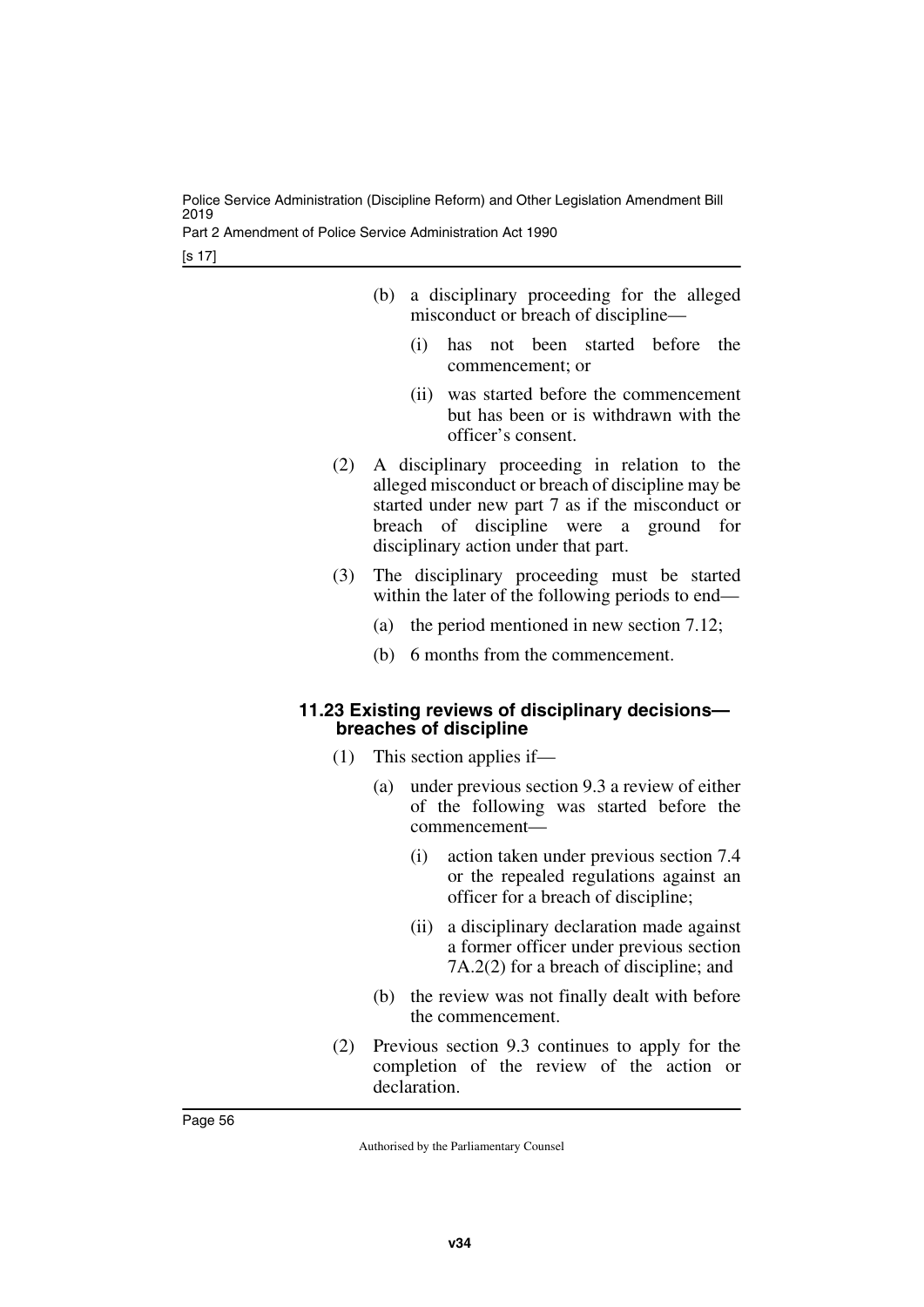(b) a disciplinary proceeding for the alleged misconduct or breach of discipline—

(i) has not been started before the commencement; or

(ii) was started before the commencement but has been or is withdrawn with the officer's consent.

(2) A disciplinary proceeding in relation to the alleged misconduct or breach of discipline may be started under new part 7 as if the misconduct or breach of discipline were a ground for disciplinary action under that part.

(3) The disciplinary proceeding must be started within the later of the following periods to end—

(a) the period mentioned in new section 7.12;

(b) 6 months from the commencement.

### 11.23 Existing reviews of disciplinary decisions—breaches of discipline

(1) This section applies if—

(a) under previous section 9.3 a review of either of the following was started before the commencement—

(i) action taken under previous section 7.4 or the repealed regulations against an officer for a breach of discipline;

(ii) a disciplinary declaration made against a former officer under previous section 7A.2(2) for a breach of discipline; and

(b) the review was not finally dealt with before the commencement.

(2) Previous section 9.3 continues to apply for the completion of the review of the action or declaration.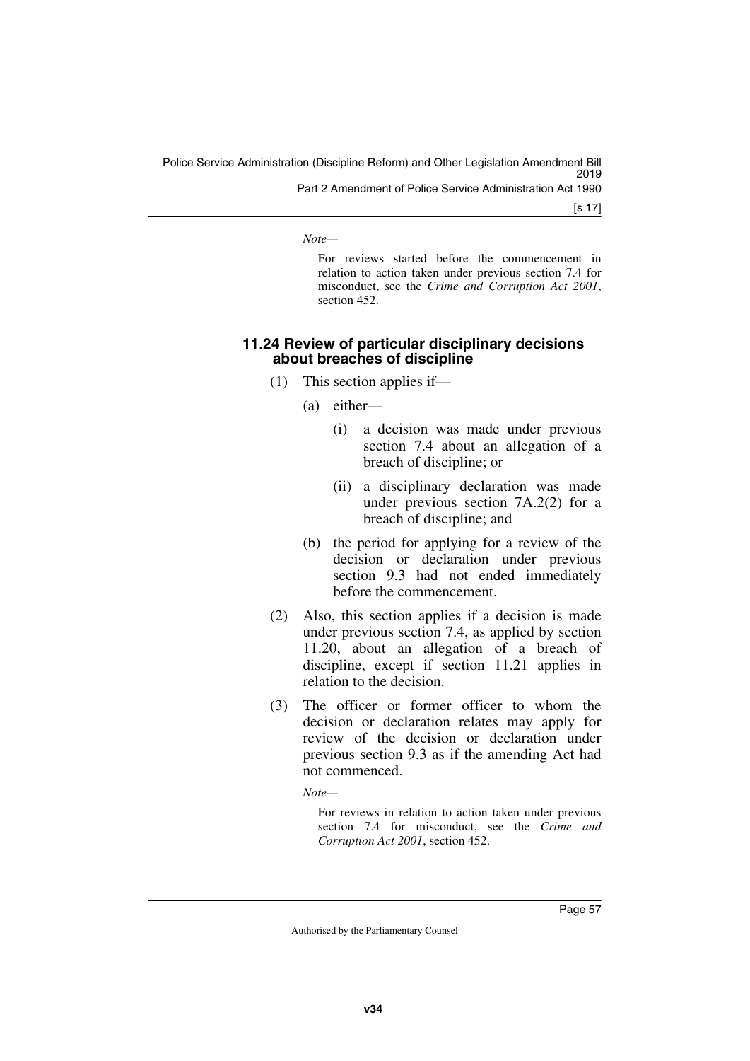*Note—*

For reviews started before the commencement in relation to action taken under previous section 7.4 for misconduct, see the *Crime and Corruption Act 2001*, section 452.

### 11.24 Review of particular disciplinary decisions about breaches of discipline

(1) This section applies if—

(a) either—

(i) a decision was made under previous section 7.4 about an allegation of a breach of discipline; or

(ii) a disciplinary declaration was made under previous section 7A.2(2) for a breach of discipline; and

(b) the period for applying for a review of the decision or declaration under previous section 9.3 had not ended immediately before the commencement.

(2) Also, this section applies if a decision is made under previous section 7.4, as applied by section 11.20, about an allegation of a breach of discipline, except if section 11.21 applies in relation to the decision.

(3) The officer or former officer to whom the decision or declaration relates may apply for review of the decision or declaration under previous section 9.3 as if the amending Act had not commenced.

*Note—*

For reviews in relation to action taken under previous section 7.4 for misconduct, see the *Crime and Corruption Act 2001*, section 452.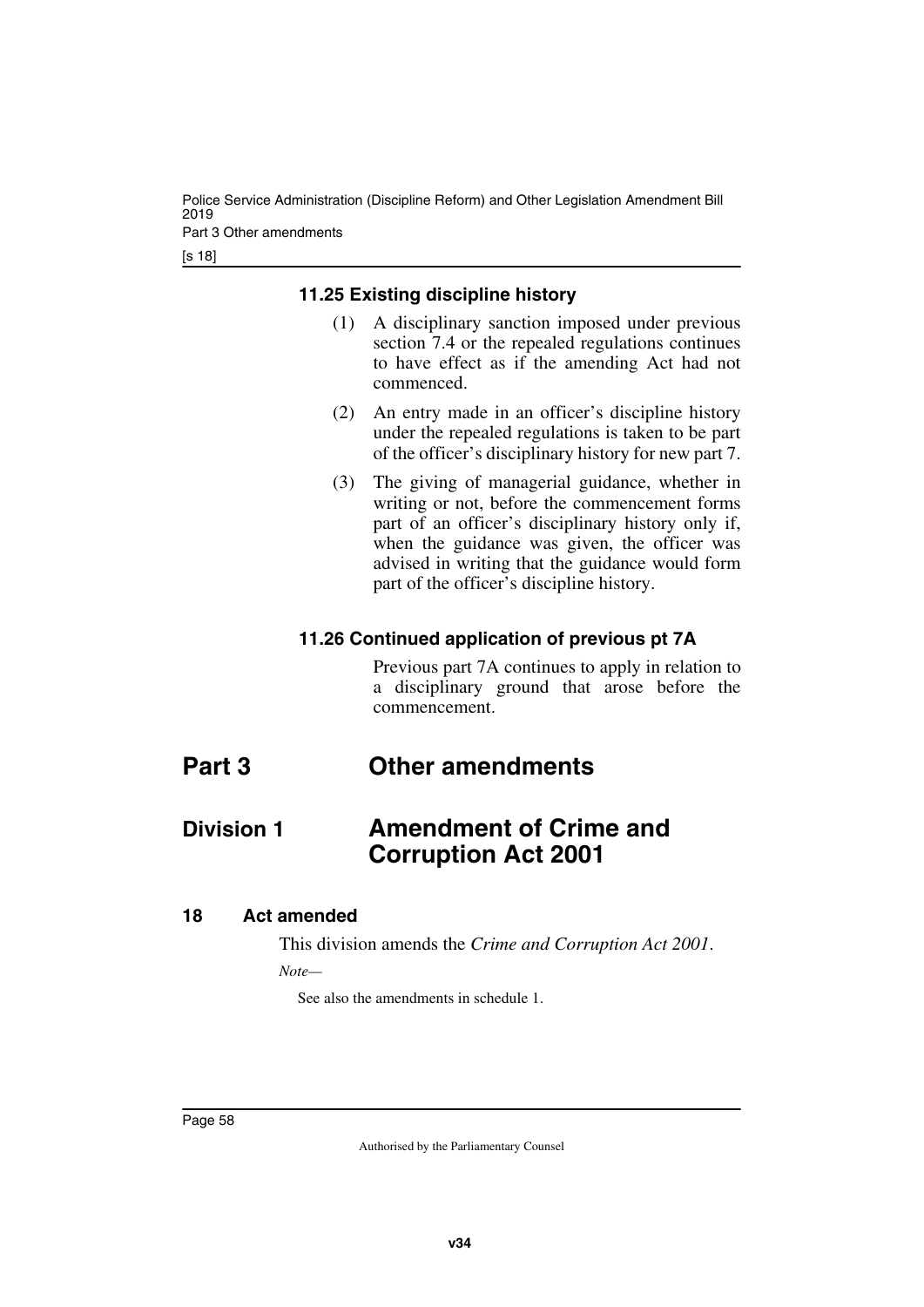#### 11.25 Existing discipline history

(1) A disciplinary sanction imposed under previous section 7.4 or the repealed regulations continues to have effect as if the amending Act had not commenced.

(2) An entry made in an officer's discipline history under the repealed regulations is taken to be part of the officer's disciplinary history for new part 7.

(3) The giving of managerial guidance, whether in writing or not, before the commencement forms part of an officer's disciplinary history only if, when the guidance was given, the officer was advised in writing that the guidance would form part of the officer's discipline history.

#### 11.26 Continued application of previous pt 7A

Previous part 7A continues to apply in relation to a disciplinary ground that arose before the commencement.

# Part 3 Other amendments

## Division 1 Amendment of Crime and Corruption Act 2001

### 18 Act amended

This division amends the *Crime and Corruption Act 2001*.

*Note—*

See also the amendments in schedule 1.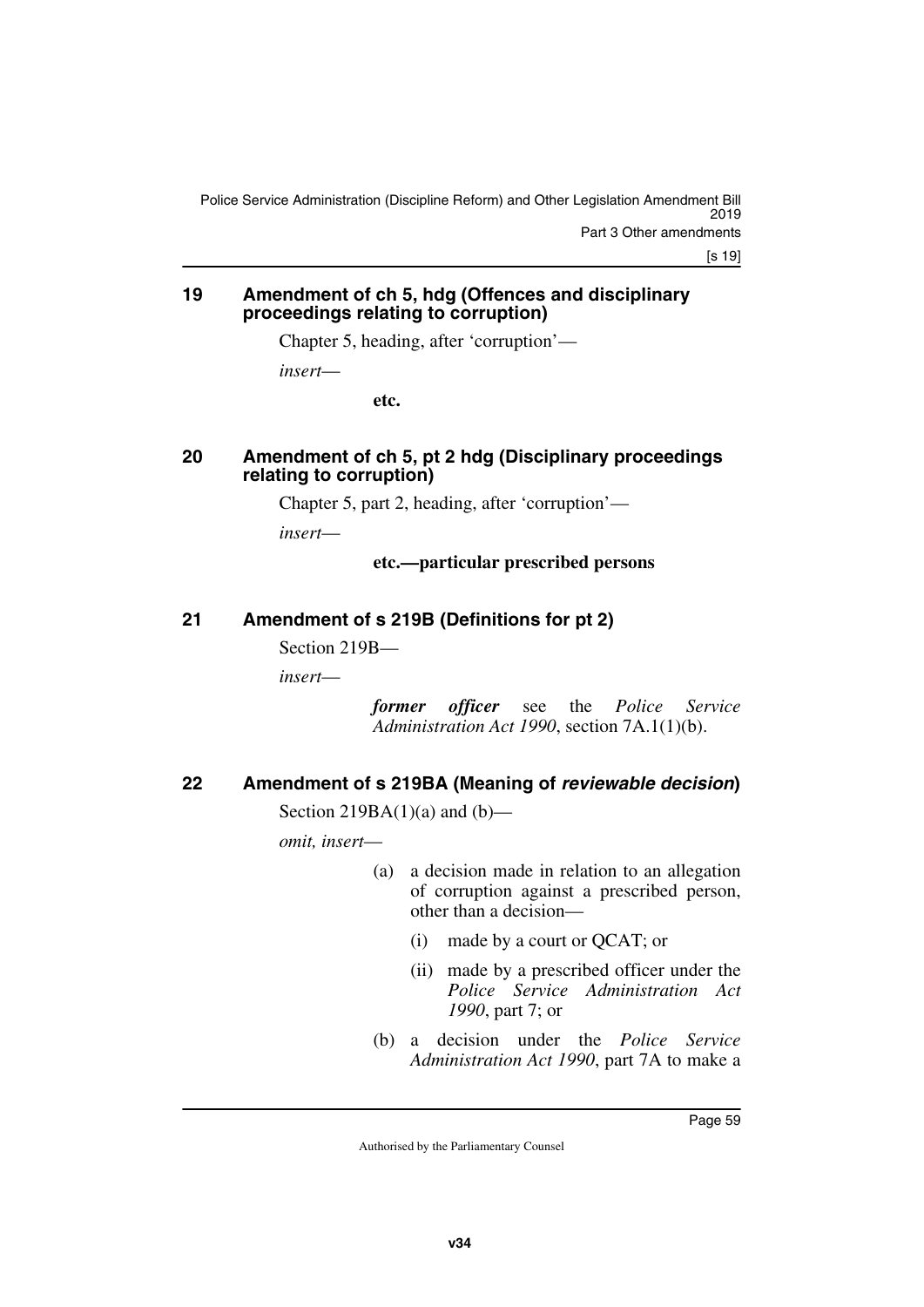## 19 Amendment of ch 5, hdg (Offences and disciplinary proceedings relating to corruption)

Chapter 5, heading, after 'corruption'—

*insert*—

**etc.**

## 20 Amendment of ch 5, pt 2 hdg (Disciplinary proceedings relating to corruption)

Chapter 5, part 2, heading, after 'corruption'—

*insert*—

**etc.—particular prescribed persons**

## 21 Amendment of s 219B (Definitions for pt 2)

Section 219B—

*insert*—

***former officer*** see the *Police Service Administration Act 1990*, section 7A.1(1)(b).

## 22 Amendment of s 219BA (Meaning of *reviewable decision*)

Section 219BA(1)(a) and (b)—

*omit, insert*—

(a) a decision made in relation to an allegation of corruption against a prescribed person, other than a decision—

(i) made by a court or QCAT; or

(ii) made by a prescribed officer under the *Police Service Administration Act 1990*, part 7; or

(b) a decision under the *Police Service Administration Act 1990*, part 7A to make a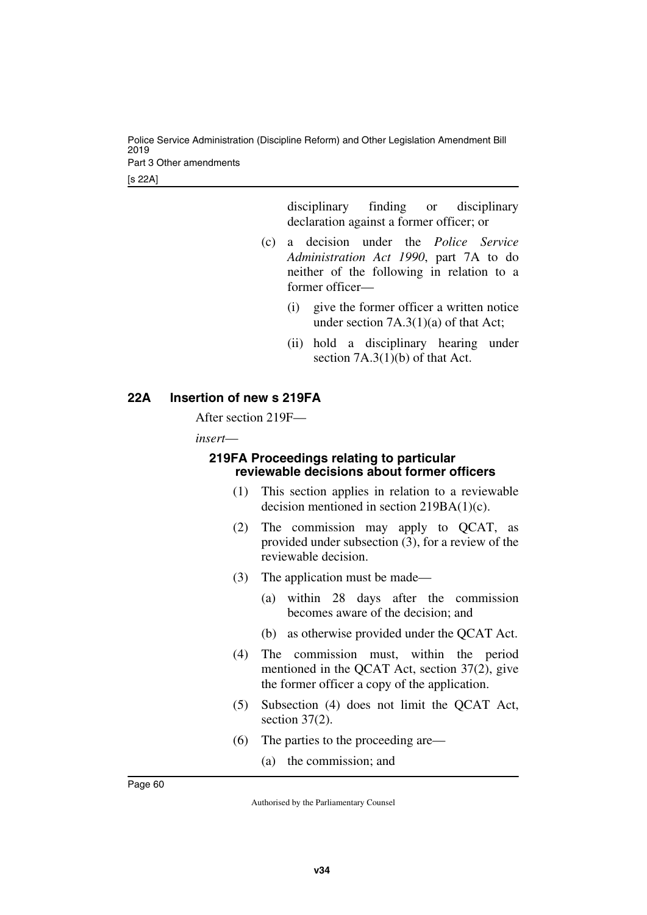disciplinary finding or disciplinary declaration against a former officer; or

(c) a decision under the *Police Service Administration Act 1990*, part 7A to do neither of the following in relation to a former officer—

(i) give the former officer a written notice under section 7A.3(1)(a) of that Act;

(ii) hold a disciplinary hearing under section 7A.3(1)(b) of that Act.

## 22A Insertion of new s 219FA

After section 219F—

*insert*—

### 219FA Proceedings relating to particular reviewable decisions about former officers

(1) This section applies in relation to a reviewable decision mentioned in section 219BA(1)(c).

(2) The commission may apply to QCAT, as provided under subsection (3), for a review of the reviewable decision.

(3) The application must be made—

(a) within 28 days after the commission becomes aware of the decision; and

(b) as otherwise provided under the QCAT Act.

(4) The commission must, within the period mentioned in the QCAT Act, section 37(2), give the former officer a copy of the application.

(5) Subsection (4) does not limit the QCAT Act, section 37(2).

(6) The parties to the proceeding are—

(a) the commission; and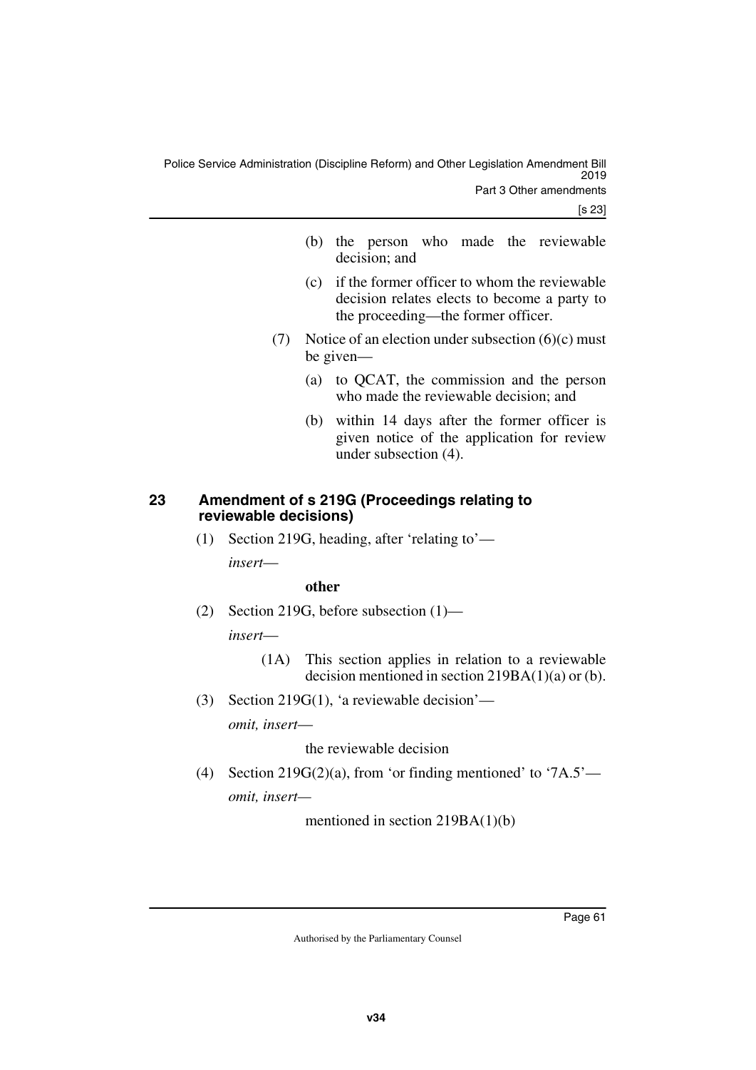(b) the person who made the reviewable decision; and

(c) if the former officer to whom the reviewable decision relates elects to become a party to the proceeding—the former officer.

(7) Notice of an election under subsection (6)(c) must be given—

(a) to QCAT, the commission and the person who made the reviewable decision; and

(b) within 14 days after the former officer is given notice of the application for review under subsection (4).

### 23 Amendment of s 219G (Proceedings relating to reviewable decisions)

(1) Section 219G, heading, after 'relating to'—

*insert*—

**other**

(2) Section 219G, before subsection (1)—

*insert*—

(1A) This section applies in relation to a reviewable decision mentioned in section 219BA(1)(a) or (b).

(3) Section 219G(1), 'a reviewable decision'—

*omit, insert*—

the reviewable decision

(4) Section 219G(2)(a), from 'or finding mentioned' to '7A.5'—

*omit, insert*—

mentioned in section 219BA(1)(b)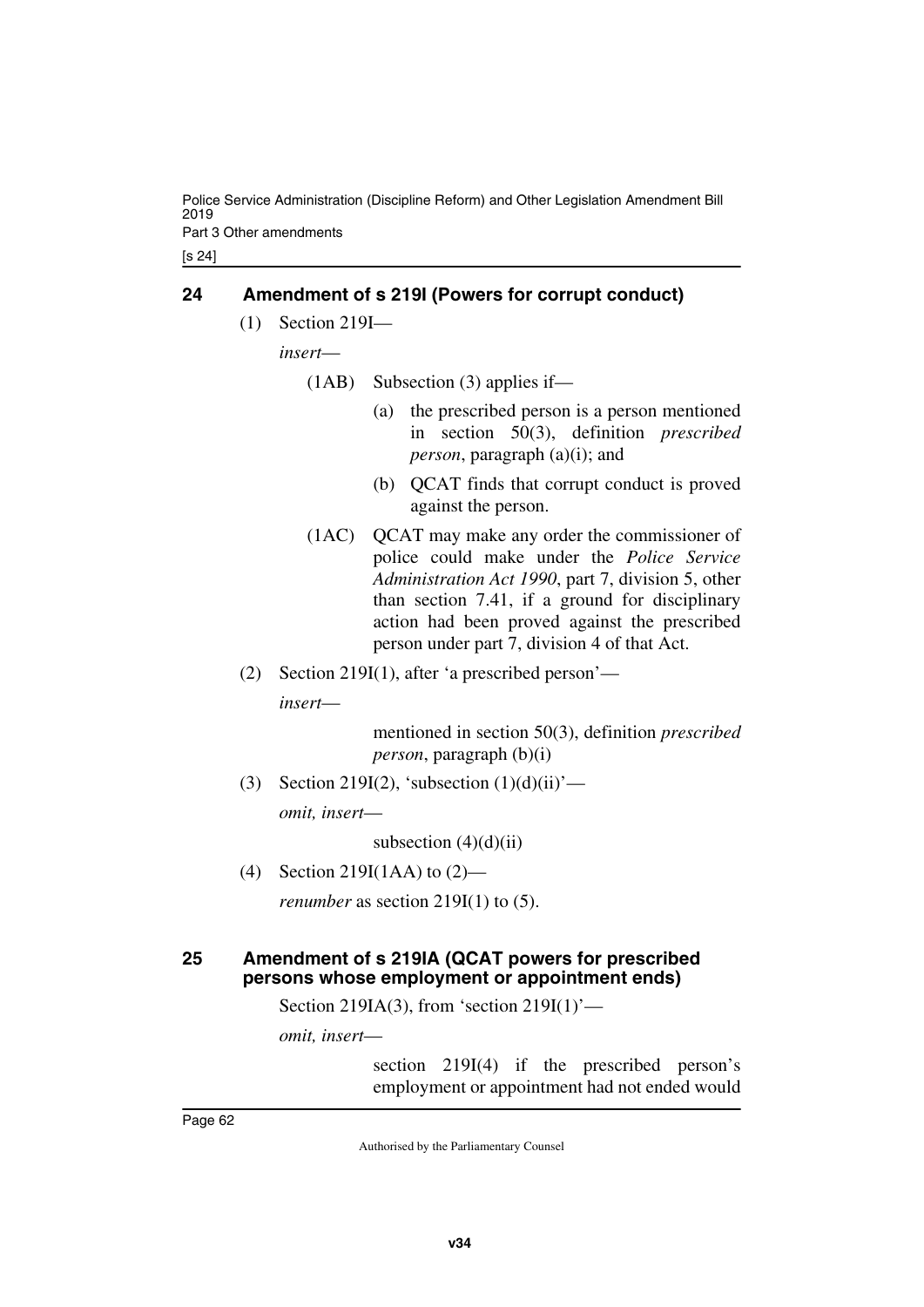## 24 Amendment of s 219I (Powers for corrupt conduct)

(1) Section 219I—

*insert*—

(1AB) Subsection (3) applies if—

(a) the prescribed person is a person mentioned in section 50(3), definition *prescribed person*, paragraph (a)(i); and

(b) QCAT finds that corrupt conduct is proved against the person.

(1AC) QCAT may make any order the commissioner of police could make under the *Police Service Administration Act 1990*, part 7, division 5, other than section 7.41, if a ground for disciplinary action had been proved against the prescribed person under part 7, division 4 of that Act.

(2) Section 219I(1), after 'a prescribed person'—

*insert*—

mentioned in section 50(3), definition *prescribed person*, paragraph (b)(i)

(3) Section 219I(2), 'subsection (1)(d)(ii)'—

*omit, insert*—

subsection (4)(d)(ii)

(4) Section 219I(1AA) to (2)—

*renumber* as section 219I(1) to (5).

## 25 Amendment of s 219IA (QCAT powers for prescribed persons whose employment or appointment ends)

Section 219IA(3), from 'section 219I(1)'—

*omit, insert*—

section 219I(4) if the prescribed person's employment or appointment had not ended would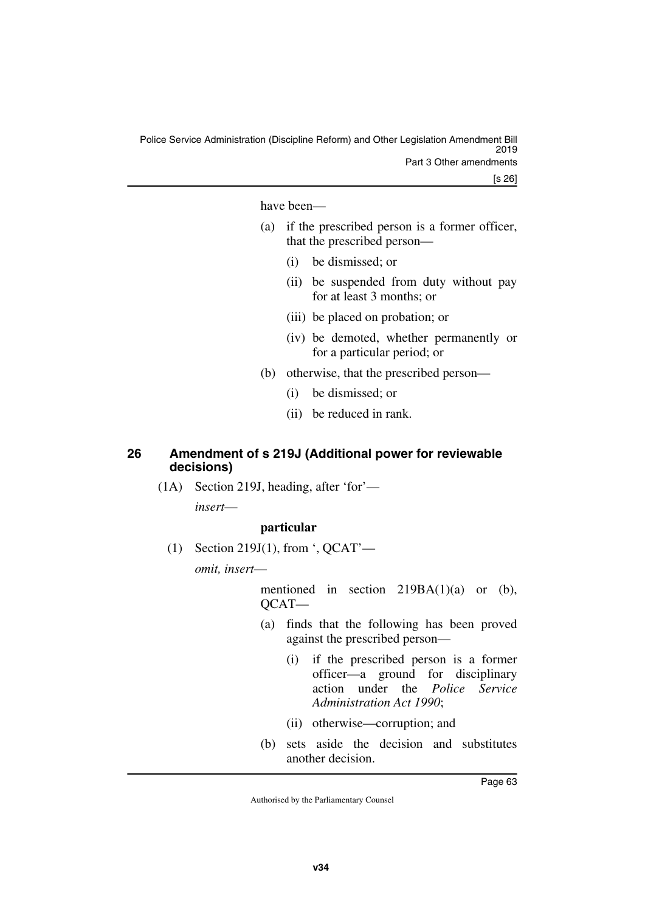have been—

(a) if the prescribed person is a former officer, that the prescribed person—

(i) be dismissed; or

(ii) be suspended from duty without pay for at least 3 months; or

(iii) be placed on probation; or

(iv) be demoted, whether permanently or for a particular period; or

(b) otherwise, that the prescribed person—

(i) be dismissed; or

(ii) be reduced in rank.

### 26 Amendment of s 219J (Additional power for reviewable decisions)

(1A) Section 219J, heading, after 'for'—

*insert*—

**particular**

(1) Section 219J(1), from ', QCAT'—

*omit, insert*—

mentioned in section 219BA(1)(a) or (b), QCAT—

(a) finds that the following has been proved against the prescribed person—

(i) if the prescribed person is a former officer—a ground for disciplinary action under the *Police Service Administration Act 1990*;

(ii) otherwise—corruption; and

(b) sets aside the decision and substitutes another decision.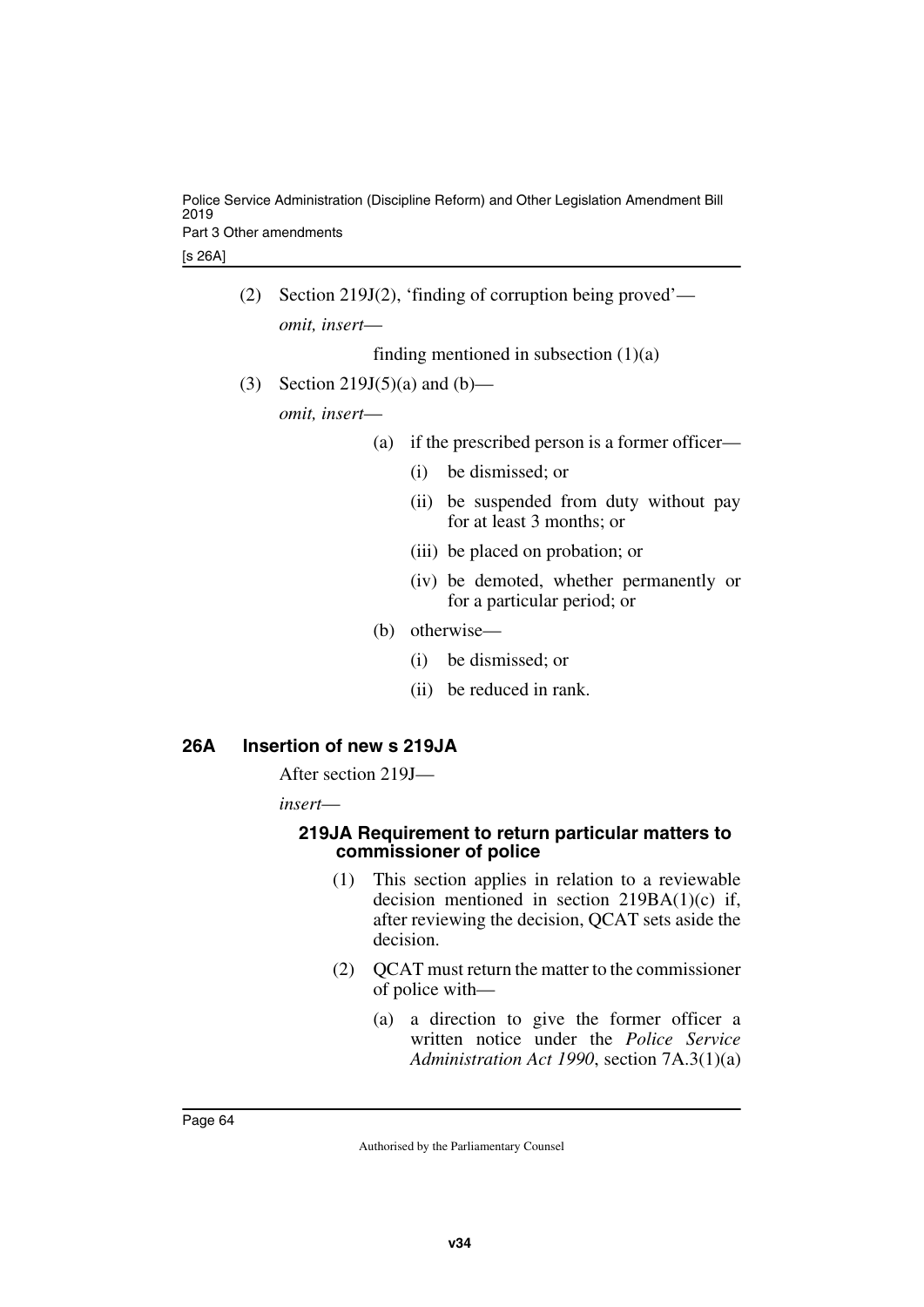(2) Section 219J(2), 'finding of corruption being proved'—

*omit, insert—*

finding mentioned in subsection (1)(a)

(3) Section 219J(5)(a) and (b)—

*omit, insert—*

(a) if the prescribed person is a former officer—

(i) be dismissed; or

(ii) be suspended from duty without pay for at least 3 months; or

(iii) be placed on probation; or

(iv) be demoted, whether permanently or for a particular period; or

(b) otherwise—

(i) be dismissed; or

(ii) be reduced in rank.

## 26A Insertion of new s 219JA

After section 219J—

*insert—*

### 219JA Requirement to return particular matters to commissioner of police

(1) This section applies in relation to a reviewable decision mentioned in section 219BA(1)(c) if, after reviewing the decision, QCAT sets aside the decision.

(2) QCAT must return the matter to the commissioner of police with—

(a) a direction to give the former officer a written notice under the *Police Service Administration Act 1990*, section 7A.3(1)(a)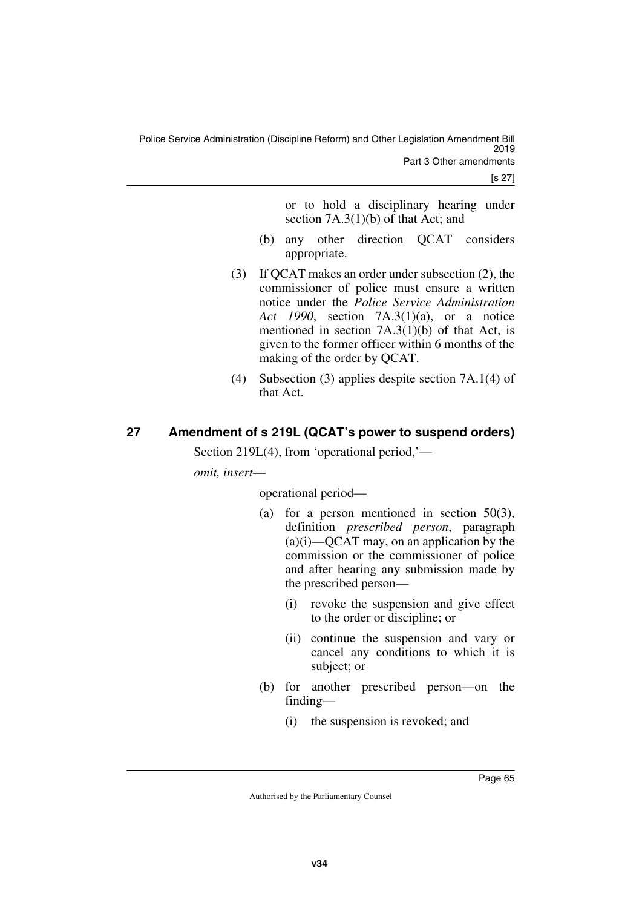or to hold a disciplinary hearing under section 7A.3(1)(b) of that Act; and

(b) any other direction QCAT considers appropriate.

(3) If QCAT makes an order under subsection (2), the commissioner of police must ensure a written notice under the *Police Service Administration Act 1990*, section 7A.3(1)(a), or a notice mentioned in section 7A.3(1)(b) of that Act, is given to the former officer within 6 months of the making of the order by QCAT.

(4) Subsection (3) applies despite section 7A.1(4) of that Act.

## 27 Amendment of s 219L (QCAT's power to suspend orders)

Section 219L(4), from 'operational period,'—

*omit, insert*—

operational period—

(a) for a person mentioned in section 50(3), definition *prescribed person*, paragraph (a)(i)—QCAT may, on an application by the commission or the commissioner of police and after hearing any submission made by the prescribed person—

(i) revoke the suspension and give effect to the order or discipline; or

(ii) continue the suspension and vary or cancel any conditions to which it is subject; or

(b) for another prescribed person—on the finding—

(i) the suspension is revoked; and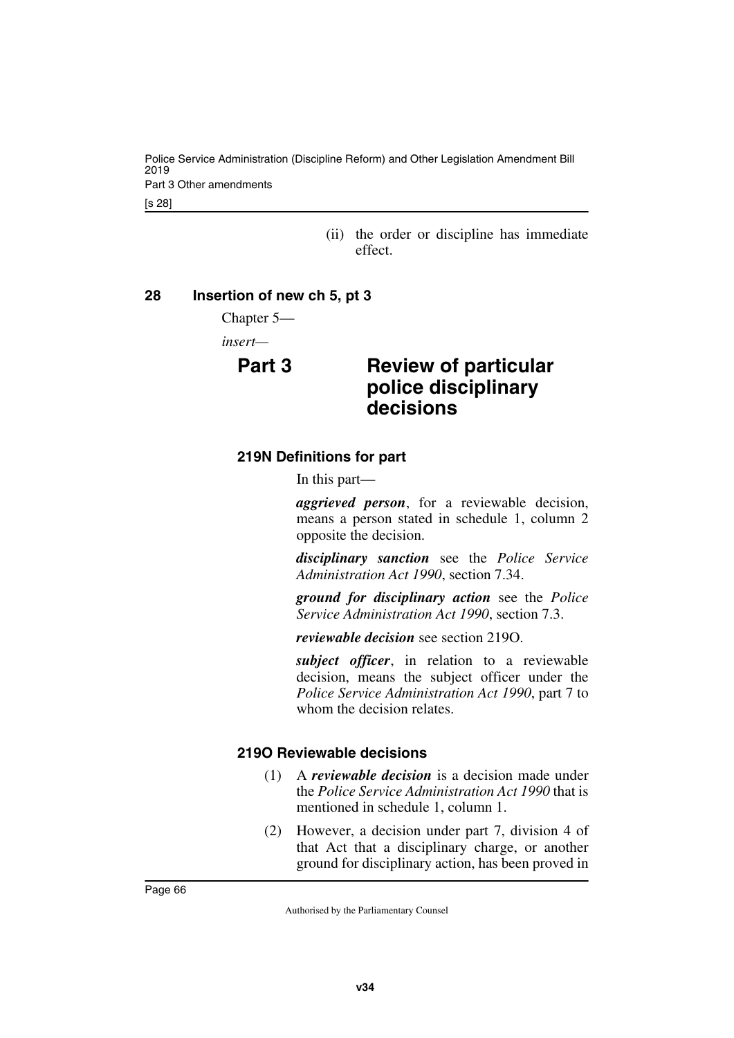(ii) the order or discipline has immediate effect.

## 28 Insertion of new ch 5, pt 3

Chapter 5—

*insert*—

# Part 3 Review of particular police disciplinary decisions

### 219N Definitions for part

In this part—

***aggrieved person***, for a reviewable decision, means a person stated in schedule 1, column 2 opposite the decision.

***disciplinary sanction*** see the *Police Service Administration Act 1990*, section 7.34.

***ground for disciplinary action*** see the *Police Service Administration Act 1990*, section 7.3.

***reviewable decision*** see section 219O.

***subject officer***, in relation to a reviewable decision, means the subject officer under the *Police Service Administration Act 1990*, part 7 to whom the decision relates.

### 219O Reviewable decisions

(1) A ***reviewable decision*** is a decision made under the *Police Service Administration Act 1990* that is mentioned in schedule 1, column 1.

(2) However, a decision under part 7, division 4 of that Act that a disciplinary charge, or another ground for disciplinary action, has been proved in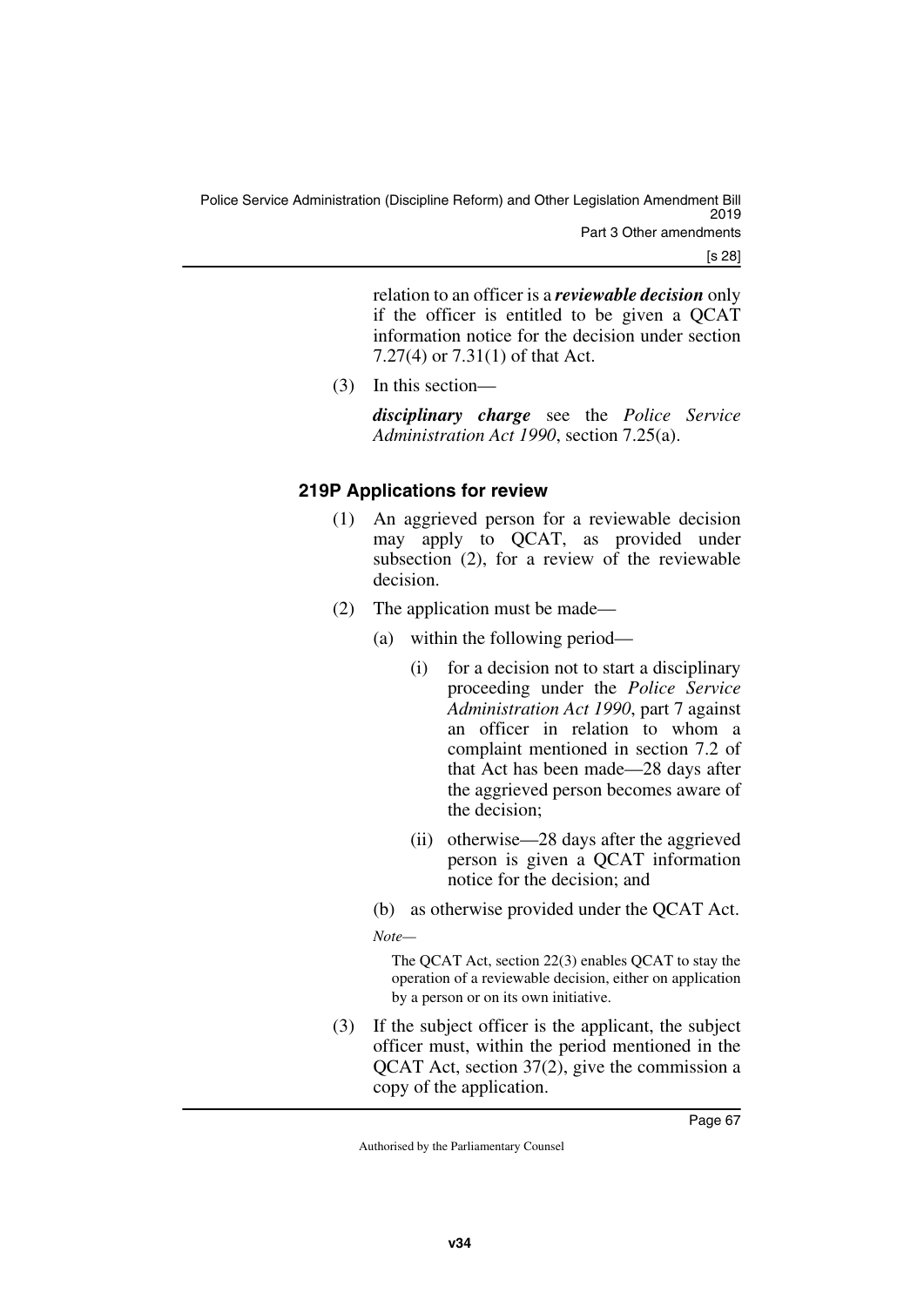relation to an officer is a ***reviewable decision*** only if the officer is entitled to be given a QCAT information notice for the decision under section 7.27(4) or 7.31(1) of that Act.

(3) In this section—

***disciplinary charge*** see the *Police Service Administration Act 1990*, section 7.25(a).

### 219P Applications for review

(1) An aggrieved person for a reviewable decision may apply to QCAT, as provided under subsection (2), for a review of the reviewable decision.

(2) The application must be made—

(a) within the following period—

(i) for a decision not to start a disciplinary proceeding under the *Police Service Administration Act 1990*, part 7 against an officer in relation to whom a complaint mentioned in section 7.2 of that Act has been made—28 days after the aggrieved person becomes aware of the decision;

(ii) otherwise—28 days after the aggrieved person is given a QCAT information notice for the decision; and

(b) as otherwise provided under the QCAT Act.

*Note—*

The QCAT Act, section 22(3) enables QCAT to stay the operation of a reviewable decision, either on application by a person or on its own initiative.

(3) If the subject officer is the applicant, the subject officer must, within the period mentioned in the QCAT Act, section 37(2), give the commission a copy of the application.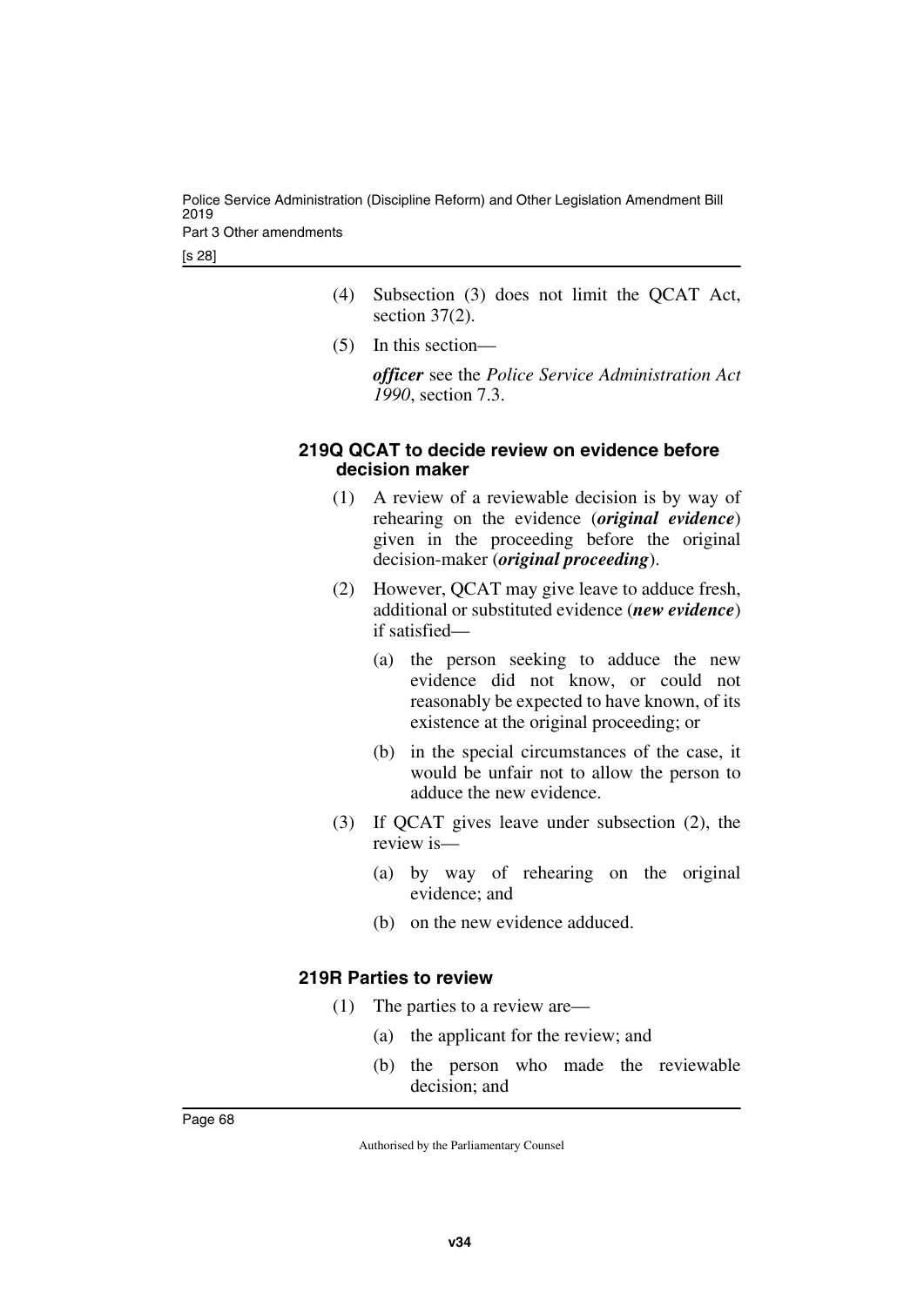(4) Subsection (3) does not limit the QCAT Act, section 37(2).

(5) In this section—

***officer*** see the *Police Service Administration Act 1990*, section 7.3.

### 219Q QCAT to decide review on evidence before decision maker

(1) A review of a reviewable decision is by way of rehearing on the evidence (***original evidence***) given in the proceeding before the original decision-maker (***original proceeding***).

(2) However, QCAT may give leave to adduce fresh, additional or substituted evidence (***new evidence***) if satisfied—

(a) the person seeking to adduce the new evidence did not know, or could not reasonably be expected to have known, of its existence at the original proceeding; or

(b) in the special circumstances of the case, it would be unfair not to allow the person to adduce the new evidence.

(3) If QCAT gives leave under subsection (2), the review is—

(a) by way of rehearing on the original evidence; and

(b) on the new evidence adduced.

### 219R Parties to review

(1) The parties to a review are—

(a) the applicant for the review; and

(b) the person who made the reviewable decision; and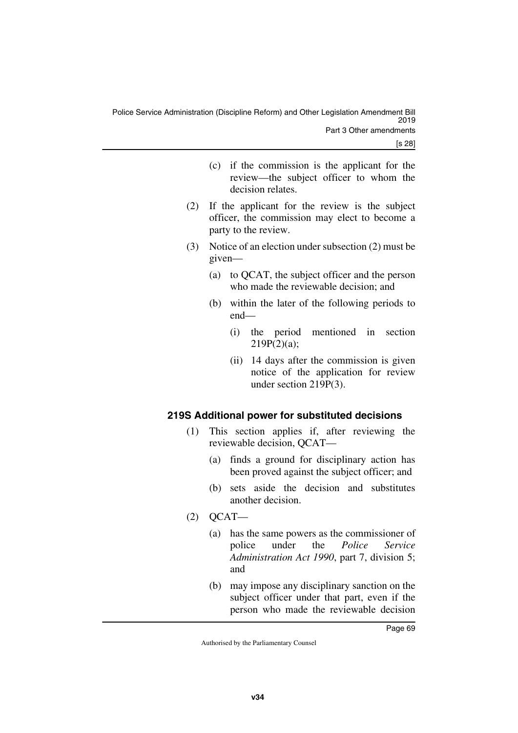(c) if the commission is the applicant for the review—the subject officer to whom the decision relates.

(2) If the applicant for the review is the subject officer, the commission may elect to become a party to the review.

(3) Notice of an election under subsection (2) must be given—

(a) to QCAT, the subject officer and the person who made the reviewable decision; and

(b) within the later of the following periods to end—

(i) the period mentioned in section 219P(2)(a);

(ii) 14 days after the commission is given notice of the application for review under section 219P(3).

### 219S Additional power for substituted decisions

(1) This section applies if, after reviewing the reviewable decision, QCAT—

(a) finds a ground for disciplinary action has been proved against the subject officer; and

(b) sets aside the decision and substitutes another decision.

(2) QCAT—

(a) has the same powers as the commissioner of police under the *Police Service Administration Act 1990*, part 7, division 5; and

(b) may impose any disciplinary sanction on the subject officer under that part, even if the person who made the reviewable decision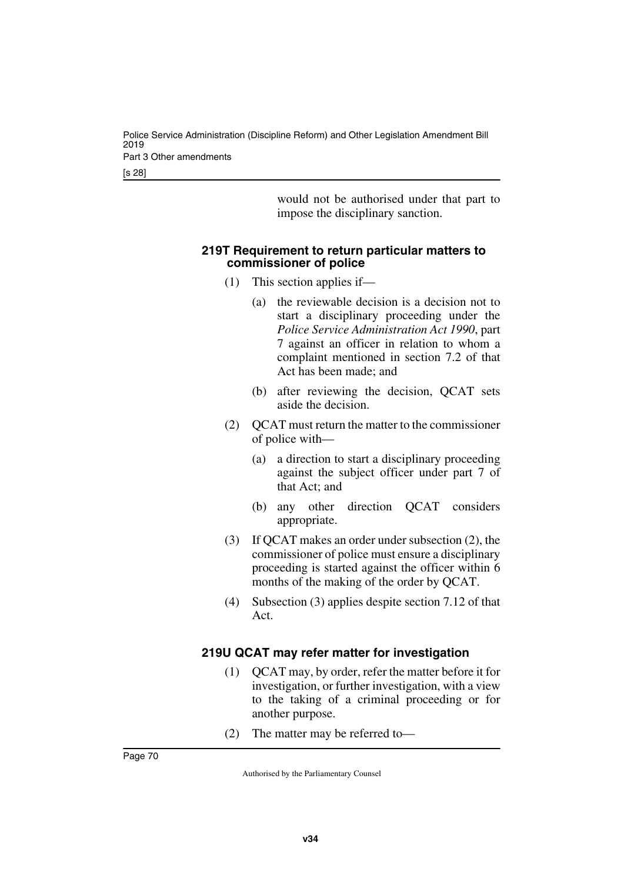would not be authorised under that part to impose the disciplinary sanction.

### 219T Requirement to return particular matters to commissioner of police

(1) This section applies if—

(a) the reviewable decision is a decision not to start a disciplinary proceeding under the *Police Service Administration Act 1990*, part 7 against an officer in relation to whom a complaint mentioned in section 7.2 of that Act has been made; and

(b) after reviewing the decision, QCAT sets aside the decision.

(2) QCAT must return the matter to the commissioner of police with—

(a) a direction to start a disciplinary proceeding against the subject officer under part 7 of that Act; and

(b) any other direction QCAT considers appropriate.

(3) If QCAT makes an order under subsection (2), the commissioner of police must ensure a disciplinary proceeding is started against the officer within 6 months of the making of the order by QCAT.

(4) Subsection (3) applies despite section 7.12 of that Act.

### 219U QCAT may refer matter for investigation

(1) QCAT may, by order, refer the matter before it for investigation, or further investigation, with a view to the taking of a criminal proceeding or for another purpose.

(2) The matter may be referred to—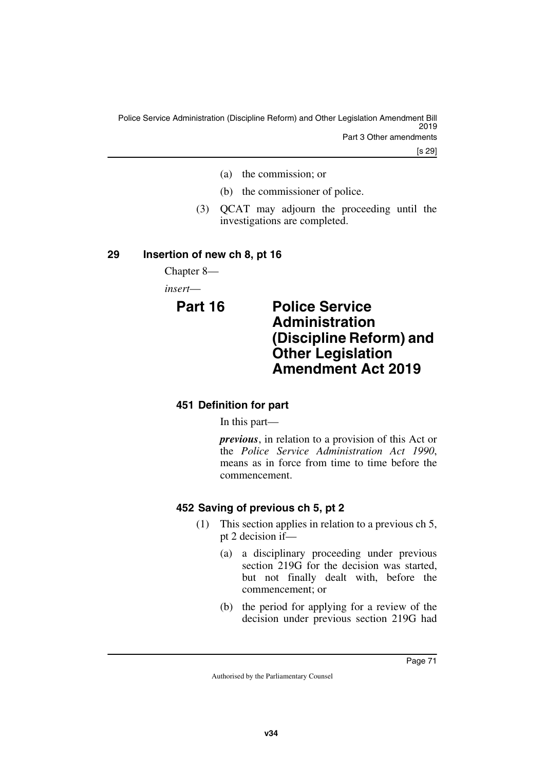(a) the commission; or

(b) the commissioner of police.

(3) QCAT may adjourn the proceeding until the investigations are completed.

## 29 Insertion of new ch 8, pt 16

Chapter 8—

*insert*—

## Part 16 Police Service Administration (Discipline Reform) and Other Legislation Amendment Act 2019

### 451 Definition for part

In this part—

***previous***, in relation to a provision of this Act or the *Police Service Administration Act 1990*, means as in force from time to time before the commencement.

### 452 Saving of previous ch 5, pt 2

(1) This section applies in relation to a previous ch 5, pt 2 decision if—

(a) a disciplinary proceeding under previous section 219G for the decision was started, but not finally dealt with, before the commencement; or

(b) the period for applying for a review of the decision under previous section 219G had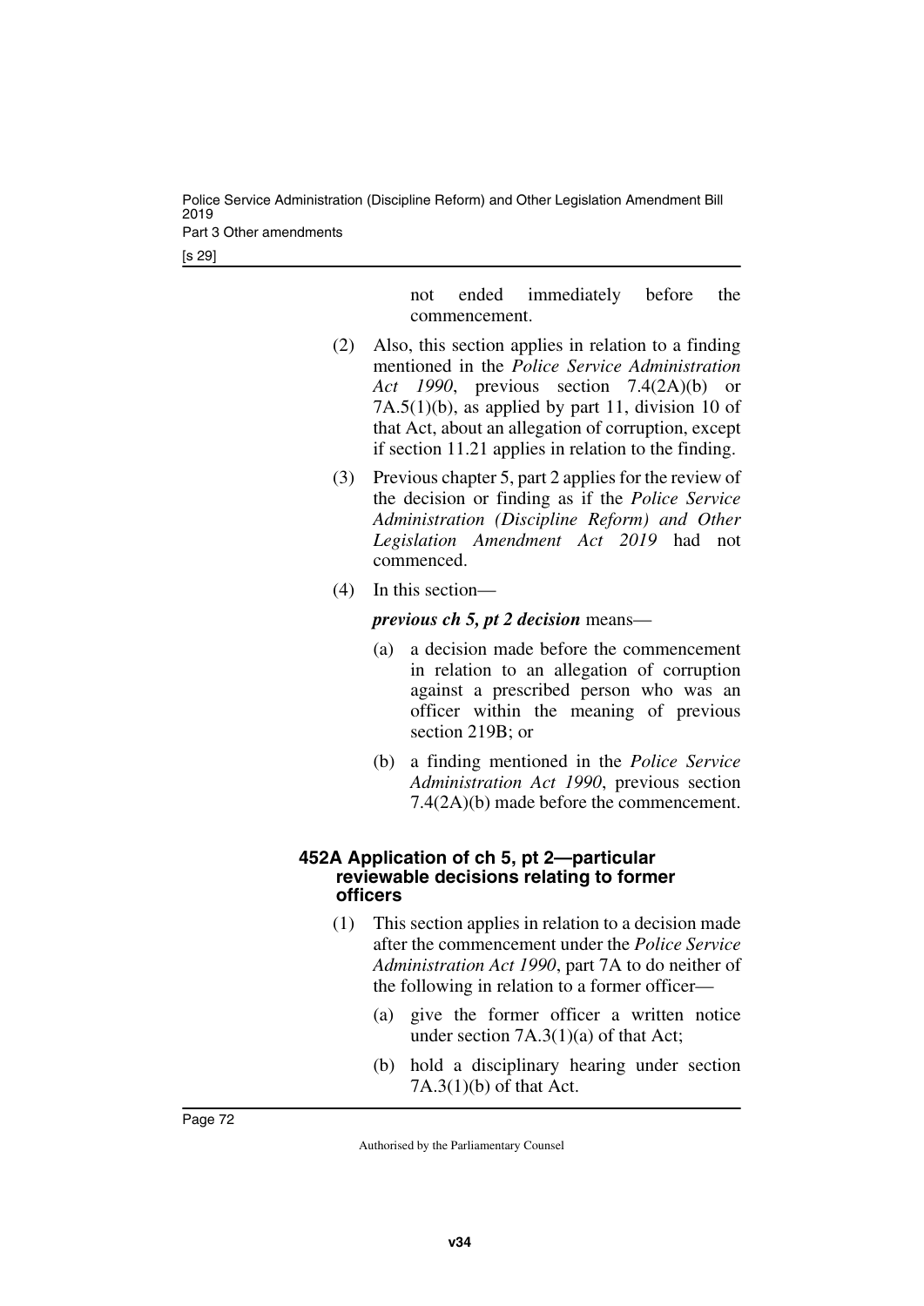not ended immediately before the commencement.

(2) Also, this section applies in relation to a finding mentioned in the *Police Service Administration Act 1990*, previous section 7.4(2A)(b) or 7A.5(1)(b), as applied by part 11, division 10 of that Act, about an allegation of corruption, except if section 11.21 applies in relation to the finding.

(3) Previous chapter 5, part 2 applies for the review of the decision or finding as if the *Police Service Administration (Discipline Reform) and Other Legislation Amendment Act 2019* had not commenced.

(4) In this section—

***previous ch 5, pt 2 decision*** means—

(a) a decision made before the commencement in relation to an allegation of corruption against a prescribed person who was an officer within the meaning of previous section 219B; or

(b) a finding mentioned in the *Police Service Administration Act 1990*, previous section 7.4(2A)(b) made before the commencement.

#### 452A Application of ch 5, pt 2—particular reviewable decisions relating to former officers

(1) This section applies in relation to a decision made after the commencement under the *Police Service Administration Act 1990*, part 7A to do neither of the following in relation to a former officer—

(a) give the former officer a written notice under section 7A.3(1)(a) of that Act;

(b) hold a disciplinary hearing under section 7A.3(1)(b) of that Act.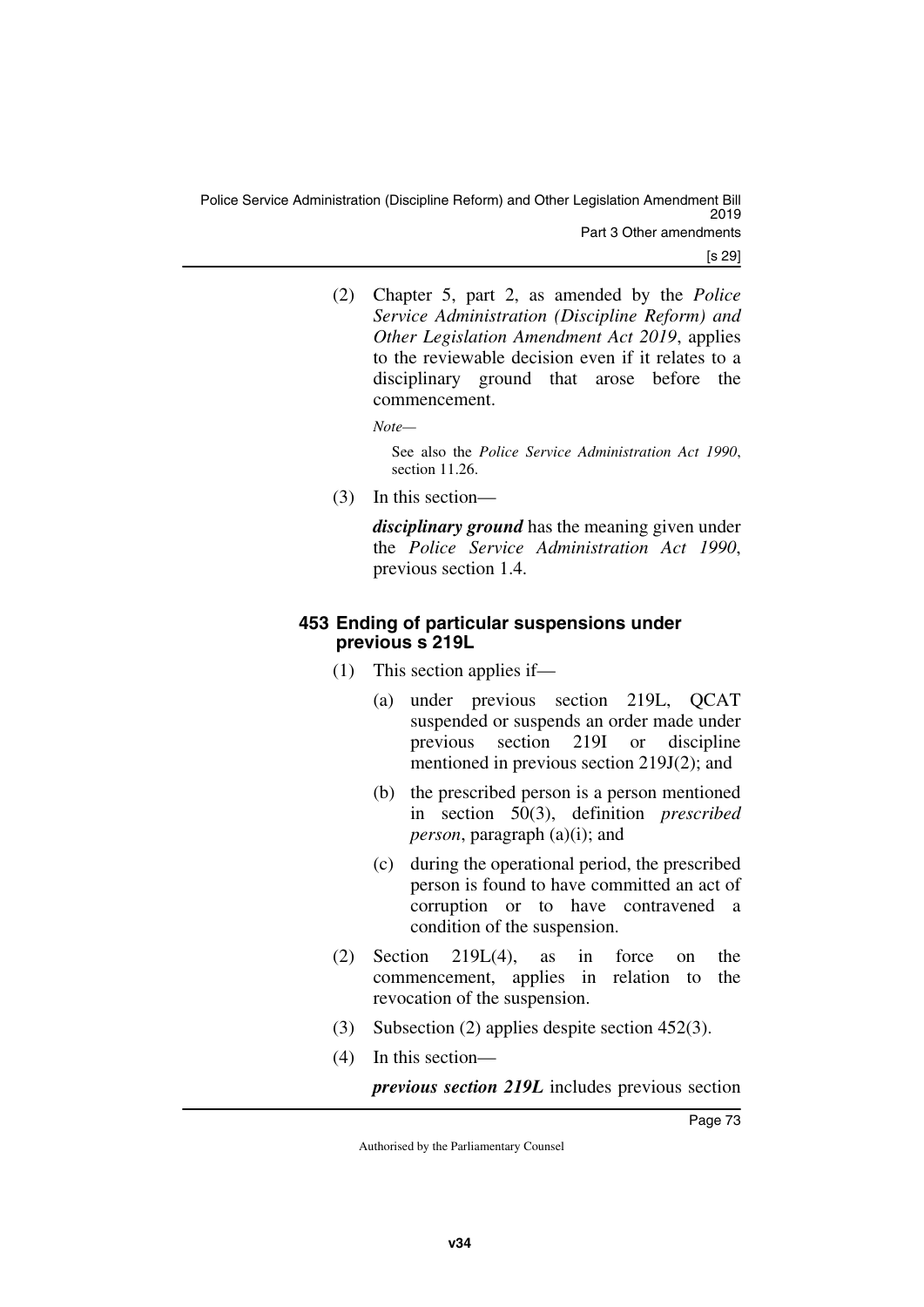(2) Chapter 5, part 2, as amended by the *Police Service Administration (Discipline Reform) and Other Legislation Amendment Act 2019*, applies to the reviewable decision even if it relates to a disciplinary ground that arose before the commencement.

*Note—*

See also the *Police Service Administration Act 1990*, section 11.26.

(3) In this section—

***disciplinary ground*** has the meaning given under the *Police Service Administration Act 1990*, previous section 1.4.

### 453 Ending of particular suspensions under previous s 219L

(1) This section applies if—

(a) under previous section 219L, QCAT suspended or suspends an order made under previous section 219I or discipline mentioned in previous section 219J(2); and

(b) the prescribed person is a person mentioned in section 50(3), definition *prescribed person*, paragraph (a)(i); and

(c) during the operational period, the prescribed person is found to have committed an act of corruption or to have contravened a condition of the suspension.

(2) Section 219L(4), as in force on the commencement, applies in relation to the revocation of the suspension.

(3) Subsection (2) applies despite section 452(3).

(4) In this section—

***previous section 219L*** includes previous section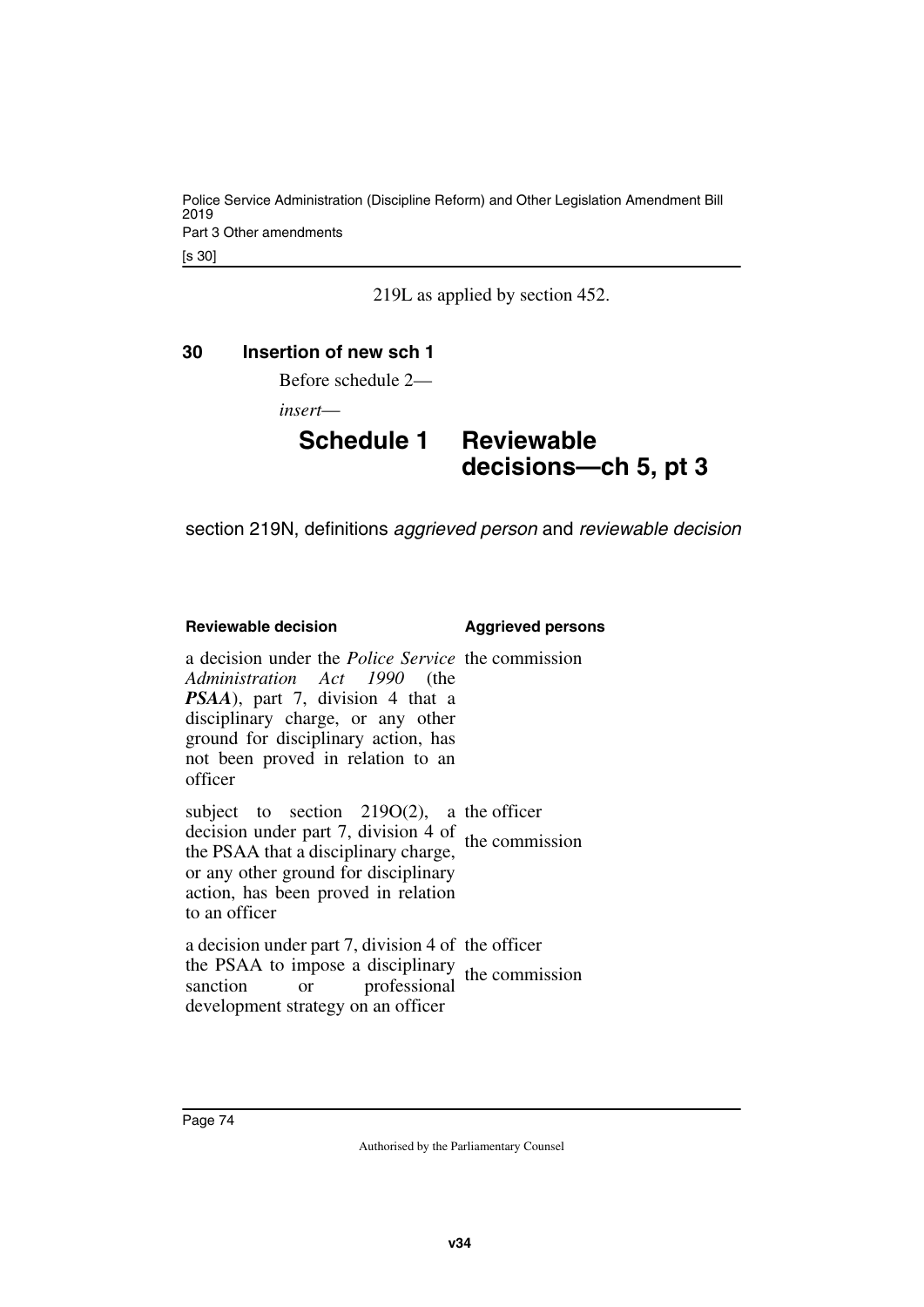219L as applied by section 452.

## 30 Insertion of new sch 1

Before schedule 2—

*insert*—

# Schedule 1 Reviewable decisions—ch 5, pt 3

section 219N, definitions *aggrieved person* and *reviewable decision*

| Reviewable decision | Aggrieved persons |
|---|---|
| a decision under the *Police Service Administration Act 1990* (the ***PSAA***), part 7, division 4 that a disciplinary charge, or any other ground for disciplinary action, has not been proved in relation to an officer | the commission |
| subject to section 219O(2), a decision under part 7, division 4 of the PSAA that a disciplinary charge, or any other ground for disciplinary action, has been proved in relation to an officer | the officer<br>the commission |
| a decision under part 7, division 4 of the PSAA to impose a disciplinary sanction or professional development strategy on an officer | the officer<br>the commission |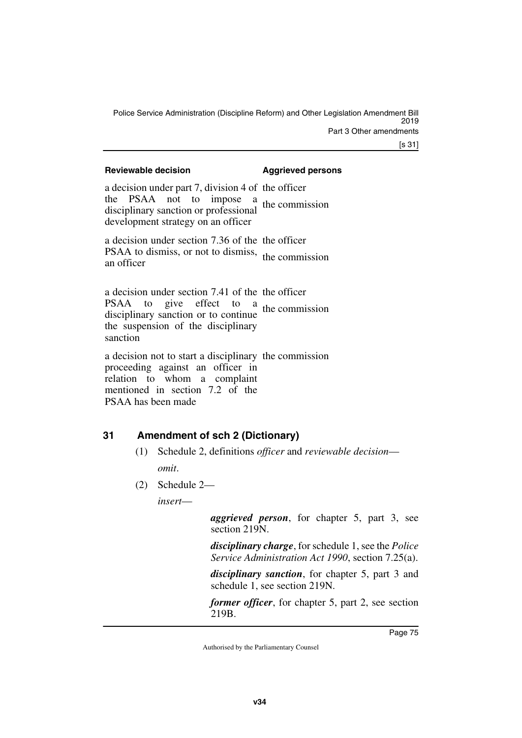| Reviewable decision | Aggrieved persons |
|---|---|
| a decision under part 7, division 4 of the PSAA not to impose a disciplinary sanction or professional development strategy on an officer | the officer<br>the commission |
| a decision under section 7.36 of the PSAA to dismiss, or not to dismiss, an officer | the officer<br>the commission |
| a decision under section 7.41 of the PSAA to give effect to a disciplinary sanction or to continue the suspension of the disciplinary sanction | the officer<br>the commission |
| a decision not to start a disciplinary proceeding against an officer in relation to whom a complaint mentioned in section 7.2 of the PSAA has been made | the commission |

## 31 Amendment of sch 2 (Dictionary)

(1) Schedule 2, definitions *officer* and *reviewable decision*—

*omit*.

(2) Schedule 2—

*insert*—

***aggrieved person***, for chapter 5, part 3, see section 219N.

***disciplinary charge***, for schedule 1, see the *Police Service Administration Act 1990*, section 7.25(a).

***disciplinary sanction***, for chapter 5, part 3 and schedule 1, see section 219N.

***former officer***, for chapter 5, part 2, see section 219B.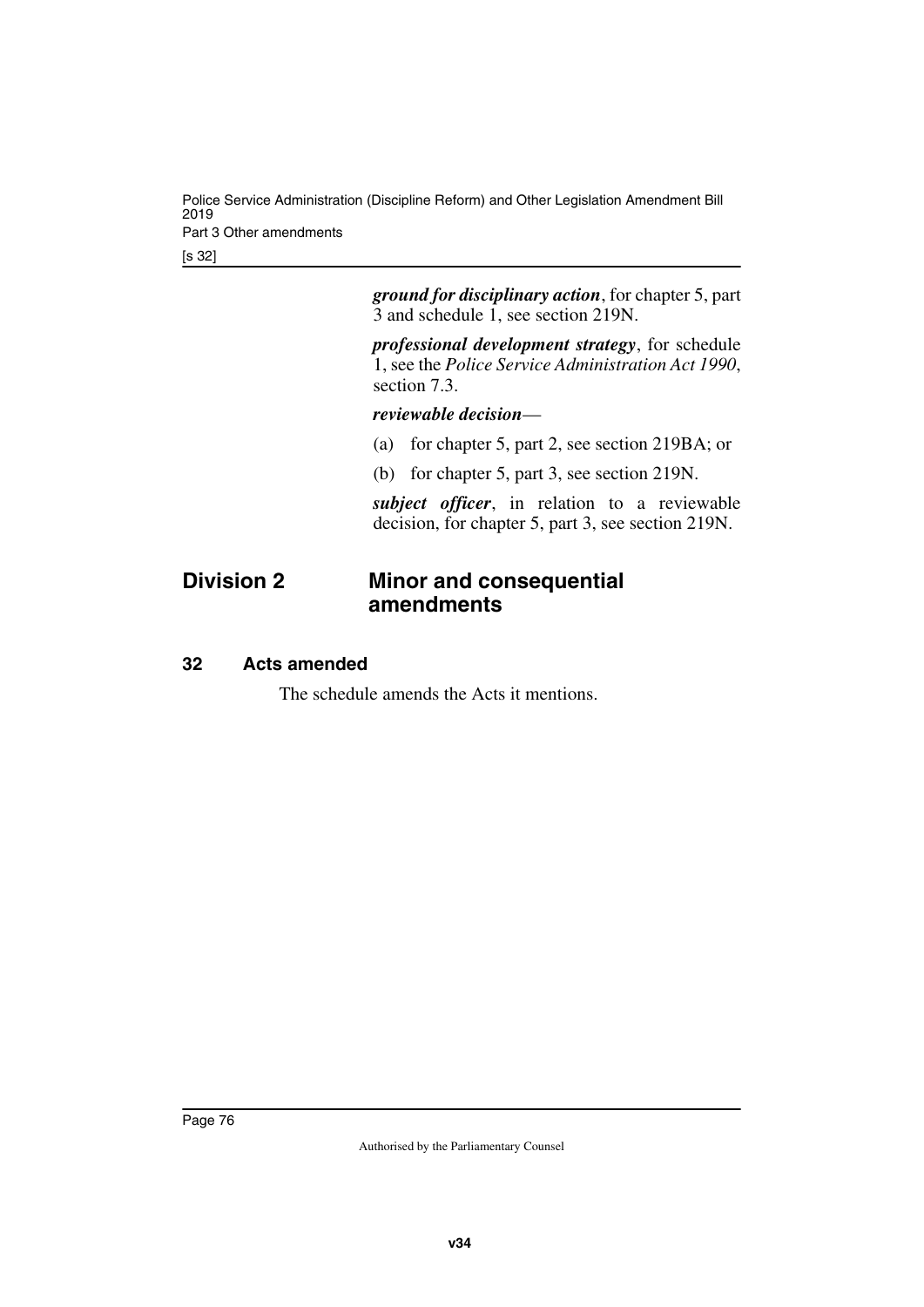***ground for disciplinary action***, for chapter 5, part 3 and schedule 1, see section 219N.

***professional development strategy***, for schedule 1, see the *Police Service Administration Act 1990*, section 7.3.

***reviewable decision***—

(a) for chapter 5, part 2, see section 219BA; or

(b) for chapter 5, part 3, see section 219N.

***subject officer***, in relation to a reviewable decision, for chapter 5, part 3, see section 219N.

## Division 2 Minor and consequential amendments

### 32 Acts amended

The schedule amends the Acts it mentions.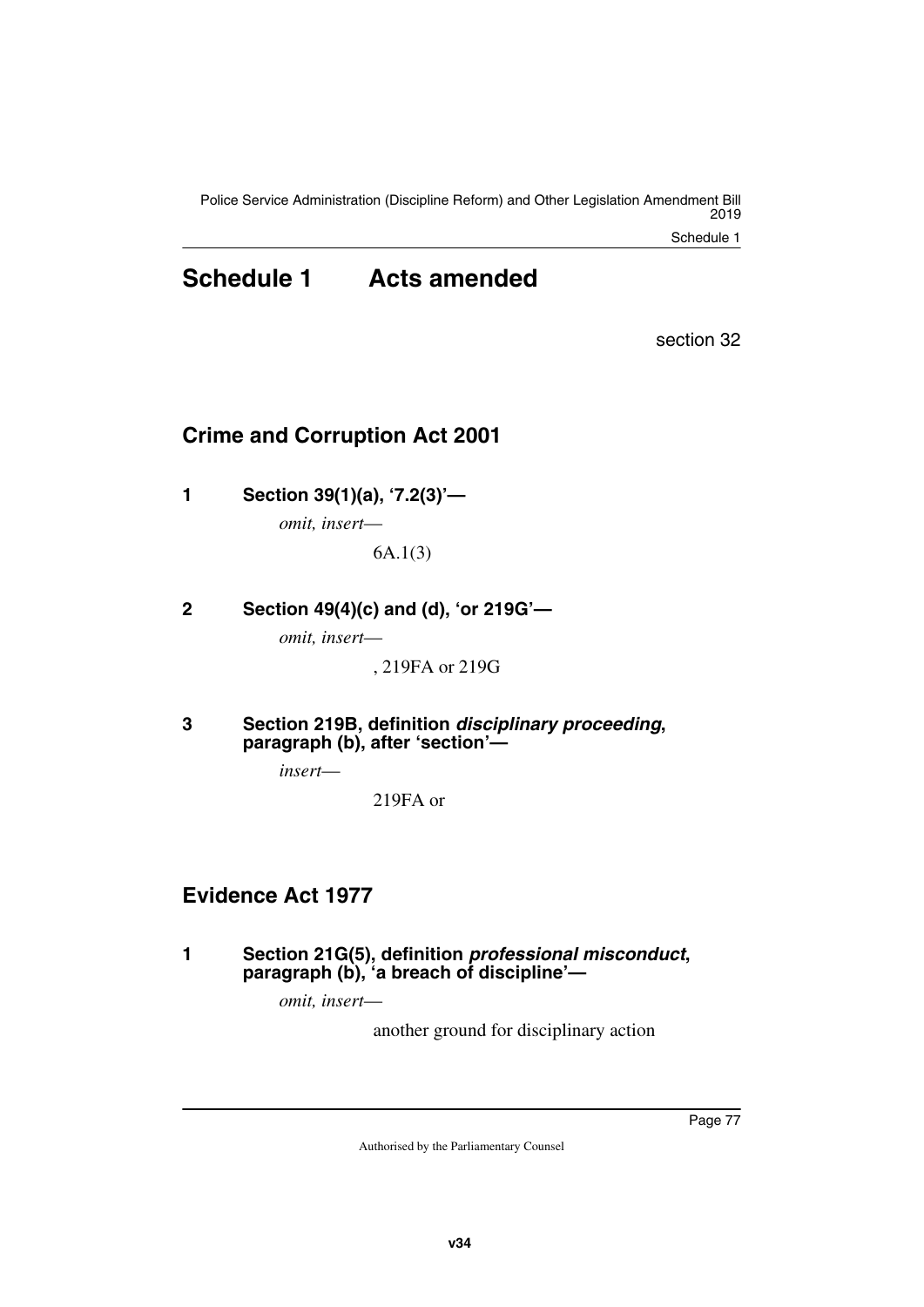# Schedule 1 Acts amended

section 32

## Crime and Corruption Act 2001

**1 Section 39(1)(a), '7.2(3)'—**

*omit, insert*—

6A.1(3)

**2 Section 49(4)(c) and (d), 'or 219G'—**

*omit, insert*—

, 219FA or 219G

**3 Section 219B, definition *disciplinary proceeding*, paragraph (b), after 'section'—**

*insert*—

219FA or

## Evidence Act 1977

**1 Section 21G(5), definition *professional misconduct*, paragraph (b), 'a breach of discipline'—**

*omit, insert*—

another ground for disciplinary action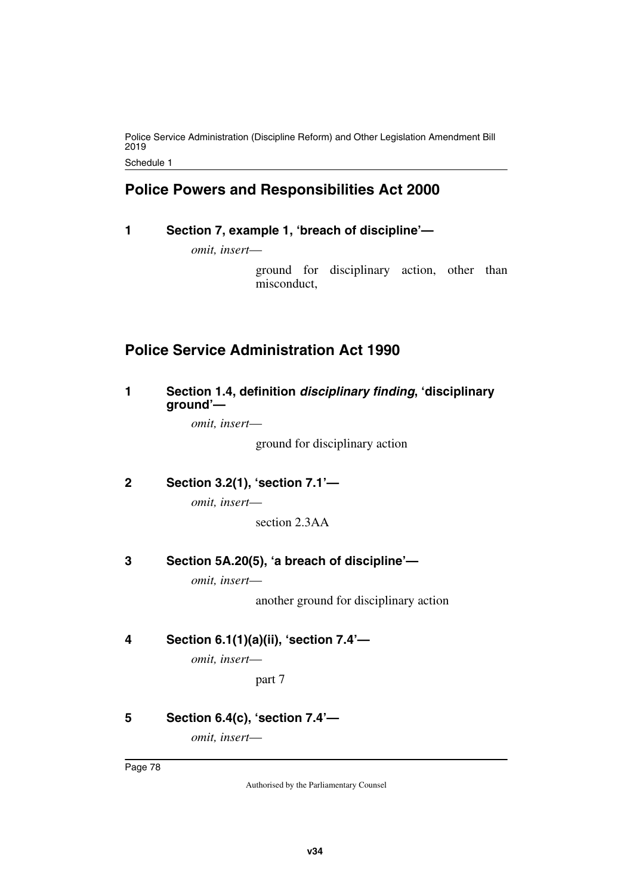## Police Powers and Responsibilities Act 2000

### 1 Section 7, example 1, 'breach of discipline'—

*omit, insert*—

ground for disciplinary action, other than misconduct,

## Police Service Administration Act 1990

### 1 Section 1.4, definition ***disciplinary finding***, 'disciplinary ground'—

*omit, insert*—

ground for disciplinary action

### 2 Section 3.2(1), 'section 7.1'—

*omit, insert*—

section 2.3AA

### 3 Section 5A.20(5), 'a breach of discipline'—

*omit, insert*—

another ground for disciplinary action

### 4 Section 6.1(1)(a)(ii), 'section 7.4'—

*omit, insert*—

part 7

### 5 Section 6.4(c), 'section 7.4'—

*omit, insert*—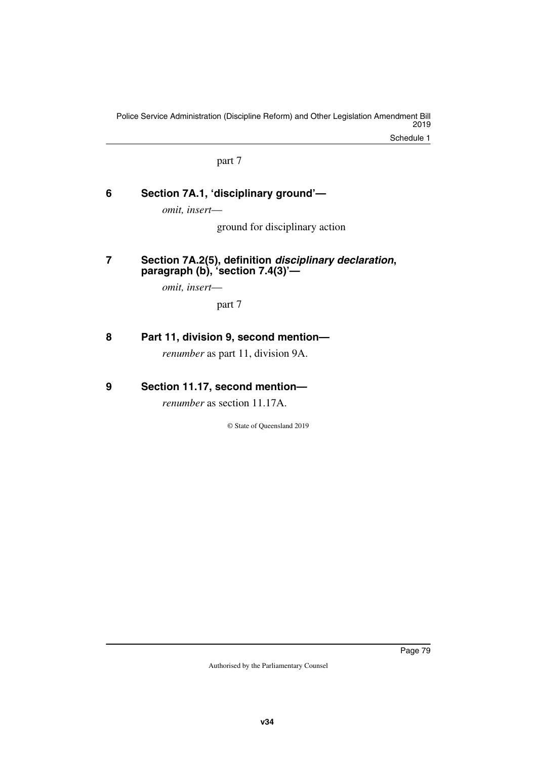part 7

## 6 Section 7A.1, 'disciplinary ground'—

*omit, insert*—

ground for disciplinary action

## 7 Section 7A.2(5), definition ***disciplinary declaration***, paragraph (b), 'section 7.4(3)'—

*omit, insert*—

part 7

## 8 Part 11, division 9, second mention—

*renumber* as part 11, division 9A.

## 9 Section 11.17, second mention—

*renumber* as section 11.17A.

© State of Queensland 2019